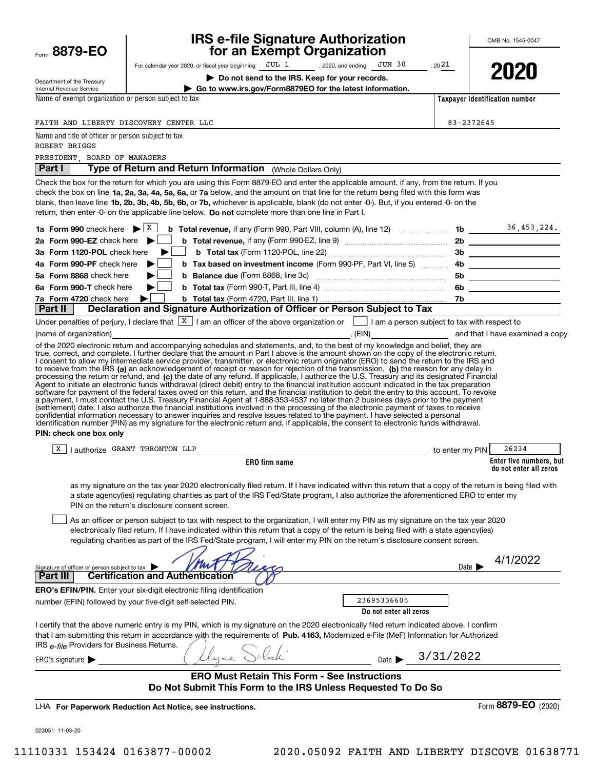Form **8879-EO**

Department of the Treasury
Internal Revenue Service

# IRS e-file Signature Authorization for an Exempt Organization

For calendar year 2020, or fiscal year beginning JUL 1, 2020, and ending JUN 30, 2021

▶ **Do not send to the IRS. Keep for your records.**

▶ **Go to www.irs.gov/Form8879EO for the latest information.**

OMB No. 1545-0047

**2020**

Name of exempt organization or person subject to tax: FAITH AND LIBERTY DISCOVERY CENTER LLC

**Taxpayer identification number:** 83-2372645

Name and title of officer or person subject to tax:
ROBERT BRIGGS
PRESIDENT, BOARD OF MANAGERS

## Part I Type of Return and Return Information (Whole Dollars Only)

Check the box for the return for which you are using this Form 8879-EO and enter the applicable amount, if any, from the return. If you check the box on line **1a, 2a, 3a, 4a, 5a, 6a,** or **7a** below, and the amount on that line for the return being filed with this form was blank, then leave line **1b, 2b, 3b, 4b, 5b, 6b,** or **7b,** whichever is applicable, blank (do not enter -0-). But, if you entered -0- on the return, then enter -0- on the applicable line below. **Do not** complete more than one line in Part I.

| | | | |
|---|---|---|---|
| **1a Form 990** check here ▶ [X] | **b Total revenue,** if any (Form 990, Part VIII, column (A), line 12) | **1b** | 36,453,224. |
| **2a Form 990-EZ** check here ▶ [ ] | **b Total revenue,** if any (Form 990-EZ, line 9) | **2b** | |
| **3a Form 1120-POL** check here ▶ [ ] | **b Total tax** (Form 1120-POL, line 22) | **3b** | |
| **4a Form 990-PF** check here ▶ [ ] | **b Tax based on investment income** (Form 990-PF, Part VI, line 5) | **4b** | |
| **5a Form 8868** check here ▶ [ ] | **b Balance due** (Form 8868, line 3c) | **5b** | |
| **6a Form 990-T** check here ▶ [ ] | **b Total tax** (Form 990-T, Part III, line 4) | **6b** | |
| **7a Form 4720** check here ▶ [ ] | **b Total tax** (Form 4720, Part III, line 1) | **7b** | |

## Part II Declaration and Signature Authorization of Officer or Person Subject to Tax

Under penalties of perjury, I declare that [X] I am an officer of the above organization or [ ] I am a person subject to tax with respect to (name of organization) ____________, (EIN) ____________ and that I have examined a copy of the 2020 electronic return and accompanying schedules and statements, and, to the best of my knowledge and belief, they are true, correct, and complete. I further declare that the amount in Part I above is the amount shown on the copy of the electronic return. I consent to allow my intermediate service provider, transmitter, or electronic return originator (ERO) to send the return to the IRS and to receive from the IRS **(a)** an acknowledgement of receipt or reason for rejection of the transmission, **(b)** the reason for any delay in processing the return or refund, and **(c)** the date of any refund. If applicable, I authorize the U.S. Treasury and its designated Financial Agent to initiate an electronic funds withdrawal (direct debit) entry to the financial institution account indicated in the tax preparation software for payment of the federal taxes owed on this return, and the financial institution to debit the entry to this account. To revoke a payment, I must contact the U.S. Treasury Financial Agent at 1-888-353-4537 no later than 2 business days prior to the payment (settlement) date. I also authorize the financial institutions involved in the processing of the electronic payment of taxes to receive confidential information necessary to answer inquiries and resolve issues related to the payment. I have selected a personal identification number (PIN) as my signature for the electronic return and, if applicable, the consent to electronic funds withdrawal.

**PIN: check one box only**

[X] I authorize GRANT THRONTON LLP (**ERO firm name**) to enter my PIN 26234 (**Enter five numbers, but do not enter all zeros**) as my signature on the tax year 2020 electronically filed return. If I have indicated within this return that a copy of the return is being filed with a state agency(ies) regulating charities as part of the IRS Fed/State program, I also authorize the aforementioned ERO to enter my PIN on the return's disclosure consent screen.

[ ] As an officer or person subject to tax with respect to the organization, I will enter my PIN as my signature on the tax year 2020 electronically filed return. If I have indicated within this return that a copy of the return is being filed with a state agency(ies) regulating charities as part of the IRS Fed/State program, I will enter my PIN on the return's disclosure consent screen.

Signature of officer or person subject to tax ▶ [signature] Date ▶ 4/1/2022

## Part III Certification and Authentication

**ERO's EFIN/PIN.** Enter your six-digit electronic filing identification number (EFIN) followed by your five-digit self-selected PIN. 23695336605 (**Do not enter all zeros**)

I certify that the above numeric entry is my PIN, which is my signature on the 2020 electronically filed return indicated above. I confirm that I am submitting this return in accordance with the requirements of **Pub. 4163,** Modernized e-File (MeF) Information for Authorized IRS *e-file* Providers for Business Returns.

ERO's signature ▶ [signature] Date ▶ 3/31/2022

**ERO Must Retain This Form - See Instructions**
**Do Not Submit This Form to the IRS Unless Requested To Do So**

LHA **For Paperwork Reduction Act Notice, see instructions.** Form **8879-EO** (2020)

023051 11-03-20

11110331 153424 0163877-00002 2020.05092 FAITH AND LIBERTY DISCOVE 01638771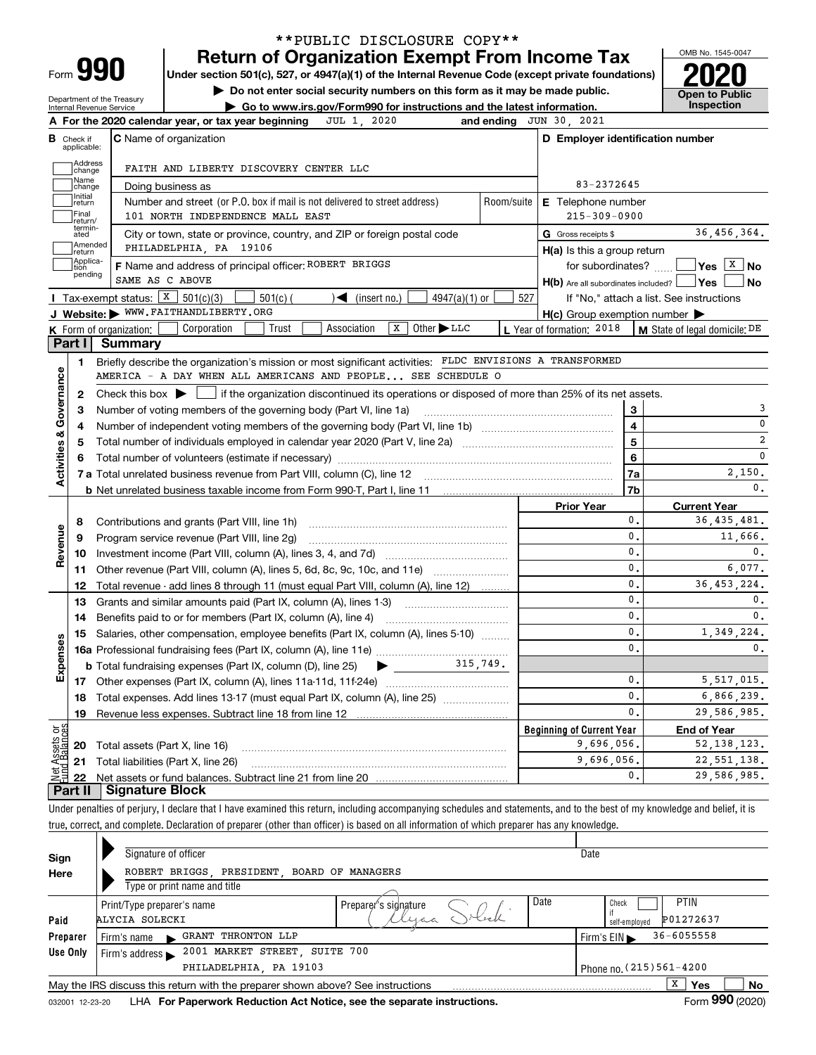**PUBLIC DISCLOSURE COPY**

# Form 990 — Return of Organization Exempt From Income Tax (2020)

Under section 501(c), 527, or 4947(a)(1) of the Internal Revenue Code (except private foundations)

▶ Do not enter social security numbers on this form as it may be made public.

▶ Go to www.irs.gov/Form990 for instructions and the latest information.

Department of the Treasury
Internal Revenue Service

OMB No. 1545-0047

**Open to Public Inspection**

**A** For the 2020 calendar year, or tax year beginning JUL 1, 2020 and ending JUN 30, 2021

**B** Check if applicable: Address change; Name change; Initial return; Final return/terminated; Amended return; Application pending

**C** Name of organization: FAITH AND LIBERTY DISCOVERY CENTER LLC

Doing business as

Number and street (or P.O. box if mail is not delivered to street address): 101 NORTH INDEPENDENCE MALL EAST — Room/suite

City or town, state or province, country, and ZIP or foreign postal code: PHILADELPHIA, PA 19106

**D** Employer identification number: 83-2372645

**E** Telephone number: 215-309-0900

**G** Gross receipts $ 36,456,364.

**F** Name and address of principal officer: ROBERT BRIGGS
SAME AS C ABOVE

**H(a)** Is this a group return for subordinates? ☐ Yes ☒ No

**H(b)** Are all subordinates included? ☐ Yes ☐ No — If "No," attach a list. See instructions

**H(c)** Group exemption number ▶

**I** Tax-exempt status: ☒ 501(c)(3) ☐ 501(c) ( ) ◀ (insert no.) ☐ 4947(a)(1) or ☐ 527

**J** Website: ▶ WWW.FAITHANDLIBERTY.ORG

**K** Form of organization: ☐ Corporation ☐ Trust ☐ Association ☒ Other ▶ LLC

**L** Year of formation: 2018

**M** State of legal domicile: DE

## Part I Summary

**Activities & Governance**

1 Briefly describe the organization's mission or most significant activities: FLDC ENVISIONS A TRANSFORMED AMERICA - A DAY WHEN ALL AMERICANS AND PEOPLE... SEE SCHEDULE O

2 Check this box ▶ ☐ if the organization discontinued its operations or disposed of more than 25% of its net assets.

| | | Line | |
|---|---|---|---|
| 3 | Number of voting members of the governing body (Part VI, line 1a) | 3 | 3 |
| 4 | Number of independent voting members of the governing body (Part VI, line 1b) | 4 | 0 |
| 5 | Total number of individuals employed in calendar year 2020 (Part V, line 2a) | 5 | 2 |
| 6 | Total number of volunteers (estimate if necessary) | 6 | 0 |
| 7a | Total unrelated business revenue from Part VIII, column (C), line 12 | 7a | 2,150. |
| b | Net unrelated business taxable income from Form 990-T, Part I, line 11 | 7b | 0. |

| | | Prior Year | Current Year |
|---|---|---|---|
| **Revenue** | | | |
| 8 | Contributions and grants (Part VIII, line 1h) | 0. | 36,435,481. |
| 9 | Program service revenue (Part VIII, line 2g) | 0. | 11,666. |
| 10 | Investment income (Part VIII, column (A), lines 3, 4, and 7d) | 0. | 0. |
| 11 | Other revenue (Part VIII, column (A), lines 5, 6d, 8c, 9c, 10c, and 11e) | 0. | 6,077. |
| 12 | Total revenue - add lines 8 through 11 (must equal Part VIII, column (A), line 12) | 0. | 36,453,224. |
| **Expenses** | | | |
| 13 | Grants and similar amounts paid (Part IX, column (A), lines 1-3) | 0. | 0. |
| 14 | Benefits paid to or for members (Part IX, column (A), line 4) | 0. | 0. |
| 15 | Salaries, other compensation, employee benefits (Part IX, column (A), lines 5-10) | 0. | 1,349,224. |
| 16a | Professional fundraising fees (Part IX, column (A), line 11e) | 0. | 0. |
| b | Total fundraising expenses (Part IX, column (D), line 25) ▶ 315,749. | | |
| 17 | Other expenses (Part IX, column (A), lines 11a-11d, 11f-24e) | 0. | 5,517,015. |
| 18 | Total expenses. Add lines 13-17 (must equal Part IX, column (A), line 25) | 0. | 6,866,239. |
| 19 | Revenue less expenses. Subtract line 18 from line 12 | 0. | 29,586,985. |

| **Net Assets or Fund Balances** | | Beginning of Current Year | End of Year |
|---|---|---|---|
| 20 | Total assets (Part X, line 16) | 9,696,056. | 52,138,123. |
| 21 | Total liabilities (Part X, line 26) | 9,696,056. | 22,551,138. |
| 22 | Net assets or fund balances. Subtract line 21 from line 20 | 0. | 29,586,985. |

## Part II Signature Block

Under penalties of perjury, I declare that I have examined this return, including accompanying schedules and statements, and to the best of my knowledge and belief, it is true, correct, and complete. Declaration of preparer (other than officer) is based on all information of which preparer has any knowledge.

**Sign Here**

Signature of officer — Date

ROBERT BRIGGS, PRESIDENT, BOARD OF MANAGERS
Type or print name and title

**Paid Preparer Use Only**

| Print/Type preparer's name | Preparer's signature | Date | Check ☐ if self-employed | PTIN |
|---|---|---|---|---|
| ALYCIA SOLECKI | Alycia Solecki | | | P01272637 |

Firm's name ▶ GRANT THRONTON LLP — Firm's EIN ▶ 36-6055558

Firm's address ▶ 2001 MARKET STREET, SUITE 700, PHILADELPHIA, PA 19103 — Phone no. (215)561-4200

May the IRS discuss this return with the preparer shown above? See instructions ☒ Yes ☐ No

032001 12-23-20 LHA For Paperwork Reduction Act Notice, see the separate instructions. Form **990** (2020)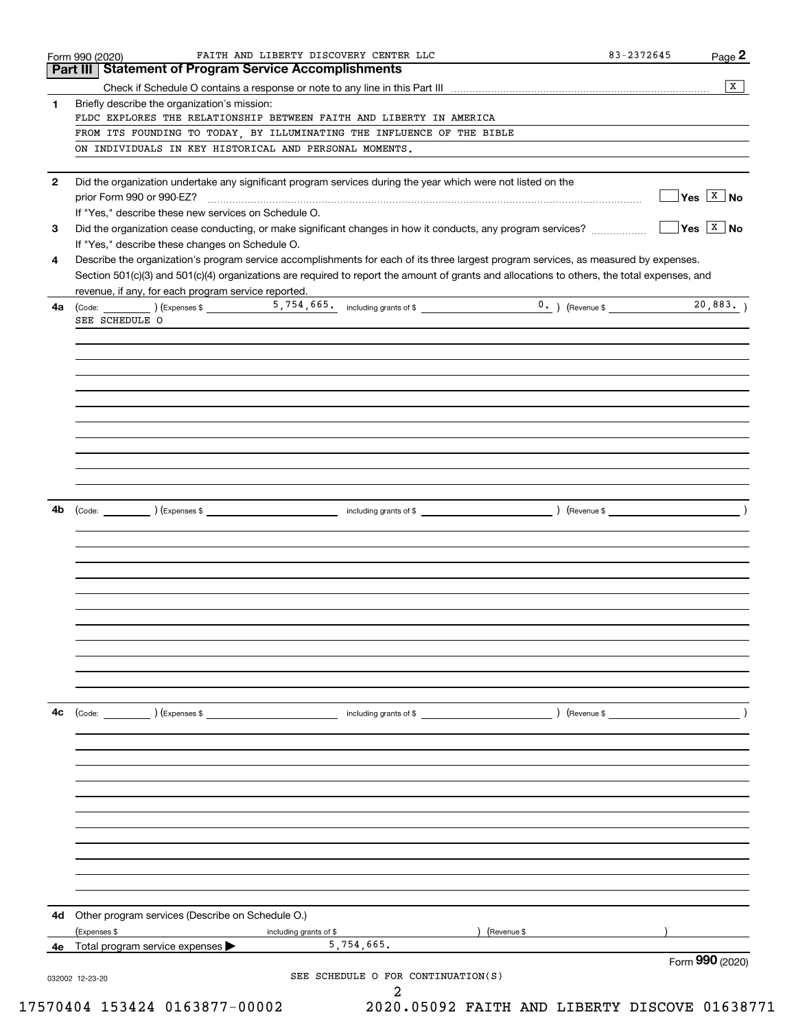Form 990 (2020) FAITH AND LIBERTY DISCOVERY CENTER LLC 83-2372645

## Part III Statement of Program Service Accomplishments

Check if Schedule O contains a response or note to any line in this Part III [X]

**1** Briefly describe the organization's mission:

FLDC EXPLORES THE RELATIONSHIP BETWEEN FAITH AND LIBERTY IN AMERICA FROM ITS FOUNDING TO TODAY, BY ILLUMINATING THE INFLUENCE OF THE BIBLE ON INDIVIDUALS IN KEY HISTORICAL AND PERSONAL MOMENTS.

**2** Did the organization undertake any significant program services during the year which were not listed on the prior Form 990 or 990-EZ? [ ] Yes [X] No

If "Yes," describe these new services on Schedule O.

**3** Did the organization cease conducting, or make significant changes in how it conducts, any program services? [ ] Yes [X] No

If "Yes," describe these changes on Schedule O.

**4** Describe the organization's program service accomplishments for each of its three largest program services, as measured by expenses. Section 501(c)(3) and 501(c)(4) organizations are required to report the amount of grants and allocations to others, the total expenses, and revenue, if any, for each program service reported.

**4a** (Code: ) (Expenses $ 5,754,665. including grants of $ 0. ) (Revenue $ 20,883. )

SEE SCHEDULE O

**4b** (Code: ) (Expenses $ including grants of $ ) (Revenue $ )

**4c** (Code: ) (Expenses $ including grants of $ ) (Revenue $ )

**4d** Other program services (Describe on Schedule O.)

(Expenses $ including grants of $ ) (Revenue $ )

**4e** Total program service expenses ▶ 5,754,665.

Form **990** (2020)

SEE SCHEDULE O FOR CONTINUATION(S)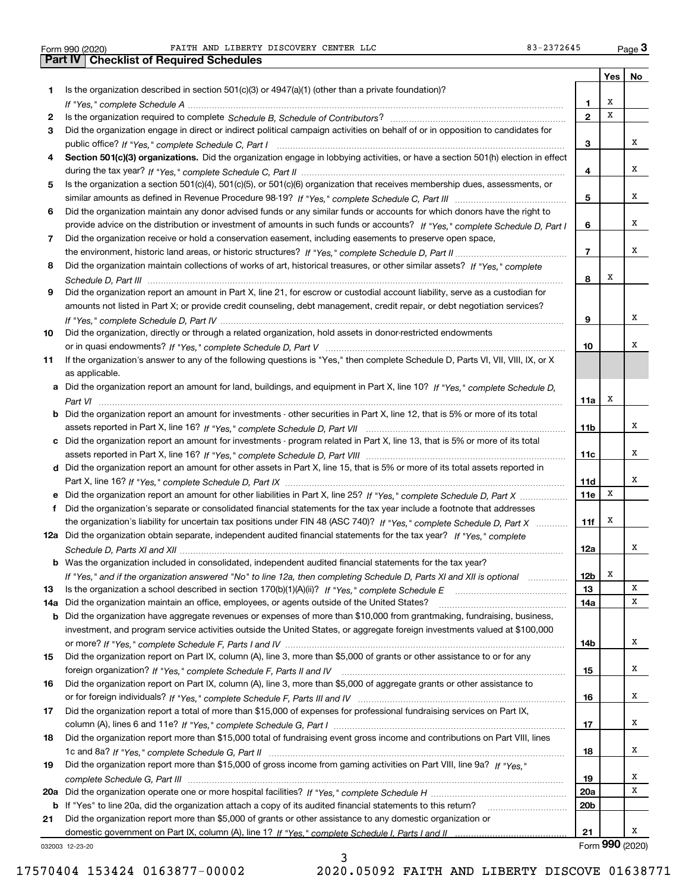Form 990 (2020) FAITH AND LIBERTY DISCOVERY CENTER LLC 83-2372645

## Part IV | Checklist of Required Schedules

| | | | Yes | No |
|---|---|---|---|---|
| 1 | Is the organization described in section 501(c)(3) or 4947(a)(1) (other than a private foundation)? *If "Yes," complete Schedule A* | 1 | X | |
| 2 | Is the organization required to complete *Schedule B, Schedule of Contributors*? | 2 | X | |
| 3 | Did the organization engage in direct or indirect political campaign activities on behalf of or in opposition to candidates for public office? *If "Yes," complete Schedule C, Part I* | 3 | | X |
| 4 | **Section 501(c)(3) organizations.** Did the organization engage in lobbying activities, or have a section 501(h) election in effect during the tax year? *If "Yes," complete Schedule C, Part II* | 4 | | X |
| 5 | Is the organization a section 501(c)(4), 501(c)(5), or 501(c)(6) organization that receives membership dues, assessments, or similar amounts as defined in Revenue Procedure 98-19? *If "Yes," complete Schedule C, Part III* | 5 | | X |
| 6 | Did the organization maintain any donor advised funds or any similar funds or accounts for which donors have the right to provide advice on the distribution or investment of amounts in such funds or accounts? *If "Yes," complete Schedule D, Part I* | 6 | | X |
| 7 | Did the organization receive or hold a conservation easement, including easements to preserve open space, the environment, historic land areas, or historic structures? *If "Yes," complete Schedule D, Part II* | 7 | | X |
| 8 | Did the organization maintain collections of works of art, historical treasures, or other similar assets? *If "Yes," complete Schedule D, Part III* | 8 | X | |
| 9 | Did the organization report an amount in Part X, line 21, for escrow or custodial account liability, serve as a custodian for amounts not listed in Part X; or provide credit counseling, debt management, credit repair, or debt negotiation services? *If "Yes," complete Schedule D, Part IV* | 9 | | X |
| 10 | Did the organization, directly or through a related organization, hold assets in donor-restricted endowments or in quasi endowments? *If "Yes," complete Schedule D, Part V* | 10 | | X |
| 11 | If the organization's answer to any of the following questions is "Yes," then complete Schedule D, Parts VI, VII, VIII, IX, or X as applicable. | | | |
| a | Did the organization report an amount for land, buildings, and equipment in Part X, line 10? *If "Yes," complete Schedule D, Part VI* | 11a | X | |
| b | Did the organization report an amount for investments - other securities in Part X, line 12, that is 5% or more of its total assets reported in Part X, line 16? *If "Yes," complete Schedule D, Part VII* | 11b | | X |
| c | Did the organization report an amount for investments - program related in Part X, line 13, that is 5% or more of its total assets reported in Part X, line 16? *If "Yes," complete Schedule D, Part VIII* | 11c | | X |
| d | Did the organization report an amount for other assets in Part X, line 15, that is 5% or more of its total assets reported in Part X, line 16? *If "Yes," complete Schedule D, Part IX* | 11d | | X |
| e | Did the organization report an amount for other liabilities in Part X, line 25? *If "Yes," complete Schedule D, Part X* | 11e | X | |
| f | Did the organization's separate or consolidated financial statements for the tax year include a footnote that addresses the organization's liability for uncertain tax positions under FIN 48 (ASC 740)? *If "Yes," complete Schedule D, Part X* | 11f | X | |
| 12a | Did the organization obtain separate, independent audited financial statements for the tax year? *If "Yes," complete Schedule D, Parts XI and XII* | 12a | | X |
| b | Was the organization included in consolidated, independent audited financial statements for the tax year? *If "Yes," and if the organization answered "No" to line 12a, then completing Schedule D, Parts XI and XII is optional* | 12b | X | |
| 13 | Is the organization a school described in section 170(b)(1)(A)(ii)? *If "Yes," complete Schedule E* | 13 | | X |
| 14a | Did the organization maintain an office, employees, or agents outside of the United States? | 14a | | X |
| b | Did the organization have aggregate revenues or expenses of more than $10,000 from grantmaking, fundraising, business, investment, and program service activities outside the United States, or aggregate foreign investments valued at $100,000 or more? *If "Yes," complete Schedule F, Parts I and IV* | 14b | | X |
| 15 | Did the organization report on Part IX, column (A), line 3, more than $5,000 of grants or other assistance to or for any foreign organization? *If "Yes," complete Schedule F, Parts II and IV* | 15 | | X |
| 16 | Did the organization report on Part IX, column (A), line 3, more than $5,000 of aggregate grants or other assistance to or for foreign individuals? *If "Yes," complete Schedule F, Parts III and IV* | 16 | | X |
| 17 | Did the organization report a total of more than $15,000 of expenses for professional fundraising services on Part IX, column (A), lines 6 and 11e? *If "Yes," complete Schedule G, Part I* | 17 | | X |
| 18 | Did the organization report more than $15,000 total of fundraising event gross income and contributions on Part VIII, lines 1c and 8a? *If "Yes," complete Schedule G, Part II* | 18 | | X |
| 19 | Did the organization report more than $15,000 of gross income from gaming activities on Part VIII, line 9a? *If "Yes," complete Schedule G, Part III* | 19 | | X |
| 20a | Did the organization operate one or more hospital facilities? *If "Yes," complete Schedule H* | 20a | | X |
| b | If "Yes" to line 20a, did the organization attach a copy of its audited financial statements to this return? | 20b | | |
| 21 | Did the organization report more than $5,000 of grants or other assistance to any domestic organization or domestic government on Part IX, column (A), line 1? *If "Yes," complete Schedule I, Parts I and II* | 21 | | X |

032003 12-23-20

Form **990** (2020)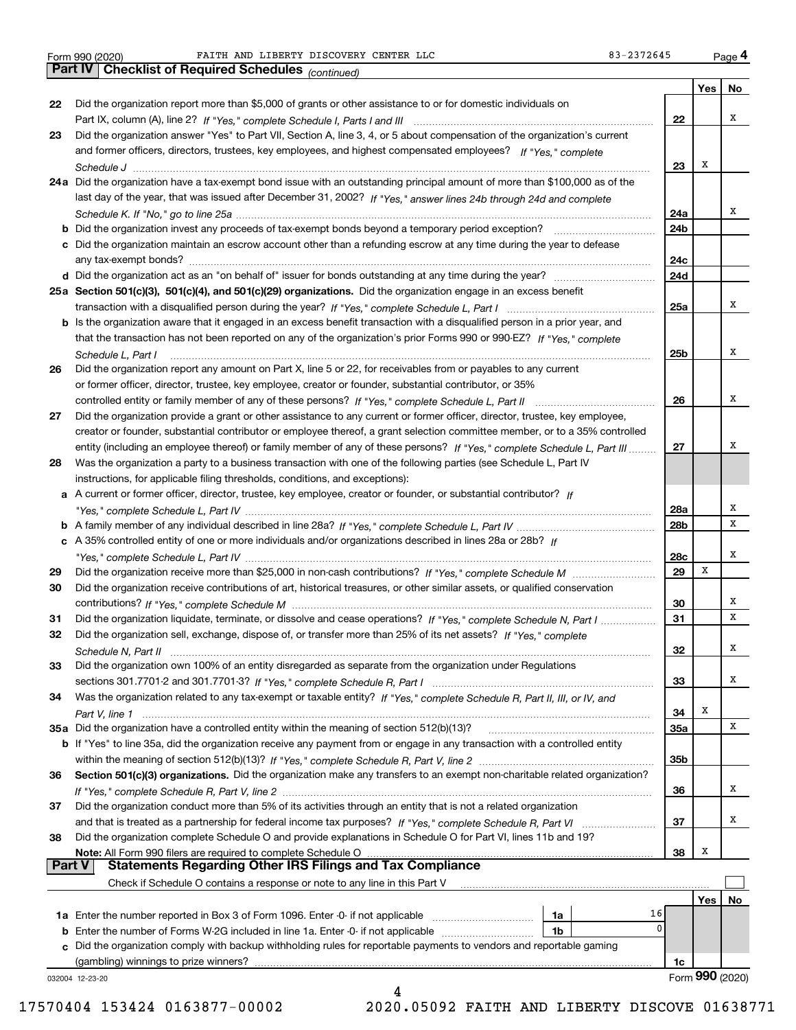Form 990 (2020) FAITH AND LIBERTY DISCOVERY CENTER LLC 83-2372645 Page 4

## Part IV Checklist of Required Schedules *(continued)*

| | | | Yes | No |
|---|---|---|---|---|
| 22 | Did the organization report more than $5,000 of grants or other assistance to or for domestic individuals on Part IX, column (A), line 2? *If "Yes," complete Schedule I, Parts I and III* | 22 | | X |
| 23 | Did the organization answer "Yes" to Part VII, Section A, line 3, 4, or 5 about compensation of the organization's current and former officers, directors, trustees, key employees, and highest compensated employees? *If "Yes," complete Schedule J* | 23 | X | |
| 24a | Did the organization have a tax-exempt bond issue with an outstanding principal amount of more than $100,000 as of the last day of the year, that was issued after December 31, 2002? *If "Yes," answer lines 24b through 24d and complete Schedule K. If "No," go to line 25a* | 24a | | X |
| b | Did the organization invest any proceeds of tax-exempt bonds beyond a temporary period exception? | 24b | | |
| c | Did the organization maintain an escrow account other than a refunding escrow at any time during the year to defease any tax-exempt bonds? | 24c | | |
| d | Did the organization act as an "on behalf of" issuer for bonds outstanding at any time during the year? | 24d | | |
| 25a | **Section 501(c)(3), 501(c)(4), and 501(c)(29) organizations.** Did the organization engage in an excess benefit transaction with a disqualified person during the year? *If "Yes," complete Schedule L, Part I* | 25a | | X |
| b | Is the organization aware that it engaged in an excess benefit transaction with a disqualified person in a prior year, and that the transaction has not been reported on any of the organization's prior Forms 990 or 990-EZ? *If "Yes," complete Schedule L, Part I* | 25b | | X |
| 26 | Did the organization report any amount on Part X, line 5 or 22, for receivables from or payables to any current or former officer, director, trustee, key employee, creator or founder, substantial contributor, or 35% controlled entity or family member of any of these persons? *If "Yes," complete Schedule L, Part II* | 26 | | X |
| 27 | Did the organization provide a grant or other assistance to any current or former officer, director, trustee, key employee, creator or founder, substantial contributor or employee thereof, a grant selection committee member, or to a 35% controlled entity (including an employee thereof) or family member of any of these persons? *If "Yes," complete Schedule L, Part III* | 27 | | X |
| 28 | Was the organization a party to a business transaction with one of the following parties (see Schedule L, Part IV instructions, for applicable filing thresholds, conditions, and exceptions): | | | |
| a | A current or former officer, director, trustee, key employee, creator or founder, or substantial contributor? *If "Yes," complete Schedule L, Part IV* | 28a | | X |
| b | A family member of any individual described in line 28a? *If "Yes," complete Schedule L, Part IV* | 28b | | X |
| c | A 35% controlled entity of one or more individuals and/or organizations described in lines 28a or 28b? *If "Yes," complete Schedule L, Part IV* | 28c | | X |
| 29 | Did the organization receive more than $25,000 in non-cash contributions? *If "Yes," complete Schedule M* | 29 | X | |
| 30 | Did the organization receive contributions of art, historical treasures, or other similar assets, or qualified conservation contributions? *If "Yes," complete Schedule M* | 30 | | X |
| 31 | Did the organization liquidate, terminate, or dissolve and cease operations? *If "Yes," complete Schedule N, Part I* | 31 | | X |
| 32 | Did the organization sell, exchange, dispose of, or transfer more than 25% of its net assets? *If "Yes," complete Schedule N, Part II* | 32 | | X |
| 33 | Did the organization own 100% of an entity disregarded as separate from the organization under Regulations sections 301.7701-2 and 301.7701-3? *If "Yes," complete Schedule R, Part I* | 33 | | X |
| 34 | Was the organization related to any tax-exempt or taxable entity? *If "Yes," complete Schedule R, Part II, III, or IV, and Part V, line 1* | 34 | X | |
| 35a | Did the organization have a controlled entity within the meaning of section 512(b)(13)? | 35a | | X |
| b | If "Yes" to line 35a, did the organization receive any payment from or engage in any transaction with a controlled entity within the meaning of section 512(b)(13)? *If "Yes," complete Schedule R, Part V, line 2* | 35b | | |
| 36 | **Section 501(c)(3) organizations.** Did the organization make any transfers to an exempt non-charitable related organization? *If "Yes," complete Schedule R, Part V, line 2* | 36 | | X |
| 37 | Did the organization conduct more than 5% of its activities through an entity that is not a related organization and that is treated as a partnership for federal income tax purposes? *If "Yes," complete Schedule R, Part VI* | 37 | | X |
| 38 | Did the organization complete Schedule O and provide explanations in Schedule O for Part VI, lines 11b and 19? **Note:** All Form 990 filers are required to complete Schedule O | 38 | X | |

## Part V Statements Regarding Other IRS Filings and Tax Compliance

Check if Schedule O contains a response or note to any line in this Part V ☐

| | | | | | Yes | No |
|---|---|---|---|---|---|---|
| 1a | Enter the number reported in Box 3 of Form 1096. Enter -0- if not applicable | 1a | 16 | | | |
| b | Enter the number of Forms W-2G included in line 1a. Enter -0- if not applicable | 1b | 0 | | | |
| c | Did the organization comply with backup withholding rules for reportable payments to vendors and reportable gaming (gambling) winnings to prize winners? | | | 1c | | |

032004 12-23-20 Form **990** (2020)

17570404 153424 0163877-00002 2020.05092 FAITH AND LIBERTY DISCOVE 01638771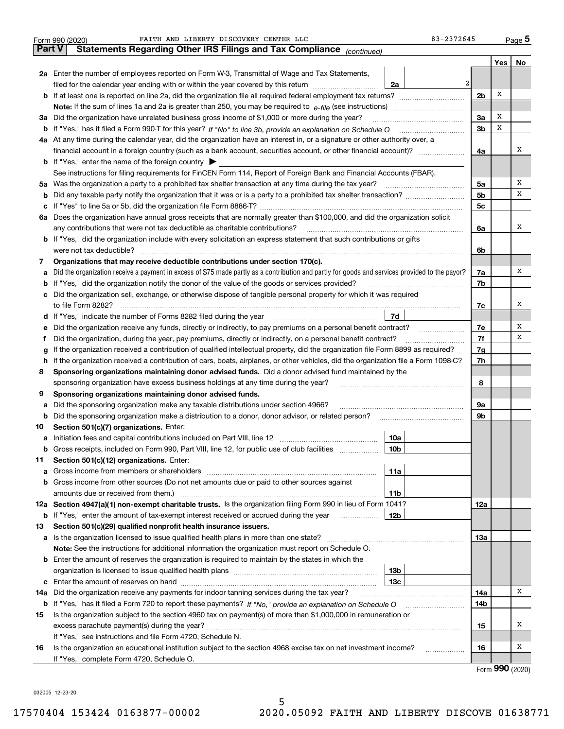Form 990 (2020) FAITH AND LIBERTY DISCOVERY CENTER LLC 83-2372645 Page 5

## Part V Statements Regarding Other IRS Filings and Tax Compliance *(continued)*

| | | | | | Yes | No |
|---|---|---|---|---|---|---|
| **2a** | Enter the number of employees reported on Form W-3, Transmittal of Wage and Tax Statements, filed for the calendar year ending with or within the year covered by this return | 2a | 2 | | | |
| **b** | If at least one is reported on line 2a, did the organization file all required federal employment tax returns? | | | 2b | X | |
| | **Note:** If the sum of lines 1a and 2a is greater than 250, you may be required to *e-file* (see instructions) | | | | | |
| **3a** | Did the organization have unrelated business gross income of $1,000 or more during the year? | | | 3a | X | |
| **b** | If "Yes," has it filed a Form 990-T for this year? *If "No" to line 3b, provide an explanation on Schedule O* | | | 3b | X | |
| **4a** | At any time during the calendar year, did the organization have an interest in, or a signature or other authority over, a financial account in a foreign country (such as a bank account, securities account, or other financial account)? | | | 4a | | X |
| **b** | If "Yes," enter the name of the foreign country ▶ | | | | | |
| | See instructions for filing requirements for FinCEN Form 114, Report of Foreign Bank and Financial Accounts (FBAR). | | | | | |
| **5a** | Was the organization a party to a prohibited tax shelter transaction at any time during the tax year? | | | 5a | | X |
| **b** | Did any taxable party notify the organization that it was or is a party to a prohibited tax shelter transaction? | | | 5b | | X |
| **c** | If "Yes" to line 5a or 5b, did the organization file Form 8886-T? | | | 5c | | |
| **6a** | Does the organization have annual gross receipts that are normally greater than $100,000, and did the organization solicit any contributions that were not tax deductible as charitable contributions? | | | 6a | | X |
| **b** | If "Yes," did the organization include with every solicitation an express statement that such contributions or gifts were not tax deductible? | | | 6b | | |
| **7** | **Organizations that may receive deductible contributions under section 170(c).** | | | | | |
| **a** | Did the organization receive a payment in excess of $75 made partly as a contribution and partly for goods and services provided to the payor? | | | 7a | | X |
| **b** | If "Yes," did the organization notify the donor of the value of the goods or services provided? | | | 7b | | |
| **c** | Did the organization sell, exchange, or otherwise dispose of tangible personal property for which it was required to file Form 8282? | | | 7c | | X |
| **d** | If "Yes," indicate the number of Forms 8282 filed during the year | 7d | | | | |
| **e** | Did the organization receive any funds, directly or indirectly, to pay premiums on a personal benefit contract? | | | 7e | | X |
| **f** | Did the organization, during the year, pay premiums, directly or indirectly, on a personal benefit contract? | | | 7f | | X |
| **g** | If the organization received a contribution of qualified intellectual property, did the organization file Form 8899 as required? | | | 7g | | |
| **h** | If the organization received a contribution of cars, boats, airplanes, or other vehicles, did the organization file a Form 1098-C? | | | 7h | | |
| **8** | **Sponsoring organizations maintaining donor advised funds.** Did a donor advised fund maintained by the sponsoring organization have excess business holdings at any time during the year? | | | 8 | | |
| **9** | **Sponsoring organizations maintaining donor advised funds.** | | | | | |
| **a** | Did the sponsoring organization make any taxable distributions under section 4966? | | | 9a | | |
| **b** | Did the sponsoring organization make a distribution to a donor, donor advisor, or related person? | | | 9b | | |
| **10** | **Section 501(c)(7) organizations.** Enter: | | | | | |
| **a** | Initiation fees and capital contributions included on Part VIII, line 12 | 10a | | | | |
| **b** | Gross receipts, included on Form 990, Part VIII, line 12, for public use of club facilities | 10b | | | | |
| **11** | **Section 501(c)(12) organizations.** Enter: | | | | | |
| **a** | Gross income from members or shareholders | 11a | | | | |
| **b** | Gross income from other sources (Do not net amounts due or paid to other sources against amounts due or received from them.) | 11b | | | | |
| **12a** | **Section 4947(a)(1) non-exempt charitable trusts.** Is the organization filing Form 990 in lieu of Form 1041? | | | 12a | | |
| **b** | If "Yes," enter the amount of tax-exempt interest received or accrued during the year | 12b | | | | |
| **13** | **Section 501(c)(29) qualified nonprofit health insurance issuers.** | | | | | |
| **a** | Is the organization licensed to issue qualified health plans in more than one state? | | | 13a | | |
| | **Note:** See the instructions for additional information the organization must report on Schedule O. | | | | | |
| **b** | Enter the amount of reserves the organization is required to maintain by the states in which the organization is licensed to issue qualified health plans | 13b | | | | |
| **c** | Enter the amount of reserves on hand | 13c | | | | |
| **14a** | Did the organization receive any payments for indoor tanning services during the tax year? | | | 14a | | X |
| **b** | If "Yes," has it filed a Form 720 to report these payments? *If "No," provide an explanation on Schedule O* | | | 14b | | |
| **15** | Is the organization subject to the section 4960 tax on payment(s) of more than $1,000,000 in remuneration or excess parachute payment(s) during the year? | | | 15 | | X |
| | If "Yes," see instructions and file Form 4720, Schedule N. | | | | | |
| **16** | Is the organization an educational institution subject to the section 4968 excise tax on net investment income? | | | 16 | | X |
| | If "Yes," complete Form 4720, Schedule O. | | | | | |

Form **990** (2020)

032005 12-23-20

17570404 153424 0163877-00002 2020.05092 FAITH AND LIBERTY DISCOVE 01638771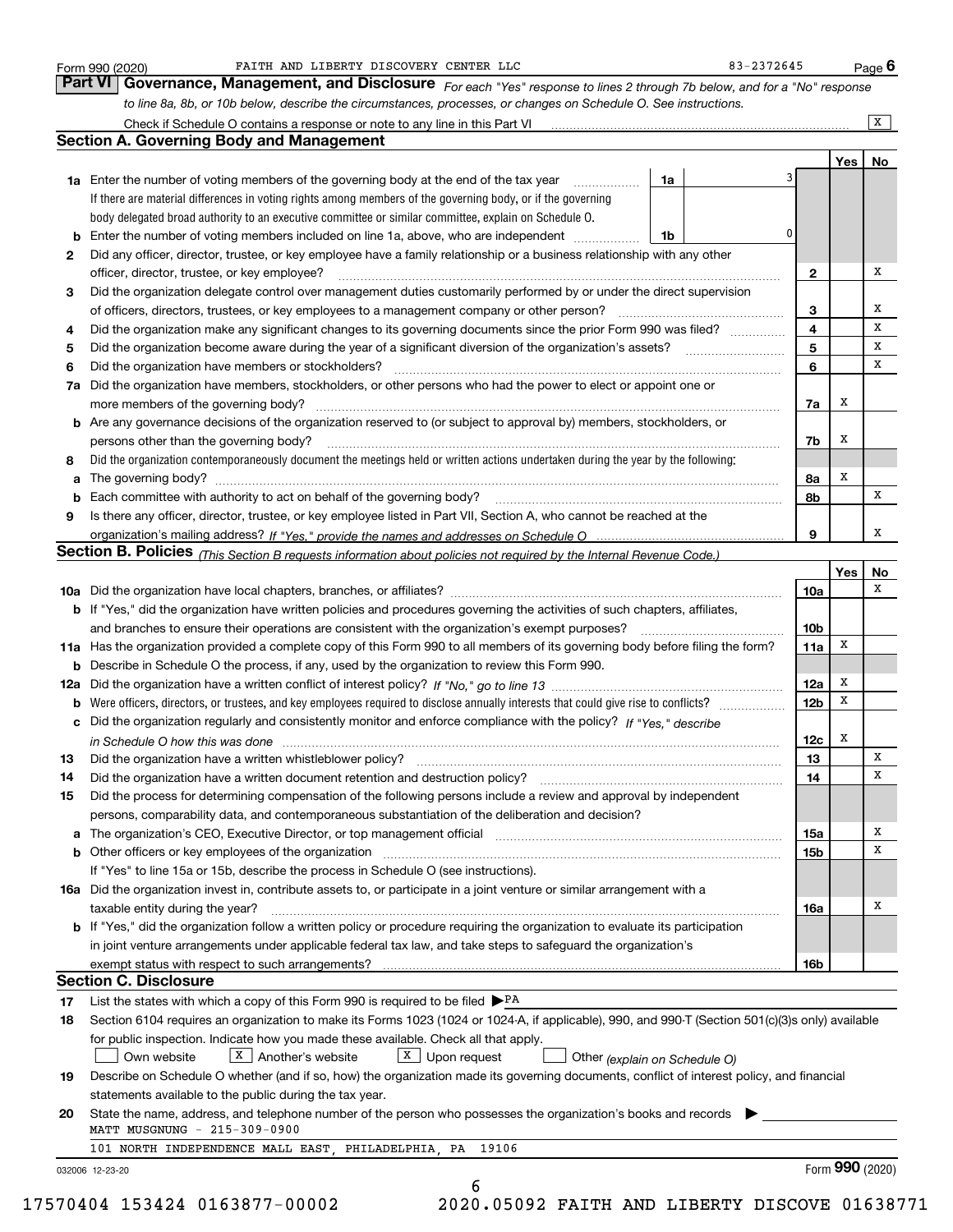Form 990 (2020) FAITH AND LIBERTY DISCOVERY CENTER LLC 83-2372645 Page **6**

## Part VI Governance, Management, and Disclosure

*For each "Yes" response to lines 2 through 7b below, and for a "No" response to line 8a, 8b, or 10b below, describe the circumstances, processes, or changes on Schedule O. See instructions.*

Check if Schedule O contains a response or note to any line in this Part VI ..... X

### Section A. Governing Body and Management

| | | | | Yes | No |
|---|---|---|---|---|---|
| **1a** | Enter the number of voting members of the governing body at the end of the tax year ..... **1a** 3 | | | | |
| | If there are material differences in voting rights among members of the governing body, or if the governing body delegated broad authority to an executive committee or similar committee, explain on Schedule O. | | | | |
| **b** | Enter the number of voting members included on line 1a, above, who are independent ..... **1b** 0 | | | | |
| **2** | Did any officer, director, trustee, or key employee have a family relationship or a business relationship with any other officer, director, trustee, or key employee? | | **2** | | X |
| **3** | Did the organization delegate control over management duties customarily performed by or under the direct supervision of officers, directors, trustees, or key employees to a management company or other person? | | **3** | | X |
| **4** | Did the organization make any significant changes to its governing documents since the prior Form 990 was filed? | | **4** | | X |
| **5** | Did the organization become aware during the year of a significant diversion of the organization's assets? | | **5** | | X |
| **6** | Did the organization have members or stockholders? | | **6** | | X |
| **7a** | Did the organization have members, stockholders, or other persons who had the power to elect or appoint one or more members of the governing body? | | **7a** | X | |
| **b** | Are any governance decisions of the organization reserved to (or subject to approval by) members, stockholders, or persons other than the governing body? | | **7b** | X | |
| **8** | Did the organization contemporaneously document the meetings held or written actions undertaken during the year by the following: | | | | |
| **a** | The governing body? | | **8a** | X | |
| **b** | Each committee with authority to act on behalf of the governing body? | | **8b** | | X |
| **9** | Is there any officer, director, trustee, or key employee listed in Part VII, Section A, who cannot be reached at the organization's mailing address? *If "Yes," provide the names and addresses on Schedule O* | | **9** | | X |

### Section B. Policies *(This Section B requests information about policies not required by the Internal Revenue Code.)*

| | | | Yes | No |
|---|---|---|---|---|
| **10a** | Did the organization have local chapters, branches, or affiliates? | **10a** | | X |
| **b** | If "Yes," did the organization have written policies and procedures governing the activities of such chapters, affiliates, and branches to ensure their operations are consistent with the organization's exempt purposes? | **10b** | | |
| **11a** | Has the organization provided a complete copy of this Form 990 to all members of its governing body before filing the form? | **11a** | X | |
| **b** | Describe in Schedule O the process, if any, used by the organization to review this Form 990. | | | |
| **12a** | Did the organization have a written conflict of interest policy? *If "No," go to line 13* | **12a** | X | |
| **b** | Were officers, directors, or trustees, and key employees required to disclose annually interests that could give rise to conflicts? | **12b** | X | |
| **c** | Did the organization regularly and consistently monitor and enforce compliance with the policy? *If "Yes," describe in Schedule O how this was done* | **12c** | X | |
| **13** | Did the organization have a written whistleblower policy? | **13** | | X |
| **14** | Did the organization have a written document retention and destruction policy? | **14** | | X |
| **15** | Did the process for determining compensation of the following persons include a review and approval by independent persons, comparability data, and contemporaneous substantiation of the deliberation and decision? | | | |
| **a** | The organization's CEO, Executive Director, or top management official | **15a** | | X |
| **b** | Other officers or key employees of the organization | **15b** | | X |
| | If "Yes" to line 15a or 15b, describe the process in Schedule O (see instructions). | | | |
| **16a** | Did the organization invest in, contribute assets to, or participate in a joint venture or similar arrangement with a taxable entity during the year? | **16a** | | X |
| **b** | If "Yes," did the organization follow a written policy or procedure requiring the organization to evaluate its participation in joint venture arrangements under applicable federal tax law, and take steps to safeguard the organization's exempt status with respect to such arrangements? | **16b** | | |

### Section C. Disclosure

**17** List the states with which a copy of this Form 990 is required to be filed ▶ PA

**18** Section 6104 requires an organization to make its Forms 1023 (1024 or 1024-A, if applicable), 990, and 990-T (Section 501(c)(3)s only) available for public inspection. Indicate how you made these available. Check all that apply.

☐ Own website ☒ Another's website ☒ Upon request ☐ Other *(explain on Schedule O)*

**19** Describe on Schedule O whether (and if so, how) the organization made its governing documents, conflict of interest policy, and financial statements available to the public during the tax year.

**20** State the name, address, and telephone number of the person who possesses the organization's books and records ▶

MATT MUSGNUNG - 215-309-0900

101 NORTH INDEPENDENCE MALL EAST, PHILADELPHIA, PA 19106

032006 12-23-20 Form **990** (2020)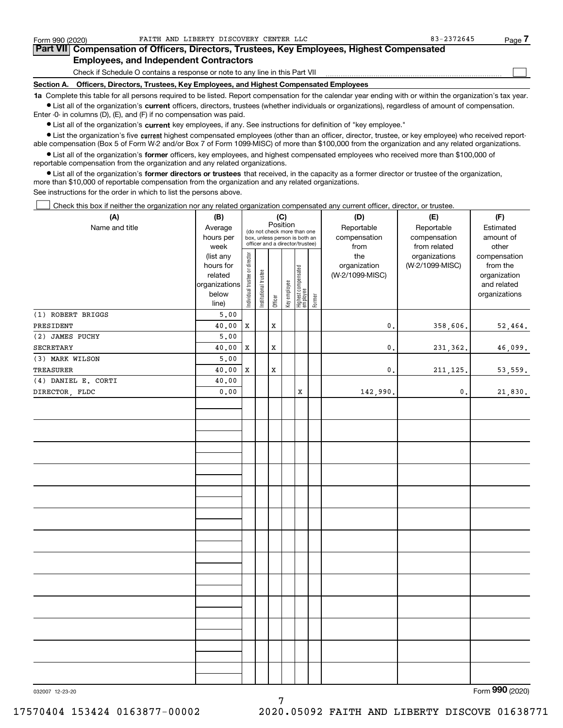Form 990 (2020) FAITH AND LIBERTY DISCOVERY CENTER LLC 83-2372645

## Part VII Compensation of Officers, Directors, Trustees, Key Employees, Highest Compensated Employees, and Independent Contractors

Check if Schedule O contains a response or note to any line in this Part VII ☐

**Section A. Officers, Directors, Trustees, Key Employees, and Highest Compensated Employees**

**1a** Complete this table for all persons required to be listed. Report compensation for the calendar year ending with or within the organization's tax year.

- List all of the organization's **current** officers, directors, trustees (whether individuals or organizations), regardless of amount of compensation. Enter -0- in columns (D), (E), and (F) if no compensation was paid.
- List all of the organization's **current** key employees, if any. See instructions for definition of "key employee."
- List the organization's five **current** highest compensated employees (other than an officer, director, trustee, or key employee) who received reportable compensation (Box 5 of Form W-2 and/or Box 7 of Form 1099-MISC) of more than $100,000 from the organization and any related organizations.
- List all of the organization's **former** officers, key employees, and highest compensated employees who received more than $100,000 of reportable compensation from the organization and any related organizations.
- List all of the organization's **former directors or trustees** that received, in the capacity as a former director or trustee of the organization, more than $10,000 of reportable compensation from the organization and any related organizations.

See instructions for the order in which to list the persons above.

☐ Check this box if neither the organization nor any related organization compensated any current officer, director, or trustee.

| (A) Name and title | (B) Average hours per week (list any hours for related organizations below line) | (C) Position: Individual trustee or director | Institutional trustee | Officer | Key employee | Highest compensated employee | Former | (D) Reportable compensation from the organization (W-2/1099-MISC) | (E) Reportable compensation from related organizations (W-2/1099-MISC) | (F) Estimated amount of other compensation from the organization and related organizations |
|---|---|---|---|---|---|---|---|---|---|---|
| (1) ROBERT BRIGGS | 5.00 | | | | | | | | | |
| PRESIDENT | 40.00 | X | | X | | | | 0. | 358,606. | 52,464. |
| (2) JAMES PUCHY | 5.00 | | | | | | | | | |
| SECRETARY | 40.00 | X | | X | | | | 0. | 231,362. | 46,099. |
| (3) MARK WILSON | 5.00 | | | | | | | | | |
| TREASURER | 40.00 | X | | X | | | | 0. | 211,125. | 53,559. |
| (4) DANIEL E. CORTI | 40.00 | | | | | | | | | |
| DIRECTOR, FLDC | 0.00 | | | | | X | | 142,990. | 0. | 21,830. |

Form **990** (2020)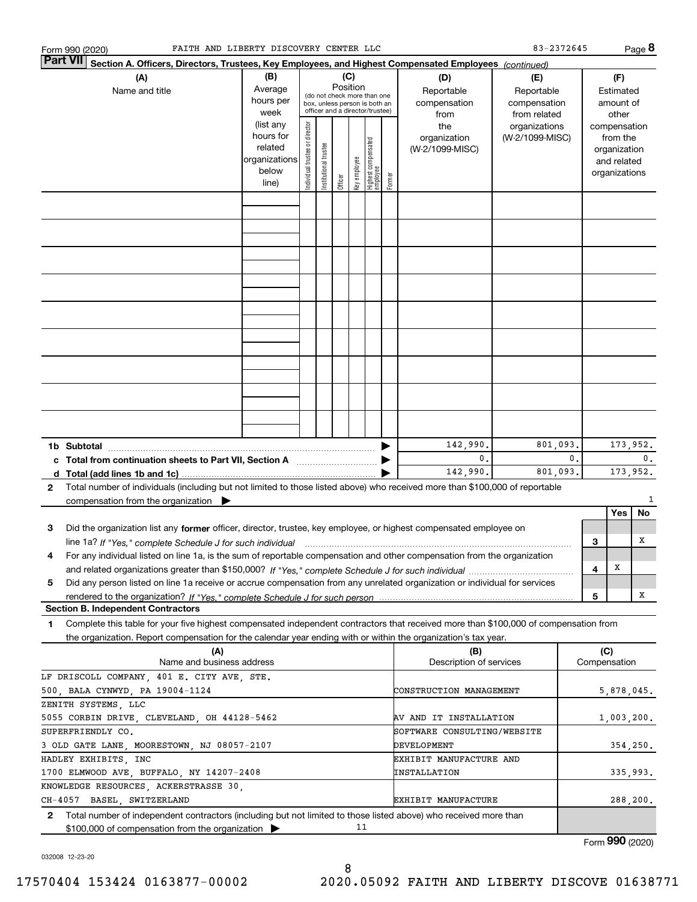Form 990 (2020) FAITH AND LIBERTY DISCOVERY CENTER LLC 83-2372645 Page **8**

**Part VII** **Section A. Officers, Directors, Trustees, Key Employees, and Highest Compensated Employees** *(continued)*

| (A) Name and title | (B) Average hours per week (list any hours for related organizations below line) | (C) Position (do not check more than one box, unless person is both an officer and a director/trustee): Individual trustee or director | Institutional trustee | Officer | Key employee | Highest compensated employee | Former | (D) Reportable compensation from the organization (W-2/1099-MISC) | (E) Reportable compensation from related organizations (W-2/1099-MISC) | (F) Estimated amount of other compensation from the organization and related organizations |
|---|---|---|---|---|---|---|---|---|---|---|
| | | | | | | | | | | |
| **1b Subtotal** | | | | | | | | 142,990. | 801,093. | 173,952. |
| **c Total from continuation sheets to Part VII, Section A** | | | | | | | | 0. | 0. | 0. |
| **d Total (add lines 1b and 1c)** | | | | | | | | 142,990. | 801,093. | 173,952. |

**2** Total number of individuals (including but not limited to those listed above) who received more than $100,000 of reportable compensation from the organization ▶ 1

| | | Yes | No |
|---|---|---|---|
| **3** Did the organization list any **former** officer, director, trustee, key employee, or highest compensated employee on line 1a? *If "Yes," complete Schedule J for such individual* | 3 | | X |
| **4** For any individual listed on line 1a, is the sum of reportable compensation and other compensation from the organization and related organizations greater than $150,000? *If "Yes," complete Schedule J for such individual* | 4 | X | |
| **5** Did any person listed on line 1a receive or accrue compensation from any unrelated organization or individual for services rendered to the organization? *If "Yes," complete Schedule J for such person* | 5 | | X |

**Section B. Independent Contractors**

**1** Complete this table for your five highest compensated independent contractors that received more than $100,000 of compensation from the organization. Report compensation for the calendar year ending with or within the organization's tax year.

| (A) Name and business address | (B) Description of services | (C) Compensation |
|---|---|---|
| LF DRISCOLL COMPANY, 401 E. CITY AVE, STE. 500, BALA CYNWYD, PA 19004-1124 | CONSTRUCTION MANAGEMENT | 5,878,045. |
| ZENITH SYSTEMS, LLC 5055 CORBIN DRIVE, CLEVELAND, OH 44128-5462 | AV AND IT INSTALLATION | 1,003,200. |
| SUPERFRIENDLY CO. 3 OLD GATE LANE, MOORESTOWN, NJ 08057-2107 | SOFTWARE CONSULTING/WEBSITE DEVELOPMENT | 354,250. |
| HADLEY EXHIBITS, INC 1700 ELMWOOD AVE, BUFFALO, NY 14207-2408 | EXHIBIT MANUFACTURE AND INSTALLATION | 335,993. |
| KNOWLEDGE RESOURCES, ACKERSTRASSE 30, CH-4057 BASEL, SWITZERLAND | EXHIBIT MANUFACTURE | 288,200. |

**2** Total number of independent contractors (including but not limited to those listed above) who received more than $100,000 of compensation from the organization ▶ 11

Form **990** (2020)

032008 12-23-20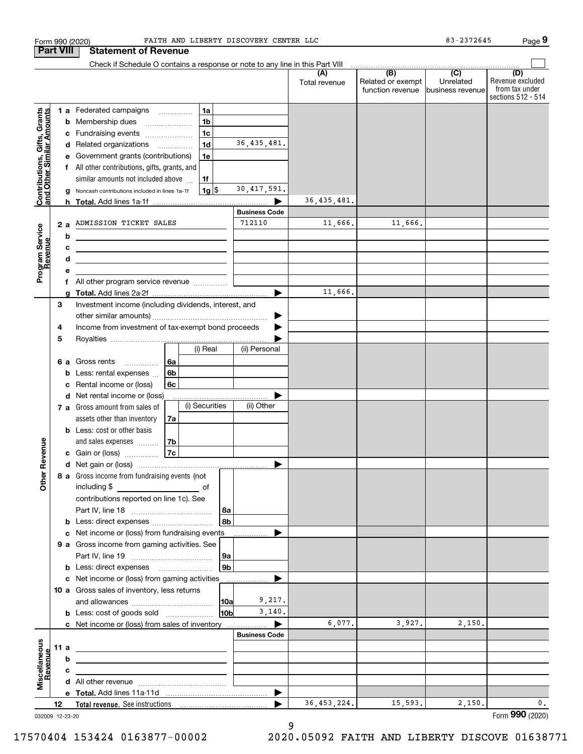Form 990 (2020) FAITH AND LIBERTY DISCOVERY CENTER LLC 83-2372645 Page 9

**Part VIII Statement of Revenue**

Check if Schedule O contains a response or note to any line in this Part VIII

| | | | (A) Total revenue | (B) Related or exempt function revenue | (C) Unrelated business revenue | (D) Revenue excluded from tax under sections 512 - 514 |
|---|---|---|---|---|---|---|
| **Contributions, Gifts, Grants and Other Similar Amounts** | | | | | | |
| 1 a | Federated campaigns (1a) | | | | | |
| b | Membership dues (1b) | | | | | |
| c | Fundraising events (1c) | | | | | |
| d | Related organizations (1d) | 36,435,481. | | | | |
| e | Government grants (contributions) (1e) | | | | | |
| f | All other contributions, gifts, grants, and similar amounts not included above (1f) | | | | | |
| g | Noncash contributions included in lines 1a-1f (1g) | $ 30,417,591. | | | | |
| h | **Total.** Add lines 1a-1f | | 36,435,481. | | | |
| **Program Service Revenue** | | **Business Code** | | | | |
| 2 a | ADMISSION TICKET SALES | 712110 | 11,666. | 11,666. | | |
| b | | | | | | |
| c | | | | | | |
| d | | | | | | |
| e | | | | | | |
| f | All other program service revenue | | | | | |
| g | **Total.** Add lines 2a-2f | | 11,666. | | | |
| **Other Revenue** | | | | | | |
| 3 | Investment income (including dividends, interest, and other similar amounts) | | | | | |
| 4 | Income from investment of tax-exempt bond proceeds | | | | | |
| 5 | Royalties | | | | | |
| | | (i) Real / (ii) Personal | | | | |
| 6 a | Gross rents (6a) | | | | | |
| b | Less: rental expenses (6b) | | | | | |
| c | Rental income or (loss) (6c) | | | | | |
| d | Net rental income or (loss) | | | | | |
| | | (i) Securities / (ii) Other | | | | |
| 7 a | Gross amount from sales of assets other than inventory (7a) | | | | | |
| b | Less: cost or other basis and sales expenses (7b) | | | | | |
| c | Gain or (loss) (7c) | | | | | |
| d | Net gain or (loss) | | | | | |
| 8 a | Gross income from fundraising events (not including $ of contributions reported on line 1c). See Part IV, line 18 (8a) | | | | | |
| b | Less: direct expenses (8b) | | | | | |
| c | Net income or (loss) from fundraising events | | | | | |
| 9 a | Gross income from gaming activities. See Part IV, line 19 (9a) | | | | | |
| b | Less: direct expenses (9b) | | | | | |
| c | Net income or (loss) from gaming activities | | | | | |
| 10 a | Gross sales of inventory, less returns and allowances (10a) | 9,217. | | | | |
| b | Less: cost of goods sold (10b) | 3,140. | | | | |
| c | Net income or (loss) from sales of inventory | | 6,077. | 3,927. | 2,150. | |
| **Miscellaneous Revenue** | | **Business Code** | | | | |
| 11 a | | | | | | |
| b | | | | | | |
| c | | | | | | |
| d | All other revenue | | | | | |
| e | **Total.** Add lines 11a-11d | | | | | |
| 12 | **Total revenue.** See instructions | | 36,453,224. | 15,593. | 2,150. | 0. |

032009 12-23-20

Form **990** (2020)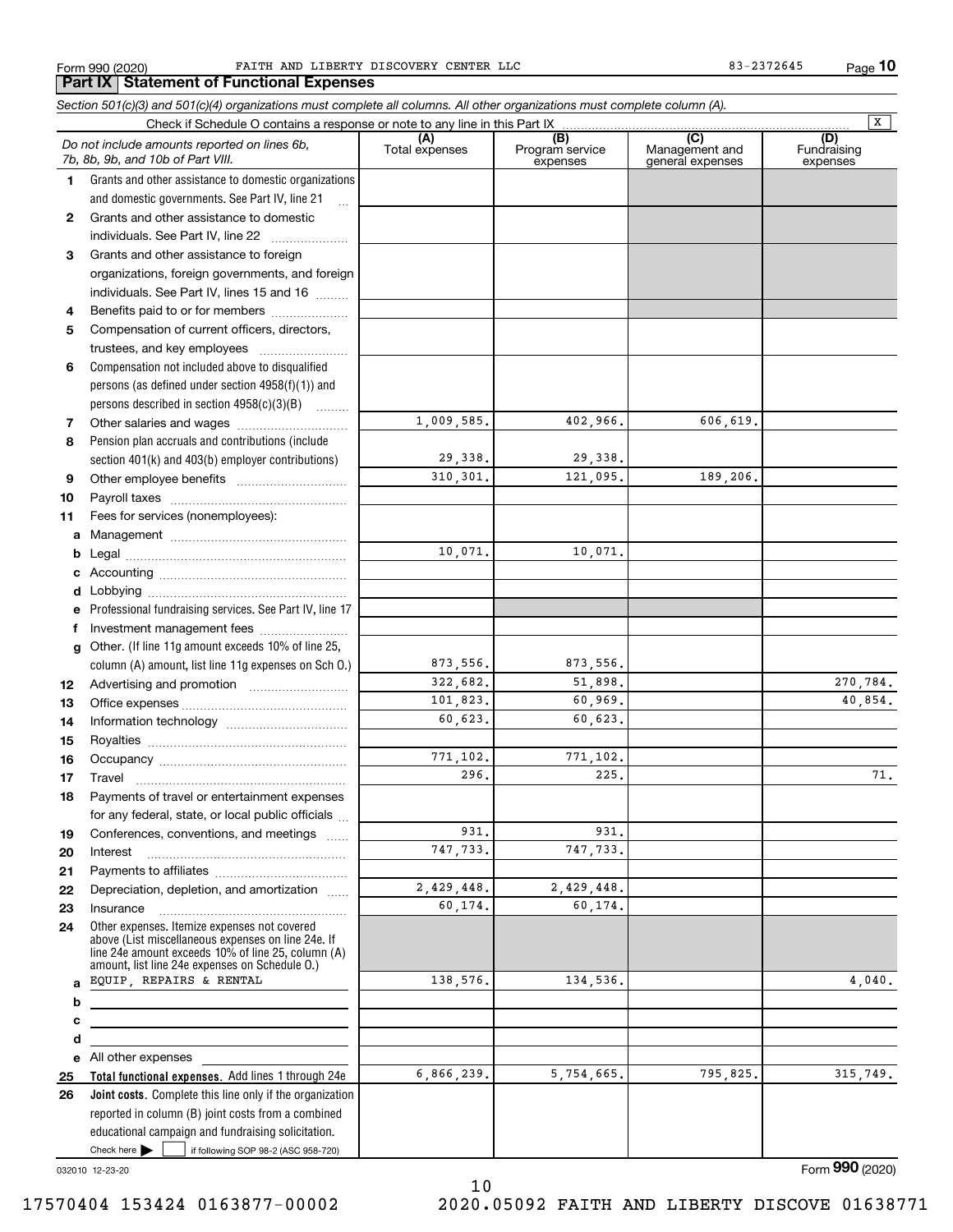Form 990 (2020) FAITH AND LIBERTY DISCOVERY CENTER LLC 83-2372645

## Part IX Statement of Functional Expenses

*Section 501(c)(3) and 501(c)(4) organizations must complete all columns. All other organizations must complete column (A).*

Check if Schedule O contains a response or note to any line in this Part IX [X]

| | *Do not include amounts reported on lines 6b, 7b, 8b, 9b, and 10b of Part VIII.* | (A) Total expenses | (B) Program service expenses | (C) Management and general expenses | (D) Fundraising expenses |
|---|---|---|---|---|---|
| 1 | Grants and other assistance to domestic organizations and domestic governments. See Part IV, line 21 | | | | |
| 2 | Grants and other assistance to domestic individuals. See Part IV, line 22 | | | | |
| 3 | Grants and other assistance to foreign organizations, foreign governments, and foreign individuals. See Part IV, lines 15 and 16 | | | | |
| 4 | Benefits paid to or for members | | | | |
| 5 | Compensation of current officers, directors, trustees, and key employees | | | | |
| 6 | Compensation not included above to disqualified persons (as defined under section 4958(f)(1)) and persons described in section 4958(c)(3)(B) | | | | |
| 7 | Other salaries and wages | 1,009,585. | 402,966. | 606,619. | |
| 8 | Pension plan accruals and contributions (include section 401(k) and 403(b) employer contributions) | 29,338. | 29,338. | | |
| 9 | Other employee benefits | 310,301. | 121,095. | 189,206. | |
| 10 | Payroll taxes | | | | |
| 11 | Fees for services (nonemployees): | | | | |
| a | Management | | | | |
| b | Legal | 10,071. | 10,071. | | |
| c | Accounting | | | | |
| d | Lobbying | | | | |
| e | Professional fundraising services. See Part IV, line 17 | | | | |
| f | Investment management fees | | | | |
| g | Other. (If line 11g amount exceeds 10% of line 25, column (A) amount, list line 11g expenses on Sch O.) | 873,556. | 873,556. | | |
| 12 | Advertising and promotion | 322,682. | 51,898. | | 270,784. |
| 13 | Office expenses | 101,823. | 60,969. | | 40,854. |
| 14 | Information technology | 60,623. | 60,623. | | |
| 15 | Royalties | | | | |
| 16 | Occupancy | 771,102. | 771,102. | | |
| 17 | Travel | 296. | 225. | | 71. |
| 18 | Payments of travel or entertainment expenses for any federal, state, or local public officials | | | | |
| 19 | Conferences, conventions, and meetings | 931. | 931. | | |
| 20 | Interest | 747,733. | 747,733. | | |
| 21 | Payments to affiliates | | | | |
| 22 | Depreciation, depletion, and amortization | 2,429,448. | 2,429,448. | | |
| 23 | Insurance | 60,174. | 60,174. | | |
| 24 | Other expenses. Itemize expenses not covered above (List miscellaneous expenses on line 24e. If line 24e amount exceeds 10% of line 25, column (A) amount, list line 24e expenses on Schedule O.) | | | | |
| a | EQUIP, REPAIRS & RENTAL | 138,576. | 134,536. | | 4,040. |
| b | | | | | |
| c | | | | | |
| d | | | | | |
| e | All other expenses | | | | |
| 25 | **Total functional expenses.** Add lines 1 through 24e | 6,866,239. | 5,754,665. | 795,825. | 315,749. |
| 26 | **Joint costs.** Complete this line only if the organization reported in column (B) joint costs from a combined educational campaign and fundraising solicitation. Check here [ ] if following SOP 98-2 (ASC 958-720) | | | | |

032010 12-23-20

Form **990** (2020)

17570404 153424 0163877-00002 2020.05092 FAITH AND LIBERTY DISCOVE 01638771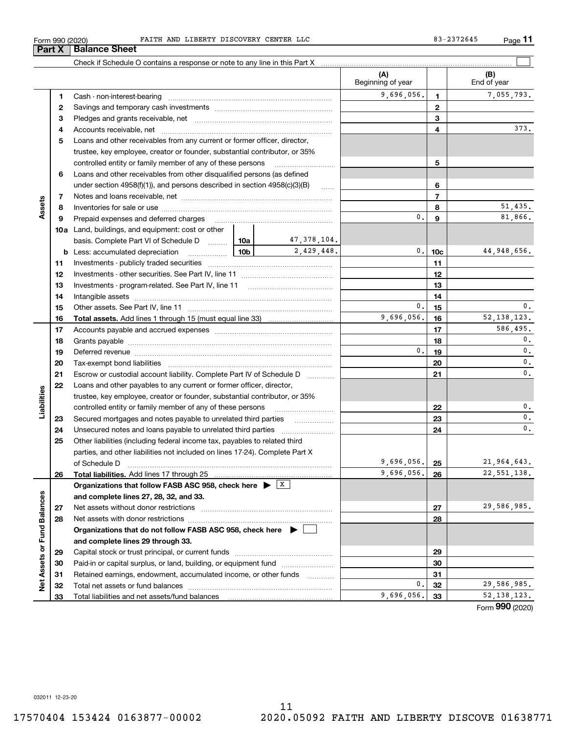Form 990 (2020) FAITH AND LIBERTY DISCOVERY CENTER LLC 83-2372645

## Part X Balance Sheet

Check if Schedule O contains a response or note to any line in this Part X

| | | | | (A) Beginning of year | | (B) End of year |
|---|---|---|---|---|---|---|
| Assets | 1 | Cash - non-interest-bearing | | 9,696,056. | 1 | 7,055,793. |
| | 2 | Savings and temporary cash investments | | | 2 | |
| | 3 | Pledges and grants receivable, net | | | 3 | |
| | 4 | Accounts receivable, net | | | 4 | 373. |
| | 5 | Loans and other receivables from any current or former officer, director, trustee, key employee, creator or founder, substantial contributor, or 35% controlled entity or family member of any of these persons | | | 5 | |
| | 6 | Loans and other receivables from other disqualified persons (as defined under section 4958(f)(1)), and persons described in section 4958(c)(3)(B) | | | 6 | |
| | 7 | Notes and loans receivable, net | | | 7 | |
| | 8 | Inventories for sale or use | | | 8 | 51,435. |
| | 9 | Prepaid expenses and deferred charges | | 0. | 9 | 81,866. |
| | 10a | Land, buildings, and equipment: cost or other basis. Complete Part VI of Schedule D | 10a 47,378,104. | | | |
| | b | Less: accumulated depreciation | 10b 2,429,448. | 0. | 10c | 44,948,656. |
| | 11 | Investments - publicly traded securities | | | 11 | |
| | 12 | Investments - other securities. See Part IV, line 11 | | | 12 | |
| | 13 | Investments - program-related. See Part IV, line 11 | | | 13 | |
| | 14 | Intangible assets | | | 14 | |
| | 15 | Other assets. See Part IV, line 11 | | 0. | 15 | 0. |
| | 16 | **Total assets.** Add lines 1 through 15 (must equal line 33) | | 9,696,056. | 16 | 52,138,123. |
| Liabilities | 17 | Accounts payable and accrued expenses | | | 17 | 586,495. |
| | 18 | Grants payable | | | 18 | 0. |
| | 19 | Deferred revenue | | 0. | 19 | 0. |
| | 20 | Tax-exempt bond liabilities | | | 20 | 0. |
| | 21 | Escrow or custodial account liability. Complete Part IV of Schedule D | | | 21 | 0. |
| | 22 | Loans and other payables to any current or former officer, director, trustee, key employee, creator or founder, substantial contributor, or 35% controlled entity or family member of any of these persons | | | 22 | 0. |
| | 23 | Secured mortgages and notes payable to unrelated third parties | | | 23 | 0. |
| | 24 | Unsecured notes and loans payable to unrelated third parties | | | 24 | 0. |
| | 25 | Other liabilities (including federal income tax, payables to related third parties, and other liabilities not included on lines 17-24). Complete Part X of Schedule D | | 9,696,056. | 25 | 21,964,643. |
| | 26 | **Total liabilities.** Add lines 17 through 25 | | 9,696,056. | 26 | 22,551,138. |
| Net Assets or Fund Balances | | **Organizations that follow FASB ASC 958, check here** [X] **and complete lines 27, 28, 32, and 33.** | | | | |
| | 27 | Net assets without donor restrictions | | | 27 | 29,586,985. |
| | 28 | Net assets with donor restrictions | | | 28 | |
| | | **Organizations that do not follow FASB ASC 958, check here** [ ] **and complete lines 29 through 33.** | | | | |
| | 29 | Capital stock or trust principal, or current funds | | | 29 | |
| | 30 | Paid-in or capital surplus, or land, building, or equipment fund | | | 30 | |
| | 31 | Retained earnings, endowment, accumulated income, or other funds | | | 31 | |
| | 32 | Total net assets or fund balances | | 0. | 32 | 29,586,985. |
| | 33 | Total liabilities and net assets/fund balances | | 9,696,056. | 33 | 52,138,123. |

Form **990** (2020)

032011 12-23-20

17570404 153424 0163877-00002 2020.05092 FAITH AND LIBERTY DISCOVE 01638771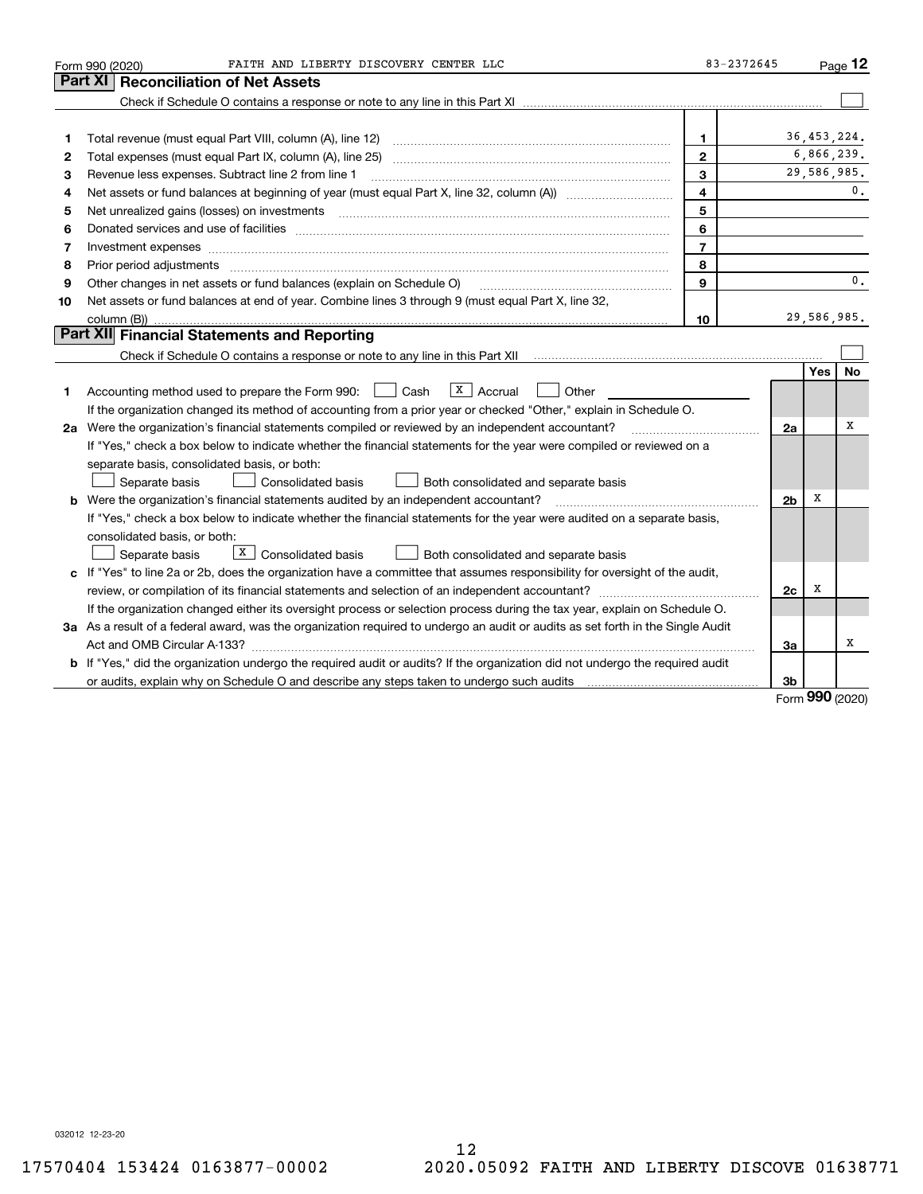Form 990 (2020) FAITH AND LIBERTY DISCOVERY CENTER LLC 83-2372645 Page 12

## Part XI Reconciliation of Net Assets

Check if Schedule O contains a response or note to any line in this Part XI ☐

| | | | |
|---|---|---|---|
| 1 | Total revenue (must equal Part VIII, column (A), line 12) | 1 | 36,453,224. |
| 2 | Total expenses (must equal Part IX, column (A), line 25) | 2 | 6,866,239. |
| 3 | Revenue less expenses. Subtract line 2 from line 1 | 3 | 29,586,985. |
| 4 | Net assets or fund balances at beginning of year (must equal Part X, line 32, column (A)) | 4 | 0. |
| 5 | Net unrealized gains (losses) on investments | 5 | |
| 6 | Donated services and use of facilities | 6 | |
| 7 | Investment expenses | 7 | |
| 8 | Prior period adjustments | 8 | |
| 9 | Other changes in net assets or fund balances (explain on Schedule O) | 9 | 0. |
| 10 | Net assets or fund balances at end of year. Combine lines 3 through 9 (must equal Part X, line 32, column (B)) | 10 | 29,586,985. |

## Part XII Financial Statements and Reporting

Check if Schedule O contains a response or note to any line in this Part XII ☐

| | | | Yes | No |
|---|---|---|---|---|
| 1 | Accounting method used to prepare the Form 990: ☐ Cash ☒ Accrual ☐ Other<br>If the organization changed its method of accounting from a prior year or checked "Other," explain in Schedule O. | | | |
| 2a | Were the organization's financial statements compiled or reviewed by an independent accountant?<br>If "Yes," check a box below to indicate whether the financial statements for the year were compiled or reviewed on a separate basis, consolidated basis, or both:<br>☐ Separate basis ☐ Consolidated basis ☐ Both consolidated and separate basis | 2a | | X |
| b | Were the organization's financial statements audited by an independent accountant?<br>If "Yes," check a box below to indicate whether the financial statements for the year were audited on a separate basis, consolidated basis, or both:<br>☐ Separate basis ☒ Consolidated basis ☐ Both consolidated and separate basis | 2b | X | |
| c | If "Yes" to line 2a or 2b, does the organization have a committee that assumes responsibility for oversight of the audit, review, or compilation of its financial statements and selection of an independent accountant?<br>If the organization changed either its oversight process or selection process during the tax year, explain on Schedule O. | 2c | X | |
| 3a | As a result of a federal award, was the organization required to undergo an audit or audits as set forth in the Single Audit Act and OMB Circular A-133? | 3a | | X |
| b | If "Yes," did the organization undergo the required audit or audits? If the organization did not undergo the required audit or audits, explain why on Schedule O and describe any steps taken to undergo such audits | 3b | | |

Form 990 (2020)

032012 12-23-20

17570404 153424 0163877-00002 2020.05092 FAITH AND LIBERTY DISCOVE 01638771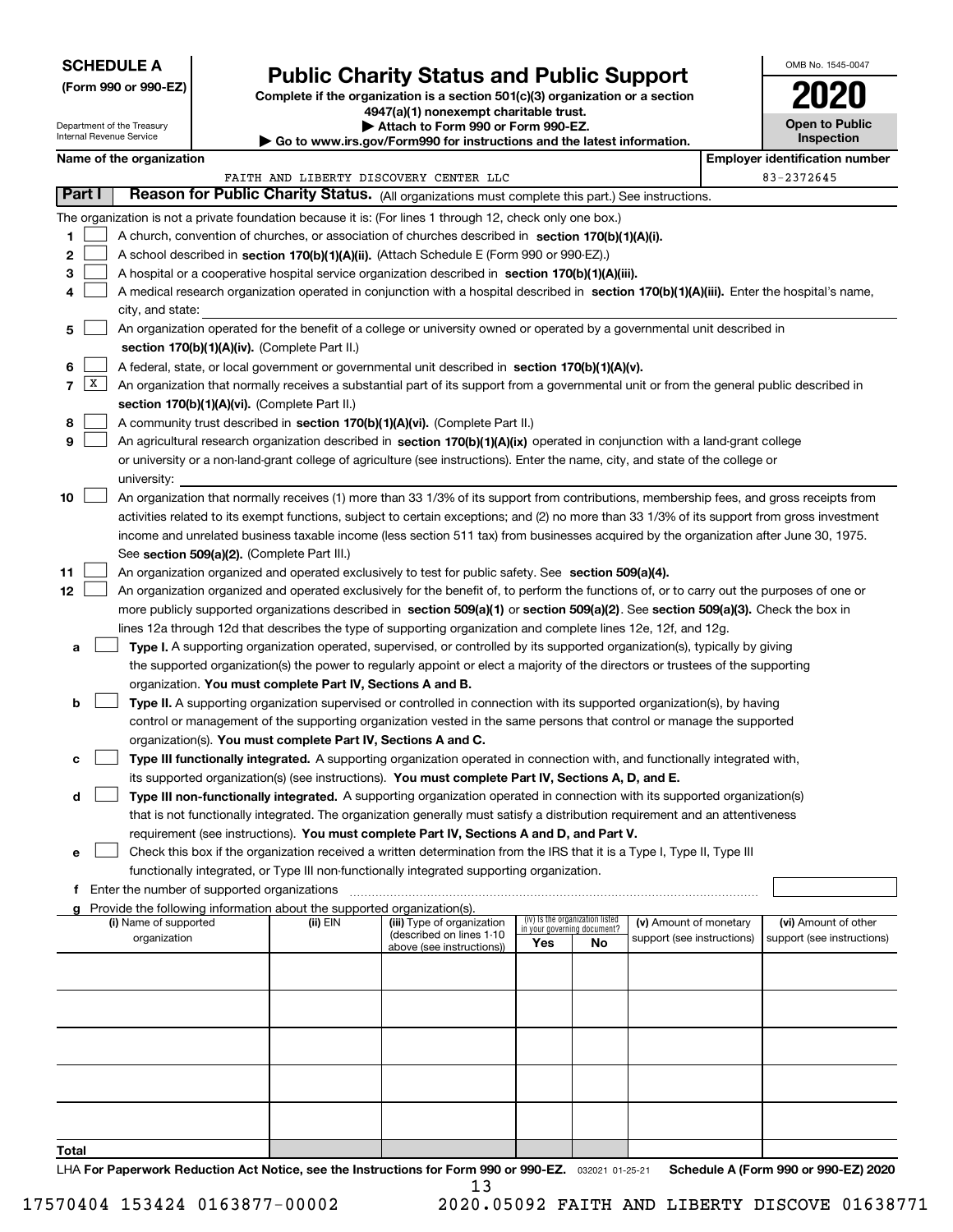**SCHEDULE A**
**(Form 990 or 990-EZ)**

Department of the Treasury
Internal Revenue Service

# Public Charity Status and Public Support

**Complete if the organization is a section 501(c)(3) organization or a section 4947(a)(1) nonexempt charitable trust.**
**▶ Attach to Form 990 or Form 990-EZ.**
**▶ Go to www.irs.gov/Form990 for instructions and the latest information.**

OMB No. 1545-0047
**2020**
**Open to Public Inspection**

**Name of the organization:** FAITH AND LIBERTY DISCOVERY CENTER LLC
**Employer identification number:** 83-2372645

## Part I Reason for Public Charity Status. (All organizations must complete this part.) See instructions.

The organization is not a private foundation because it is: (For lines 1 through 12, check only one box.)

1 ☐ A church, convention of churches, or association of churches described in **section 170(b)(1)(A)(i).**

2 ☐ A school described in **section 170(b)(1)(A)(ii).** (Attach Schedule E (Form 990 or 990-EZ).)

3 ☐ A hospital or a cooperative hospital service organization described in **section 170(b)(1)(A)(iii).**

4 ☐ A medical research organization operated in conjunction with a hospital described in **section 170(b)(1)(A)(iii).** Enter the hospital's name, city, and state:

5 ☐ An organization operated for the benefit of a college or university owned or operated by a governmental unit described in **section 170(b)(1)(A)(iv).** (Complete Part II.)

6 ☐ A federal, state, or local government or governmental unit described in **section 170(b)(1)(A)(v).**

7 ☒ An organization that normally receives a substantial part of its support from a governmental unit or from the general public described in **section 170(b)(1)(A)(vi).** (Complete Part II.)

8 ☐ A community trust described in **section 170(b)(1)(A)(vi).** (Complete Part II.)

9 ☐ An agricultural research organization described in **section 170(b)(1)(A)(ix)** operated in conjunction with a land-grant college or university or a non-land-grant college of agriculture (see instructions). Enter the name, city, and state of the college or university:

10 ☐ An organization that normally receives (1) more than 33 1/3% of its support from contributions, membership fees, and gross receipts from activities related to its exempt functions, subject to certain exceptions; and (2) no more than 33 1/3% of its support from gross investment income and unrelated business taxable income (less section 511 tax) from businesses acquired by the organization after June 30, 1975. See **section 509(a)(2).** (Complete Part III.)

11 ☐ An organization organized and operated exclusively to test for public safety. See **section 509(a)(4).**

12 ☐ An organization organized and operated exclusively for the benefit of, to perform the functions of, or to carry out the purposes of one or more publicly supported organizations described in **section 509(a)(1)** or **section 509(a)(2).** See **section 509(a)(3).** Check the box in lines 12a through 12d that describes the type of supporting organization and complete lines 12e, 12f, and 12g.

a ☐ **Type I.** A supporting organization operated, supervised, or controlled by its supported organization(s), typically by giving the supported organization(s) the power to regularly appoint or elect a majority of the directors or trustees of the supporting organization. **You must complete Part IV, Sections A and B.**

b ☐ **Type II.** A supporting organization supervised or controlled in connection with its supported organization(s), by having control or management of the supporting organization vested in the same persons that control or manage the supported organization(s). **You must complete Part IV, Sections A and C.**

c ☐ **Type III functionally integrated.** A supporting organization operated in connection with, and functionally integrated with, its supported organization(s) (see instructions). **You must complete Part IV, Sections A, D, and E.**

d ☐ **Type III non-functionally integrated.** A supporting organization operated in connection with its supported organization(s) that is not functionally integrated. The organization generally must satisfy a distribution requirement and an attentiveness requirement (see instructions). **You must complete Part IV, Sections A and D, and Part V.**

e ☐ Check this box if the organization received a written determination from the IRS that it is a Type I, Type II, Type III functionally integrated, or Type III non-functionally integrated supporting organization.

f Enter the number of supported organizations

g Provide the following information about the supported organization(s).

| (i) Name of supported organization | (ii) EIN | (iii) Type of organization (described on lines 1-10 above (see instructions)) | (iv) Is the organization listed in your governing document? Yes | No | (v) Amount of monetary support (see instructions) | (vi) Amount of other support (see instructions) |
|---|---|---|---|---|---|---|
| | | | | | | |
| | | | | | | |
| | | | | | | |
| | | | | | | |
| | | | | | | |
| **Total** | | | | | | |

LHA **For Paperwork Reduction Act Notice, see the Instructions for Form 990 or 990-EZ.** 032021 01-25-21 **Schedule A (Form 990 or 990-EZ) 2020**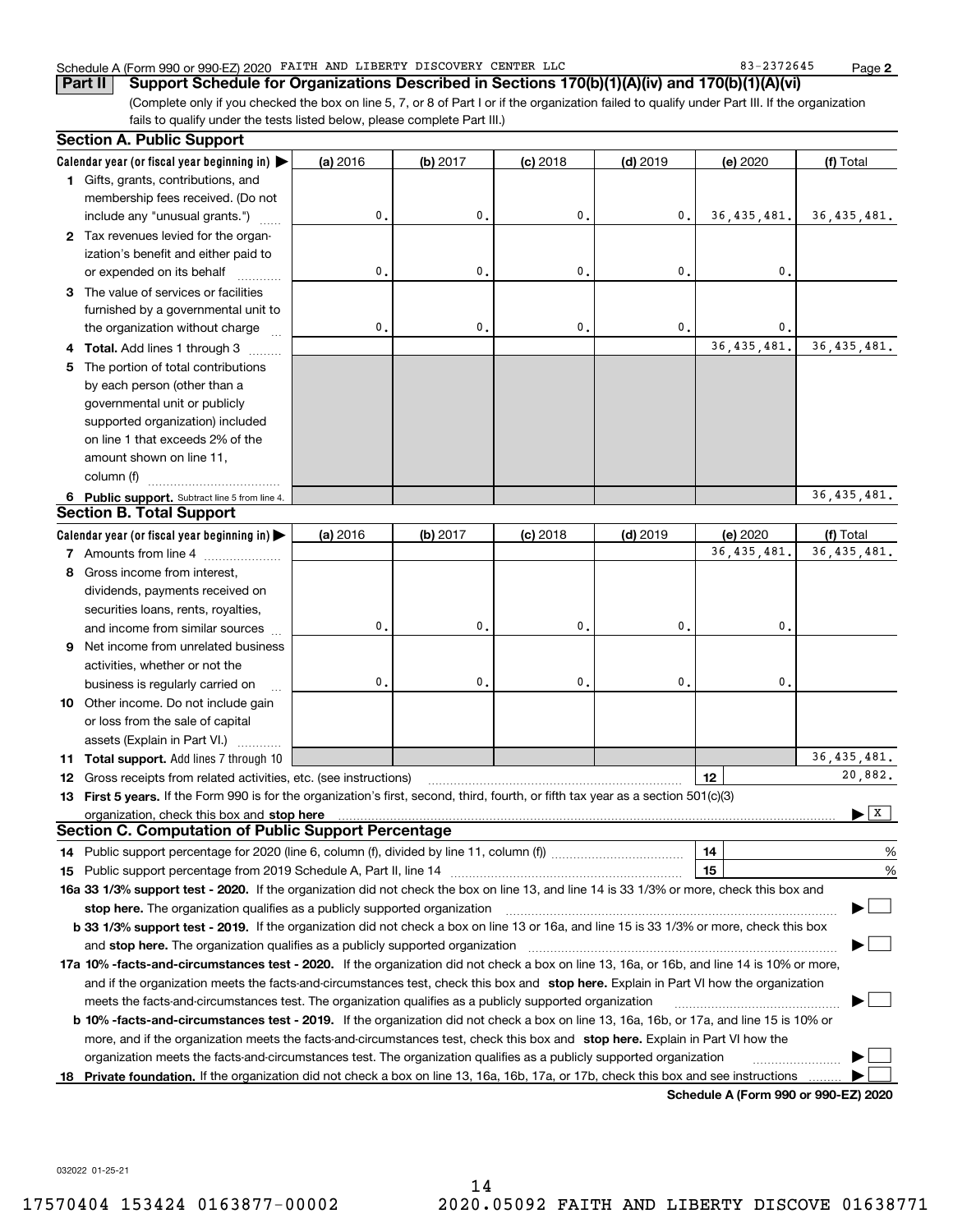Schedule A (Form 990 or 990-EZ) 2020 FAITH AND LIBERTY DISCOVERY CENTER LLC 83-2372645

**Part II** **Support Schedule for Organizations Described in Sections 170(b)(1)(A)(iv) and 170(b)(1)(A)(vi)**

(Complete only if you checked the box on line 5, 7, or 8 of Part I or if the organization failed to qualify under Part III. If the organization fails to qualify under the tests listed below, please complete Part III.)

## Section A. Public Support

| Calendar year (or fiscal year beginning in) ▶ | (a) 2016 | (b) 2017 | (c) 2018 | (d) 2019 | (e) 2020 | (f) Total |
|---|---|---|---|---|---|---|
| **1** Gifts, grants, contributions, and membership fees received. (Do not include any "unusual grants.") | 0. | 0. | 0. | 0. | 36,435,481. | 36,435,481. |
| **2** Tax revenues levied for the organization's benefit and either paid to or expended on its behalf | 0. | 0. | 0. | 0. | 0. | |
| **3** The value of services or facilities furnished by a governmental unit to the organization without charge | 0. | 0. | 0. | 0. | 0. | |
| **4 Total.** Add lines 1 through 3 | | | | | 36,435,481. | 36,435,481. |
| **5** The portion of total contributions by each person (other than a governmental unit or publicly supported organization) included on line 1 that exceeds 2% of the amount shown on line 11, column (f) | | | | | | |
| **6 Public support.** Subtract line 5 from line 4. | | | | | | 36,435,481. |

## Section B. Total Support

| Calendar year (or fiscal year beginning in) ▶ | (a) 2016 | (b) 2017 | (c) 2018 | (d) 2019 | (e) 2020 | (f) Total |
|---|---|---|---|---|---|---|
| **7** Amounts from line 4 | | | | | 36,435,481. | 36,435,481. |
| **8** Gross income from interest, dividends, payments received on securities loans, rents, royalties, and income from similar sources | 0. | 0. | 0. | 0. | 0. | |
| **9** Net income from unrelated business activities, whether or not the business is regularly carried on | 0. | 0. | 0. | 0. | 0. | |
| **10** Other income. Do not include gain or loss from the sale of capital assets (Explain in Part VI.) | | | | | | |
| **11 Total support.** Add lines 7 through 10 | | | | | | 36,435,481. |

**12** Gross receipts from related activities, etc. (see instructions) | **12** | 20,882.

**13 First 5 years.** If the Form 990 is for the organization's first, second, third, fourth, or fifth tax year as a section 501(c)(3) organization, check this box and **stop here** ▶ [X]

## Section C. Computation of Public Support Percentage

**14** Public support percentage for 2020 (line 6, column (f), divided by line 11, column (f)) | **14** | %

**15** Public support percentage from 2019 Schedule A, Part II, line 14 | **15** | %

**16a 33 1/3% support test - 2020.** If the organization did not check the box on line 13, and line 14 is 33 1/3% or more, check this box and **stop here.** The organization qualifies as a publicly supported organization ▶ [ ]

**b 33 1/3% support test - 2019.** If the organization did not check a box on line 13 or 16a, and line 15 is 33 1/3% or more, check this box and **stop here.** The organization qualifies as a publicly supported organization ▶ [ ]

**17a 10% -facts-and-circumstances test - 2020.** If the organization did not check a box on line 13, 16a, or 16b, and line 14 is 10% or more, and if the organization meets the facts-and-circumstances test, check this box and **stop here.** Explain in Part VI how the organization meets the facts-and-circumstances test. The organization qualifies as a publicly supported organization ▶ [ ]

**b 10% -facts-and-circumstances test - 2019.** If the organization did not check a box on line 13, 16a, 16b, or 17a, and line 15 is 10% or more, and if the organization meets the facts-and-circumstances test, check this box and **stop here.** Explain in Part VI how the organization meets the facts-and-circumstances test. The organization qualifies as a publicly supported organization ▶ [ ]

**18 Private foundation.** If the organization did not check a box on line 13, 16a, 16b, 17a, or 17b, check this box and see instructions ▶ [ ]

**Schedule A (Form 990 or 990-EZ) 2020**

032022 01-25-21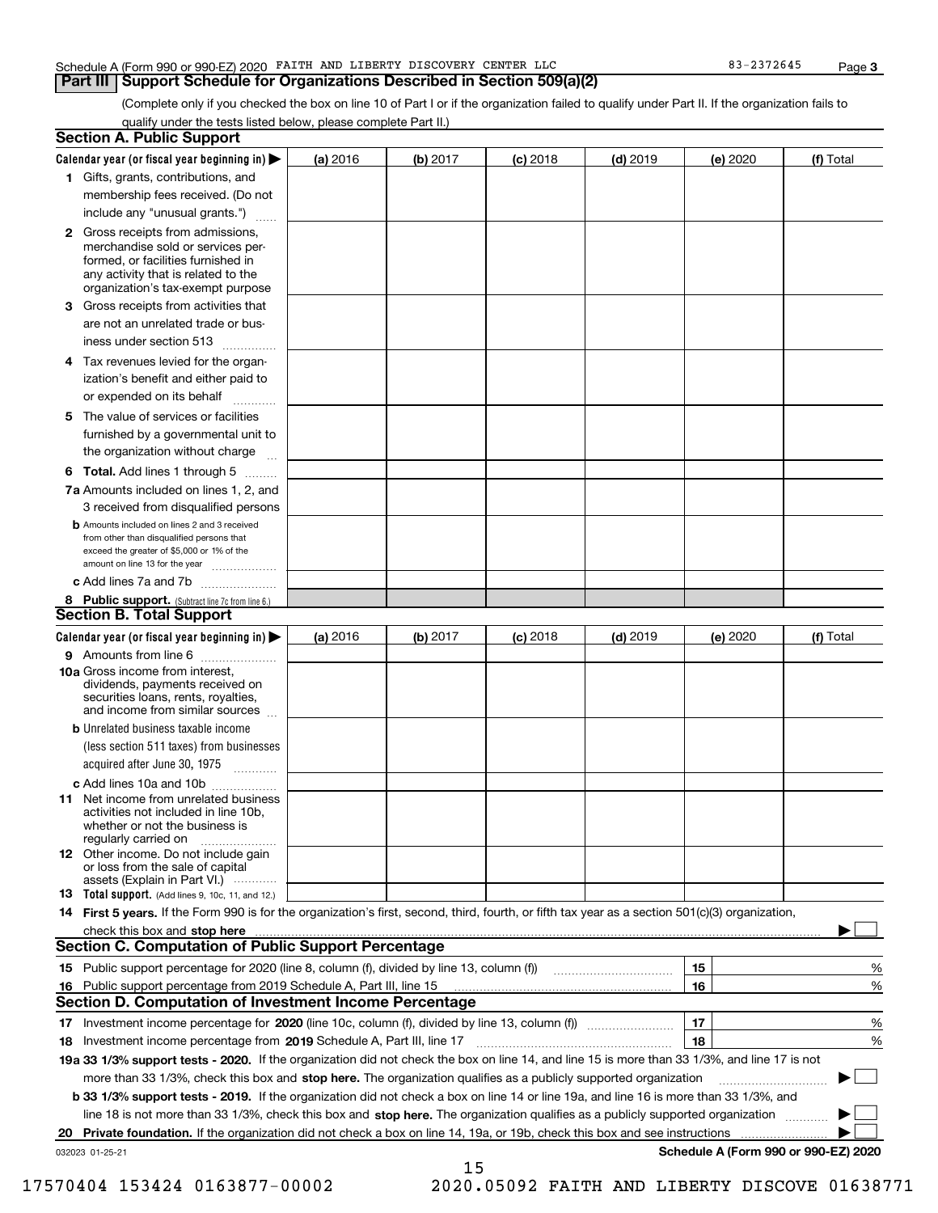Schedule A (Form 990 or 990-EZ) 2020 FAITH AND LIBERTY DISCOVERY CENTER LLC 83-2372645

## Part III Support Schedule for Organizations Described in Section 509(a)(2)

(Complete only if you checked the box on line 10 of Part I or if the organization failed to qualify under Part II. If the organization fails to qualify under the tests listed below, please complete Part II.)

### Section A. Public Support

| Calendar year (or fiscal year beginning in) ▶ | (a) 2016 | (b) 2017 | (c) 2018 | (d) 2019 | (e) 2020 | (f) Total |
|---|---|---|---|---|---|---|
| 1 Gifts, grants, contributions, and membership fees received. (Do not include any "unusual grants.") | | | | | | |
| 2 Gross receipts from admissions, merchandise sold or services performed, or facilities furnished in any activity that is related to the organization's tax-exempt purpose | | | | | | |
| 3 Gross receipts from activities that are not an unrelated trade or business under section 513 | | | | | | |
| 4 Tax revenues levied for the organization's benefit and either paid to or expended on its behalf | | | | | | |
| 5 The value of services or facilities furnished by a governmental unit to the organization without charge | | | | | | |
| 6 **Total.** Add lines 1 through 5 | | | | | | |
| 7a Amounts included on lines 1, 2, and 3 received from disqualified persons | | | | | | |
| b Amounts included on lines 2 and 3 received from other than disqualified persons that exceed the greater of $5,000 or 1% of the amount on line 13 for the year | | | | | | |
| c Add lines 7a and 7b | | | | | | |
| 8 **Public support.** (Subtract line 7c from line 6.) | | | | | | |

### Section B. Total Support

| Calendar year (or fiscal year beginning in) ▶ | (a) 2016 | (b) 2017 | (c) 2018 | (d) 2019 | (e) 2020 | (f) Total |
|---|---|---|---|---|---|---|
| 9 Amounts from line 6 | | | | | | |
| 10a Gross income from interest, dividends, payments received on securities loans, rents, royalties, and income from similar sources | | | | | | |
| b Unrelated business taxable income (less section 511 taxes) from businesses acquired after June 30, 1975 | | | | | | |
| c Add lines 10a and 10b | | | | | | |
| 11 Net income from unrelated business activities not included in line 10b, whether or not the business is regularly carried on | | | | | | |
| 12 Other income. Do not include gain or loss from the sale of capital assets (Explain in Part VI.) | | | | | | |
| 13 **Total support.** (Add lines 9, 10c, 11, and 12.) | | | | | | |

14 **First 5 years.** If the Form 990 is for the organization's first, second, third, fourth, or fifth tax year as a section 501(c)(3) organization, check this box and **stop here** ▶ ☐

### Section C. Computation of Public Support Percentage

| | | | |
|---|---|---|---|
| 15 | Public support percentage for 2020 (line 8, column (f), divided by line 13, column (f)) | 15 | % |
| 16 | Public support percentage from 2019 Schedule A, Part III, line 15 | 16 | % |

### Section D. Computation of Investment Income Percentage

| | | | |
|---|---|---|---|
| 17 | Investment income percentage for **2020** (line 10c, column (f), divided by line 13, column (f)) | 17 | % |
| 18 | Investment income percentage from **2019** Schedule A, Part III, line 17 | 18 | % |

**19a 33 1/3% support tests - 2020.** If the organization did not check the box on line 14, and line 15 is more than 33 1/3%, and line 17 is not more than 33 1/3%, check this box and **stop here.** The organization qualifies as a publicly supported organization ▶ ☐

**b 33 1/3% support tests - 2019.** If the organization did not check a box on line 14 or line 19a, and line 16 is more than 33 1/3%, and line 18 is not more than 33 1/3%, check this box and **stop here.** The organization qualifies as a publicly supported organization ▶ ☐

**20 Private foundation.** If the organization did not check a box on line 14, 19a, or 19b, check this box and see instructions ▶ ☐

032023 01-25-21

**Schedule A (Form 990 or 990-EZ) 2020**

17570404 153424 0163877-00002 2020.05092 FAITH AND LIBERTY DISCOVE 01638771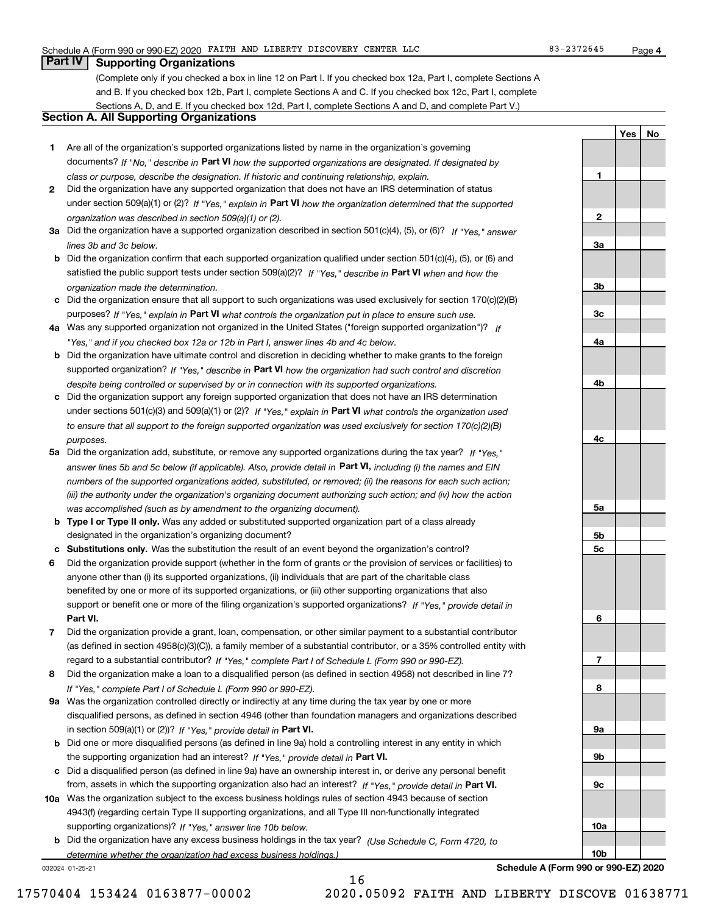Schedule A (Form 990 or 990-EZ) 2020 FAITH AND LIBERTY DISCOVERY CENTER LLC 83-2372645

## Part IV Supporting Organizations

(Complete only if you checked a box in line 12 on Part I. If you checked box 12a, Part I, complete Sections A and B. If you checked box 12b, Part I, complete Sections A and C. If you checked box 12c, Part I, complete Sections A, D, and E. If you checked box 12d, Part I, complete Sections A and D, and complete Part V.)

### Section A. All Supporting Organizations

| | | | Yes | No |
|---|---|---|---|---|
| **1** | Are all of the organization's supported organizations listed by name in the organization's governing documents? *If "No," describe in* **Part VI** *how the supported organizations are designated. If designated by class or purpose, describe the designation. If historic and continuing relationship, explain.* | 1 | | |
| **2** | Did the organization have any supported organization that does not have an IRS determination of status under section 509(a)(1) or (2)? *If "Yes," explain in* **Part VI** *how the organization determined that the supported organization was described in section 509(a)(1) or (2).* | 2 | | |
| **3a** | Did the organization have a supported organization described in section 501(c)(4), (5), or (6)? *If "Yes," answer lines 3b and 3c below.* | 3a | | |
| **b** | Did the organization confirm that each supported organization qualified under section 501(c)(4), (5), or (6) and satisfied the public support tests under section 509(a)(2)? *If "Yes," describe in* **Part VI** *when and how the organization made the determination.* | 3b | | |
| **c** | Did the organization ensure that all support to such organizations was used exclusively for section 170(c)(2)(B) purposes? *If "Yes," explain in* **Part VI** *what controls the organization put in place to ensure such use.* | 3c | | |
| **4a** | Was any supported organization not organized in the United States ("foreign supported organization")? *If "Yes," and if you checked box 12a or 12b in Part I, answer lines 4b and 4c below.* | 4a | | |
| **b** | Did the organization have ultimate control and discretion in deciding whether to make grants to the foreign supported organization? *If "Yes," describe in* **Part VI** *how the organization had such control and discretion despite being controlled or supervised by or in connection with its supported organizations.* | 4b | | |
| **c** | Did the organization support any foreign supported organization that does not have an IRS determination under sections 501(c)(3) and 509(a)(1) or (2)? *If "Yes," explain in* **Part VI** *what controls the organization used to ensure that all support to the foreign supported organization was used exclusively for section 170(c)(2)(B) purposes.* | 4c | | |
| **5a** | Did the organization add, substitute, or remove any supported organizations during the tax year? *If "Yes," answer lines 5b and 5c below (if applicable). Also, provide detail in* **Part VI,** *including (i) the names and EIN numbers of the supported organizations added, substituted, or removed; (ii) the reasons for each such action; (iii) the authority under the organization's organizing document authorizing such action; and (iv) how the action was accomplished (such as by amendment to the organizing document).* | 5a | | |
| **b** | **Type I or Type II only.** Was any added or substituted supported organization part of a class already designated in the organization's organizing document? | 5b | | |
| **c** | **Substitutions only.** Was the substitution the result of an event beyond the organization's control? | 5c | | |
| **6** | Did the organization provide support (whether in the form of grants or the provision of services or facilities) to anyone other than (i) its supported organizations, (ii) individuals that are part of the charitable class benefited by one or more of its supported organizations, or (iii) other supporting organizations that also support or benefit one or more of the filing organization's supported organizations? *If "Yes," provide detail in* **Part VI.** | 6 | | |
| **7** | Did the organization provide a grant, loan, compensation, or other similar payment to a substantial contributor (as defined in section 4958(c)(3)(C)), a family member of a substantial contributor, or a 35% controlled entity with regard to a substantial contributor? *If "Yes," complete Part I of Schedule L (Form 990 or 990-EZ).* | 7 | | |
| **8** | Did the organization make a loan to a disqualified person (as defined in section 4958) not described in line 7? *If "Yes," complete Part I of Schedule L (Form 990 or 990-EZ).* | 8 | | |
| **9a** | Was the organization controlled directly or indirectly at any time during the tax year by one or more disqualified persons, as defined in section 4946 (other than foundation managers and organizations described in section 509(a)(1) or (2))? *If "Yes," provide detail in* **Part VI.** | 9a | | |
| **b** | Did one or more disqualified persons (as defined in line 9a) hold a controlling interest in any entity in which the supporting organization had an interest? *If "Yes," provide detail in* **Part VI.** | 9b | | |
| **c** | Did a disqualified person (as defined in line 9a) have an ownership interest in, or derive any personal benefit from, assets in which the supporting organization also had an interest? *If "Yes," provide detail in* **Part VI.** | 9c | | |
| **10a** | Was the organization subject to the excess business holdings rules of section 4943 because of section 4943(f) (regarding certain Type II supporting organizations, and all Type III non-functionally integrated supporting organizations)? *If "Yes," answer line 10b below.* | 10a | | |
| **b** | Did the organization have any excess business holdings in the tax year? *(Use Schedule C, Form 4720, to determine whether the organization had excess business holdings.)* | 10b | | |

032024 01-25-21 **Schedule A (Form 990 or 990-EZ) 2020**

17570404 153424 0163877-00002 2020.05092 FAITH AND LIBERTY DISCOVE 01638771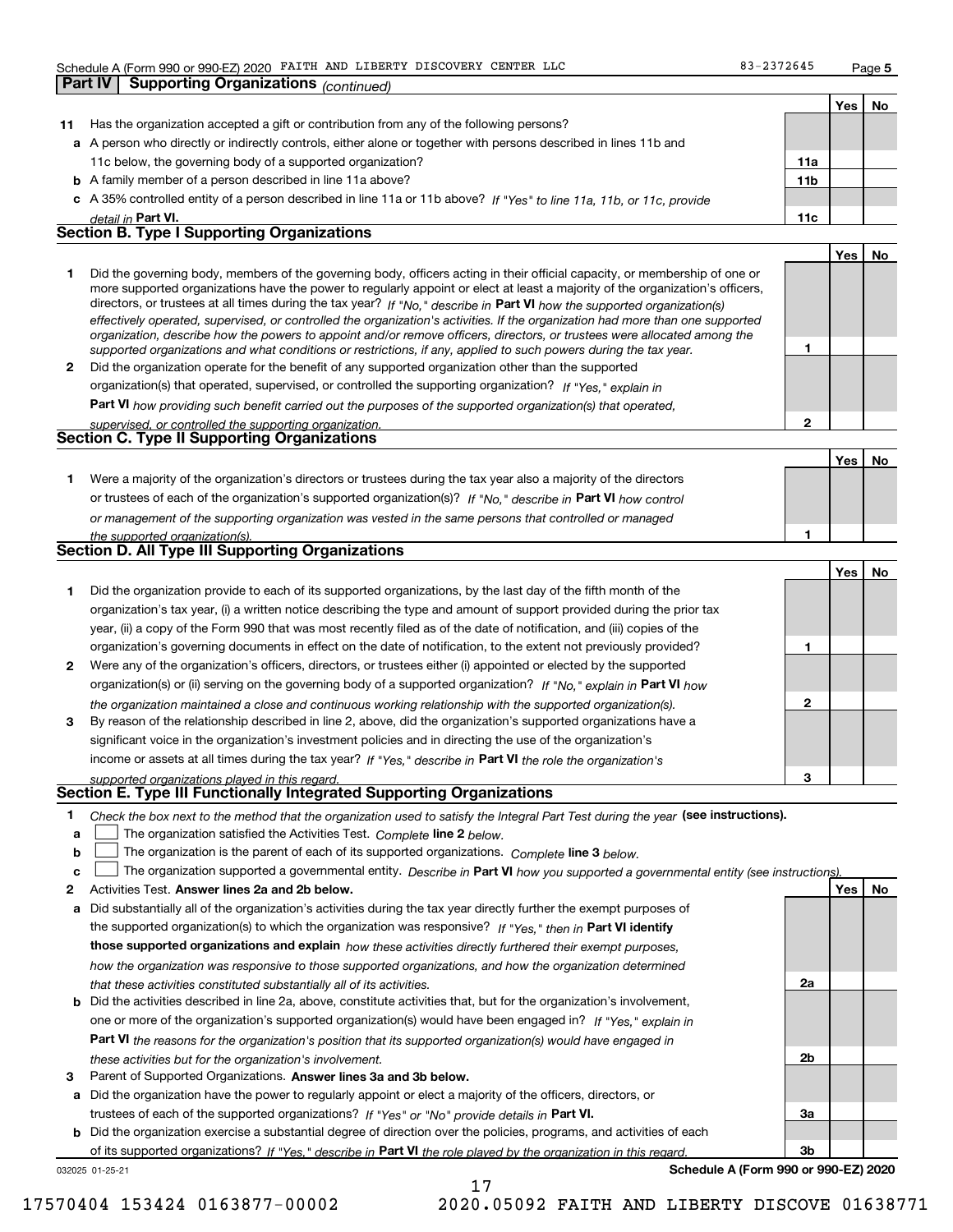Schedule A (Form 990 or 990-EZ) 2020 FAITH AND LIBERTY DISCOVERY CENTER LLC 83-2372645

## Part IV Supporting Organizations *(continued)*

| | | | Yes | No |
|---|---|---|---|---|
| **11** | Has the organization accepted a gift or contribution from any of the following persons? | | | |
| **a** | A person who directly or indirectly controls, either alone or together with persons described in lines 11b and 11c below, the governing body of a supported organization? | **11a** | | |
| **b** | A family member of a person described in line 11a above? | **11b** | | |
| **c** | A 35% controlled entity of a person described in line 11a or 11b above? *If "Yes" to line 11a, 11b, or 11c, provide detail in* **Part VI.** | **11c** | | |

### Section B. Type I Supporting Organizations

| | | | Yes | No |
|---|---|---|---|---|
| **1** | Did the governing body, members of the governing body, officers acting in their official capacity, or membership of one or more supported organizations have the power to regularly appoint or elect at least a majority of the organization's officers, directors, or trustees at all times during the tax year? *If "No," describe in* **Part VI** *how the supported organization(s) effectively operated, supervised, or controlled the organization's activities. If the organization had more than one supported organization, describe how the powers to appoint and/or remove officers, directors, or trustees were allocated among the supported organizations and what conditions or restrictions, if any, applied to such powers during the tax year.* | **1** | | |
| **2** | Did the organization operate for the benefit of any supported organization other than the supported organization(s) that operated, supervised, or controlled the supporting organization? *If "Yes," explain in* **Part VI** *how providing such benefit carried out the purposes of the supported organization(s) that operated, supervised, or controlled the supporting organization.* | **2** | | |

### Section C. Type II Supporting Organizations

| | | | Yes | No |
|---|---|---|---|---|
| **1** | Were a majority of the organization's directors or trustees during the tax year also a majority of the directors or trustees of each of the organization's supported organization(s)? *If "No," describe in* **Part VI** *how control or management of the supporting organization was vested in the same persons that controlled or managed the supported organization(s).* | **1** | | |

### Section D. All Type III Supporting Organizations

| | | | Yes | No |
|---|---|---|---|---|
| **1** | Did the organization provide to each of its supported organizations, by the last day of the fifth month of the organization's tax year, (i) a written notice describing the type and amount of support provided during the prior tax year, (ii) a copy of the Form 990 that was most recently filed as of the date of notification, and (iii) copies of the organization's governing documents in effect on the date of notification, to the extent not previously provided? | **1** | | |
| **2** | Were any of the organization's officers, directors, or trustees either (i) appointed or elected by the supported organization(s) or (ii) serving on the governing body of a supported organization? *If "No," explain in* **Part VI** *how the organization maintained a close and continuous working relationship with the supported organization(s).* | **2** | | |
| **3** | By reason of the relationship described in line 2, above, did the organization's supported organizations have a significant voice in the organization's investment policies and in directing the use of the organization's income or assets at all times during the tax year? *If "Yes," describe in* **Part VI** *the role the organization's supported organizations played in this regard.* | **3** | | |

### Section E. Type III Functionally Integrated Supporting Organizations

**1** *Check the box next to the method that the organization used to satisfy the Integral Part Test during the year* **(see instructions).**

**a** ☐ The organization satisfied the Activities Test. *Complete* **line 2** *below.*

**b** ☐ The organization is the parent of each of its supported organizations. *Complete* **line 3** *below.*

**c** ☐ The organization supported a governmental entity. *Describe in* **Part VI** *how you supported a governmental entity (see instructions).*

| | | | Yes | No |
|---|---|---|---|---|
| **2** | Activities Test. **Answer lines 2a and 2b below.** | | | |
| **a** | Did substantially all of the organization's activities during the tax year directly further the exempt purposes of the supported organization(s) to which the organization was responsive? *If "Yes," then in* **Part VI identify those supported organizations and explain** *how these activities directly furthered their exempt purposes, how the organization was responsive to those supported organizations, and how the organization determined that these activities constituted substantially all of its activities.* | **2a** | | |
| **b** | Did the activities described in line 2a, above, constitute activities that, but for the organization's involvement, one or more of the organization's supported organization(s) would have been engaged in? *If "Yes," explain in* **Part VI** *the reasons for the organization's position that its supported organization(s) would have engaged in these activities but for the organization's involvement.* | **2b** | | |
| **3** | Parent of Supported Organizations. **Answer lines 3a and 3b below.** | | | |
| **a** | Did the organization have the power to regularly appoint or elect a majority of the officers, directors, or trustees of each of the supported organizations? *If "Yes" or "No" provide details in* **Part VI.** | **3a** | | |
| **b** | Did the organization exercise a substantial degree of direction over the policies, programs, and activities of each of its supported organizations? *If "Yes," describe in* **Part VI** *the role played by the organization in this regard.* | **3b** | | |

032025 01-25-21 **Schedule A (Form 990 or 990-EZ) 2020**

17570404 153424 0163877-00002 2020.05092 FAITH AND LIBERTY DISCOVE 01638771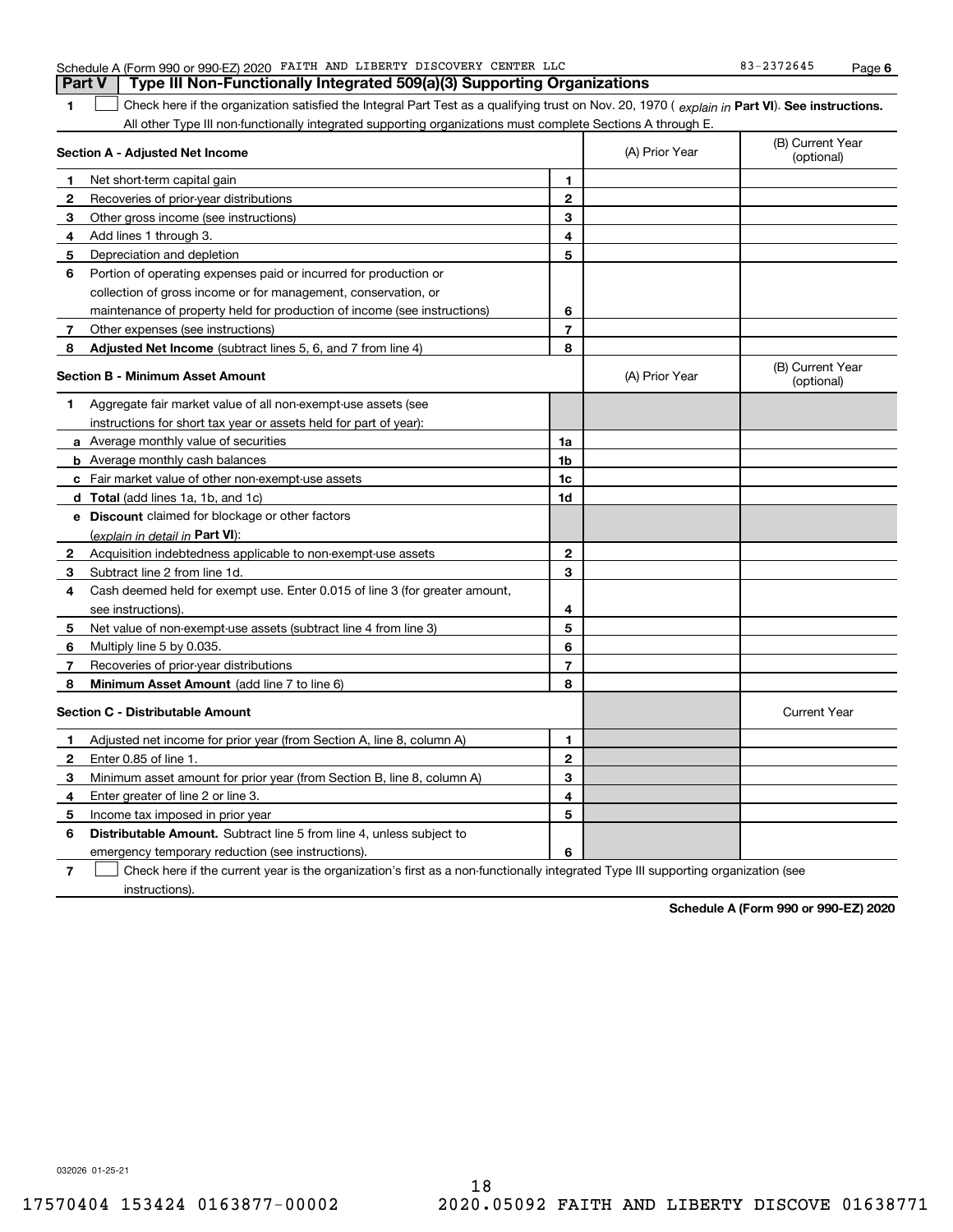Schedule A (Form 990 or 990-EZ) 2020 FAITH AND LIBERTY DISCOVERY CENTER LLC 83-2372645 Page 6

## Part V Type III Non-Functionally Integrated 509(a)(3) Supporting Organizations

**1** ☐ Check here if the organization satisfied the Integral Part Test as a qualifying trust on Nov. 20, 1970 ( *explain in* **Part VI**). **See instructions.** All other Type III non-functionally integrated supporting organizations must complete Sections A through E.

| **Section A - Adjusted Net Income** | | | (A) Prior Year | (B) Current Year (optional) |
|---|---|---|---|---|
| **1** | Net short-term capital gain | 1 | | |
| **2** | Recoveries of prior-year distributions | 2 | | |
| **3** | Other gross income (see instructions) | 3 | | |
| **4** | Add lines 1 through 3. | 4 | | |
| **5** | Depreciation and depletion | 5 | | |
| **6** | Portion of operating expenses paid or incurred for production or collection of gross income or for management, conservation, or maintenance of property held for production of income (see instructions) | 6 | | |
| **7** | Other expenses (see instructions) | 7 | | |
| **8** | **Adjusted Net Income** (subtract lines 5, 6, and 7 from line 4) | 8 | | |

| **Section B - Minimum Asset Amount** | | | (A) Prior Year | (B) Current Year (optional) |
|---|---|---|---|---|
| **1** | Aggregate fair market value of all non-exempt-use assets (see instructions for short tax year or assets held for part of year): | | | |
| **a** | Average monthly value of securities | 1a | | |
| **b** | Average monthly cash balances | 1b | | |
| **c** | Fair market value of other non-exempt-use assets | 1c | | |
| **d** | **Total** (add lines 1a, 1b, and 1c) | 1d | | |
| **e** | **Discount** claimed for blockage or other factors (*explain in detail in* **Part VI**): | | | |
| **2** | Acquisition indebtedness applicable to non-exempt-use assets | 2 | | |
| **3** | Subtract line 2 from line 1d. | 3 | | |
| **4** | Cash deemed held for exempt use. Enter 0.015 of line 3 (for greater amount, see instructions). | 4 | | |
| **5** | Net value of non-exempt-use assets (subtract line 4 from line 3) | 5 | | |
| **6** | Multiply line 5 by 0.035. | 6 | | |
| **7** | Recoveries of prior-year distributions | 7 | | |
| **8** | **Minimum Asset Amount** (add line 7 to line 6) | 8 | | |

| **Section C - Distributable Amount** | | | | Current Year |
|---|---|---|---|---|
| **1** | Adjusted net income for prior year (from Section A, line 8, column A) | 1 | | |
| **2** | Enter 0.85 of line 1. | 2 | | |
| **3** | Minimum asset amount for prior year (from Section B, line 8, column A) | 3 | | |
| **4** | Enter greater of line 2 or line 3. | 4 | | |
| **5** | Income tax imposed in prior year | 5 | | |
| **6** | **Distributable Amount.** Subtract line 5 from line 4, unless subject to emergency temporary reduction (see instructions). | 6 | | |

**7** ☐ Check here if the current year is the organization's first as a non-functionally integrated Type III supporting organization (see instructions).

**Schedule A (Form 990 or 990-EZ) 2020**

032026 01-25-21

18

17570404 153424 0163877-00002 2020.05092 FAITH AND LIBERTY DISCOVE 01638771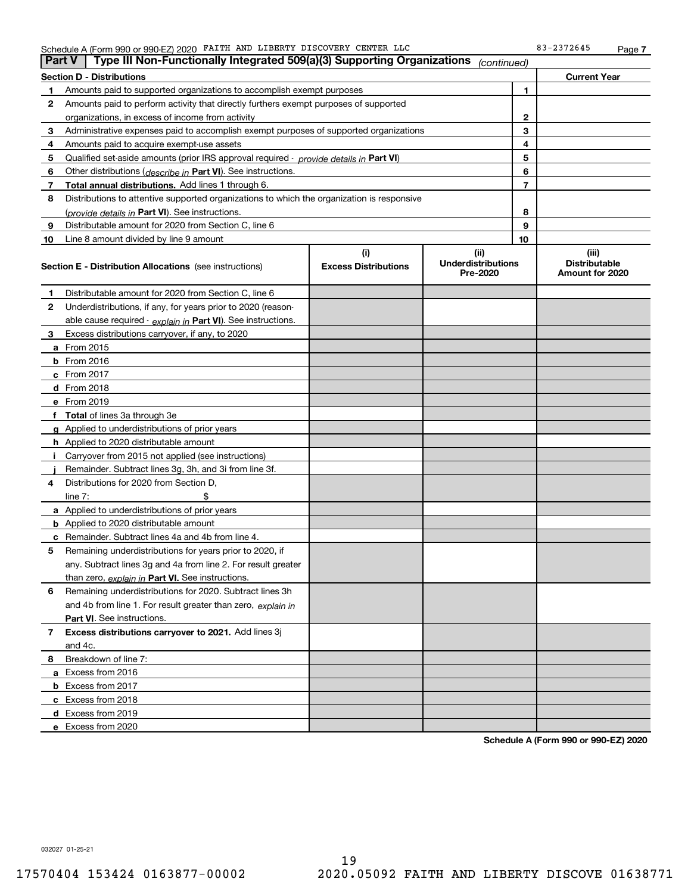Schedule A (Form 990 or 990-EZ) 2020 FAITH AND LIBERTY DISCOVERY CENTER LLC 83-2372645 Page 7

## Part V | Type III Non-Functionally Integrated 509(a)(3) Supporting Organizations *(continued)*

| Section D - Distributions | | | Current Year |
|---|---|---|---|
| 1 | Amounts paid to supported organizations to accomplish exempt purposes | 1 | |
| 2 | Amounts paid to perform activity that directly furthers exempt purposes of supported organizations, in excess of income from activity | 2 | |
| 3 | Administrative expenses paid to accomplish exempt purposes of supported organizations | 3 | |
| 4 | Amounts paid to acquire exempt-use assets | 4 | |
| 5 | Qualified set-aside amounts (prior IRS approval required - *provide details in* **Part VI**) | 5 | |
| 6 | Other distributions (*describe in* **Part VI**). See instructions. | 6 | |
| 7 | **Total annual distributions.** Add lines 1 through 6. | 7 | |
| 8 | Distributions to attentive supported organizations to which the organization is responsive (*provide details in* **Part VI**). See instructions. | 8 | |
| 9 | Distributable amount for 2020 from Section C, line 6 | 9 | |
| 10 | Line 8 amount divided by line 9 amount | 10 | |

| **Section E - Distribution Allocations** (see instructions) | (i) Excess Distributions | (ii) Underdistributions Pre-2020 | (iii) Distributable Amount for 2020 |
|---|---|---|---|
| **1** Distributable amount for 2020 from Section C, line 6 | | | |
| **2** Underdistributions, if any, for years prior to 2020 (reasonable cause required - *explain in* **Part VI**). See instructions. | | | |
| **3** Excess distributions carryover, if any, to 2020 | | | |
| **a** From 2015 | | | |
| **b** From 2016 | | | |
| **c** From 2017 | | | |
| **d** From 2018 | | | |
| **e** From 2019 | | | |
| **f** **Total** of lines 3a through 3e | | | |
| **g** Applied to underdistributions of prior years | | | |
| **h** Applied to 2020 distributable amount | | | |
| **i** Carryover from 2015 not applied (see instructions) | | | |
| **j** Remainder. Subtract lines 3g, 3h, and 3i from line 3f. | | | |
| **4** Distributions for 2020 from Section D, line 7: $ | | | |
| **a** Applied to underdistributions of prior years | | | |
| **b** Applied to 2020 distributable amount | | | |
| **c** Remainder. Subtract lines 4a and 4b from line 4. | | | |
| **5** Remaining underdistributions for years prior to 2020, if any. Subtract lines 3g and 4a from line 2. For result greater than zero, *explain in* **Part VI.** See instructions. | | | |
| **6** Remaining underdistributions for 2020. Subtract lines 3h and 4b from line 1. For result greater than zero, *explain in* **Part VI**. See instructions. | | | |
| **7** **Excess distributions carryover to 2021.** Add lines 3j and 4c. | | | |
| **8** Breakdown of line 7: | | | |
| **a** Excess from 2016 | | | |
| **b** Excess from 2017 | | | |
| **c** Excess from 2018 | | | |
| **d** Excess from 2019 | | | |
| **e** Excess from 2020 | | | |

**Schedule A (Form 990 or 990-EZ) 2020**

032027 01-25-21

17570404 153424 0163877-00002 2020.05092 FAITH AND LIBERTY DISCOVE 01638771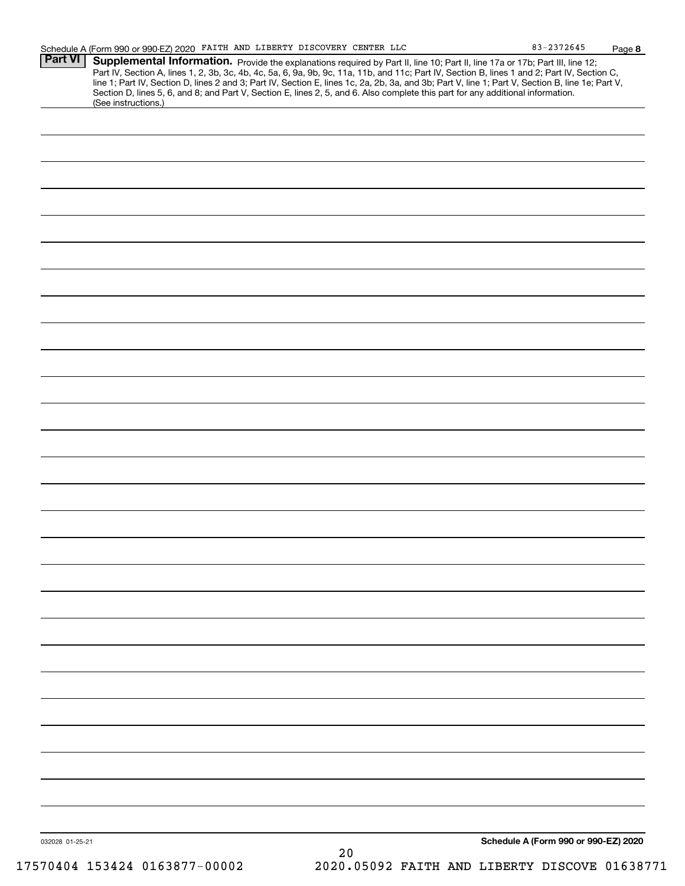Schedule A (Form 990 or 990-EZ) 2020 FAITH AND LIBERTY DISCOVERY CENTER LLC 83-2372645 Page 8

**Part VI** **Supplemental Information.** Provide the explanations required by Part II, line 10; Part II, line 17a or 17b; Part III, line 12; Part IV, Section A, lines 1, 2, 3b, 3c, 4b, 4c, 5a, 6, 9a, 9b, 9c, 11a, 11b, and 11c; Part IV, Section B, lines 1 and 2; Part IV, Section C, line 1; Part IV, Section D, lines 2 and 3; Part IV, Section E, lines 1c, 2a, 2b, 3a, and 3b; Part V, line 1; Part V, Section B, line 1e; Part V, Section D, lines 5, 6, and 8; and Part V, Section E, lines 2, 5, and 6. Also complete this part for any additional information. (See instructions.)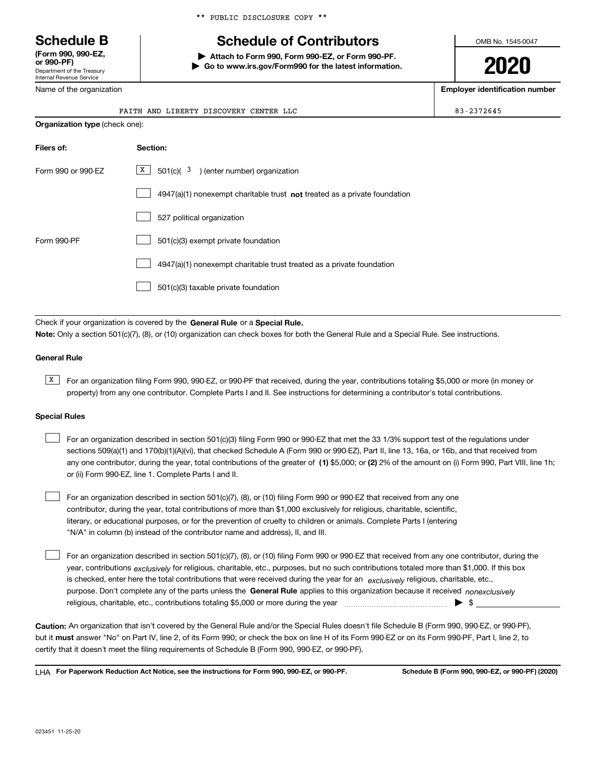** PUBLIC DISCLOSURE COPY **

# Schedule B

**(Form 990, 990-EZ, or 990-PF)**
Department of the Treasury
Internal Revenue Service

## Schedule of Contributors

▶ **Attach to Form 990, Form 990-EZ, or Form 990-PF.**
▶ **Go to www.irs.gov/Form990 for the latest information.**

OMB No. 1545-0047

**2020**

Name of the organization: FAITH AND LIBERTY DISCOVERY CENTER LLC

**Employer identification number:** 83-2372645

**Organization type** (check one):

| Filers of: | Section: |
|---|---|
| Form 990 or 990-EZ | [X] 501(c)( 3 ) (enter number) organization |
| | [ ] 4947(a)(1) nonexempt charitable trust **not** treated as a private foundation |
| | [ ] 527 political organization |
| Form 990-PF | [ ] 501(c)(3) exempt private foundation |
| | [ ] 4947(a)(1) nonexempt charitable trust treated as a private foundation |
| | [ ] 501(c)(3) taxable private foundation |

Check if your organization is covered by the **General Rule** or a **Special Rule.**

**Note:** Only a section 501(c)(7), (8), or (10) organization can check boxes for both the General Rule and a Special Rule. See instructions.

**General Rule**

[X] For an organization filing Form 990, 990-EZ, or 990-PF that received, during the year, contributions totaling $5,000 or more (in money or property) from any one contributor. Complete Parts I and II. See instructions for determining a contributor's total contributions.

**Special Rules**

[ ] For an organization described in section 501(c)(3) filing Form 990 or 990-EZ that met the 33 1/3% support test of the regulations under sections 509(a)(1) and 170(b)(1)(A)(vi), that checked Schedule A (Form 990 or 990-EZ), Part II, line 13, 16a, or 16b, and that received from any one contributor, during the year, total contributions of the greater of **(1)** $5,000; or **(2)** 2% of the amount on (i) Form 990, Part VIII, line 1h; or (ii) Form 990-EZ, line 1. Complete Parts I and II.

[ ] For an organization described in section 501(c)(7), (8), or (10) filing Form 990 or 990-EZ that received from any one contributor, during the year, total contributions of more than $1,000 exclusively for religious, charitable, scientific, literary, or educational purposes, or for the prevention of cruelty to children or animals. Complete Parts I (entering "N/A" in column (b) instead of the contributor name and address), II, and III.

[ ] For an organization described in section 501(c)(7), (8), or (10) filing Form 990 or 990-EZ that received from any one contributor, during the year, contributions *exclusively* for religious, charitable, etc., purposes, but no such contributions totaled more than $1,000. If this box is checked, enter here the total contributions that were received during the year for an *exclusively* religious, charitable, etc., purpose. Don't complete any of the parts unless the **General Rule** applies to this organization because it received *nonexclusively* religious, charitable, etc., contributions totaling $5,000 or more during the year ▶ $ ______

**Caution:** An organization that isn't covered by the General Rule and/or the Special Rules doesn't file Schedule B (Form 990, 990-EZ, or 990-PF), but it **must** answer "No" on Part IV, line 2, of its Form 990; or check the box on line H of its Form 990-EZ or on its Form 990-PF, Part I, line 2, to certify that it doesn't meet the filing requirements of Schedule B (Form 990, 990-EZ, or 990-PF).

LHA **For Paperwork Reduction Act Notice, see the instructions for Form 990, 990-EZ, or 990-PF.** **Schedule B (Form 990, 990-EZ, or 990-PF) (2020)**

023451 11-25-20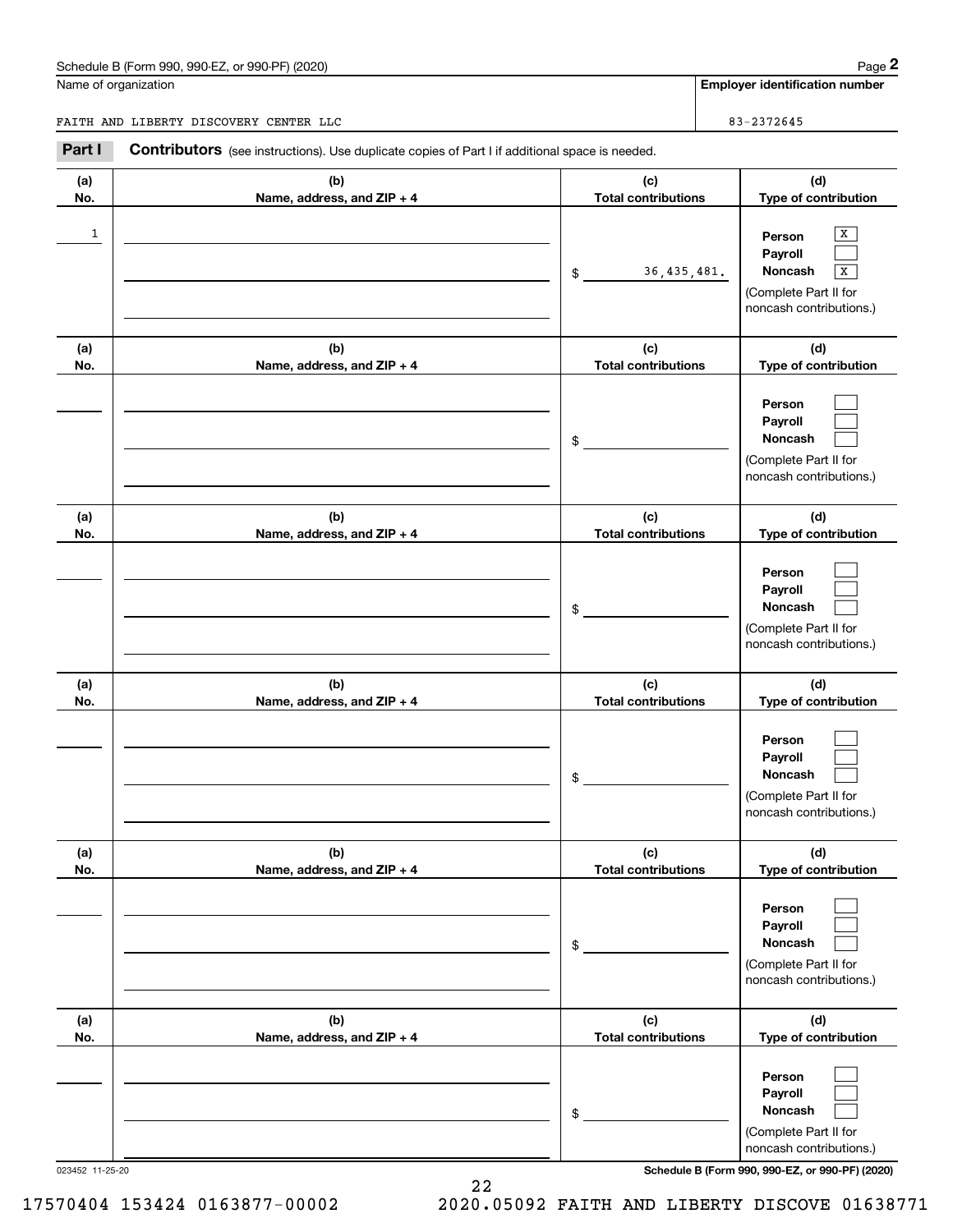Schedule B (Form 990, 990-EZ, or 990-PF) (2020)

Name of organization: FAITH AND LIBERTY DISCOVERY CENTER LLC

Employer identification number: 83-2372645

## Part I Contributors (see instructions). Use duplicate copies of Part I if additional space is needed.

| (a) No. | (b) Name, address, and ZIP + 4 | (c) Total contributions | (d) Type of contribution |
|---|---|---|---|
| 1 | | $ 36,435,481. | Person [X] Payroll [ ] Noncash [X] (Complete Part II for noncash contributions.) |
| | | $ | Person [ ] Payroll [ ] Noncash [ ] (Complete Part II for noncash contributions.) |
| | | $ | Person [ ] Payroll [ ] Noncash [ ] (Complete Part II for noncash contributions.) |
| | | $ | Person [ ] Payroll [ ] Noncash [ ] (Complete Part II for noncash contributions.) |
| | | $ | Person [ ] Payroll [ ] Noncash [ ] (Complete Part II for noncash contributions.) |
| | | $ | Person [ ] Payroll [ ] Noncash [ ] (Complete Part II for noncash contributions.) |

023452 11-25-20

Schedule B (Form 990, 990-EZ, or 990-PF) (2020)

17570404 153424 0163877-00002 2020.05092 FAITH AND LIBERTY DISCOVE 01638771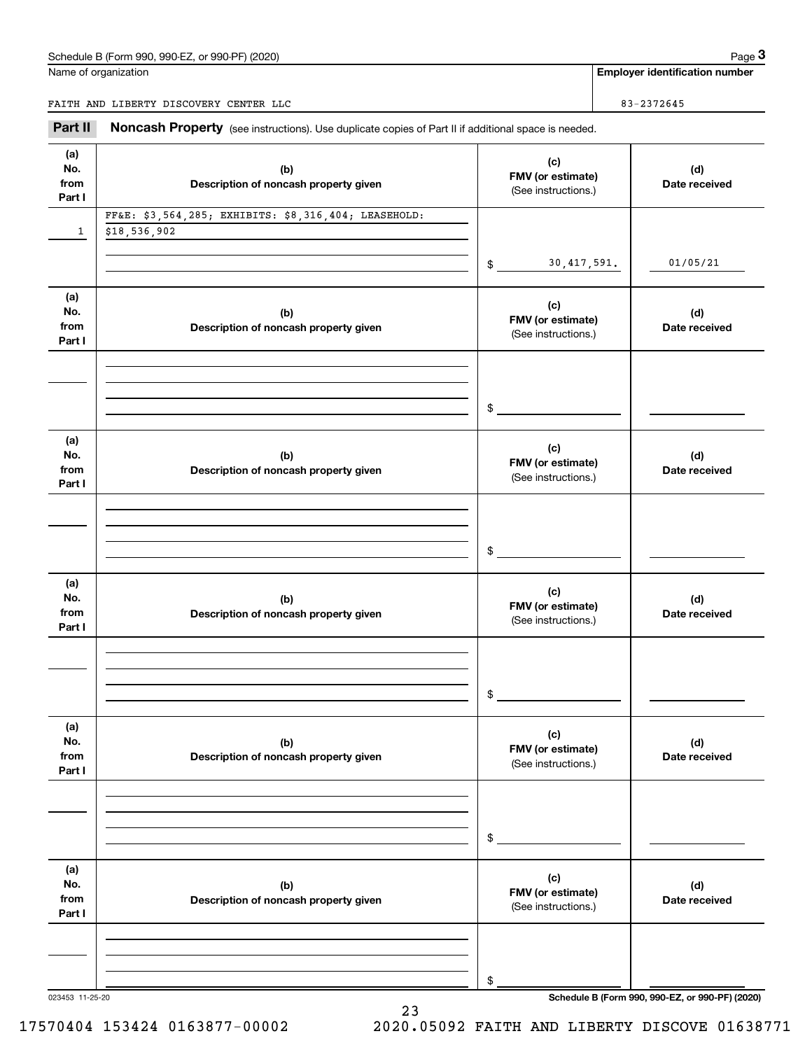Schedule B (Form 990, 990-EZ, or 990-PF) (2020)

Name of organization: FAITH AND LIBERTY DISCOVERY CENTER LLC

Employer identification number: 83-2372645

## Part II Noncash Property

(see instructions). Use duplicate copies of Part II if additional space is needed.

| (a) No. from Part I | (b) Description of noncash property given | (c) FMV (or estimate) (See instructions.) | (d) Date received |
|---|---|---|---|
| 1 | FF&E: $3,564,285; EXHIBITS: $8,316,404; LEASEHOLD: $18,536,902 | $ 30,417,591. | 01/05/21 |
| | | $ | |
| | | $ | |
| | | $ | |
| | | $ | |
| | | $ | |

023453 11-25-20

Schedule B (Form 990, 990-EZ, or 990-PF) (2020)

17570404 153424 0163877-00002 2020.05092 FAITH AND LIBERTY DISCOVE 01638771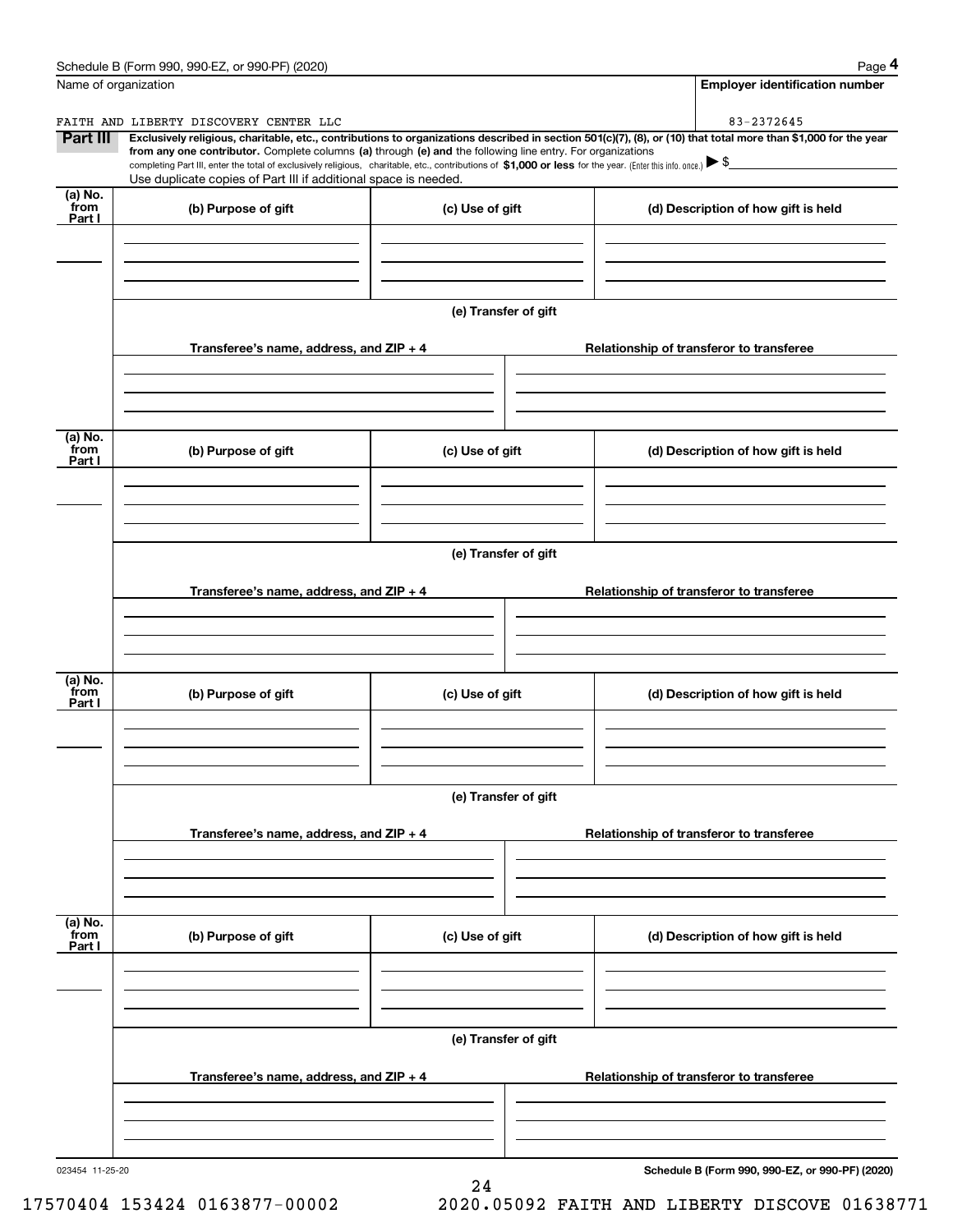Schedule B (Form 990, 990-EZ, or 990-PF) (2020)

Name of organization: FAITH AND LIBERTY DISCOVERY CENTER LLC

**Employer identification number:** 83-2372645

## Part III

**Exclusively religious, charitable, etc., contributions to organizations described in section 501(c)(7), (8), or (10) that total more than $1,000 for the year from any one contributor.** Complete columns **(a)** through **(e)** and the following line entry. For organizations completing Part III, enter the total of exclusively religious, charitable, etc., contributions of **$1,000 or less** for the year. (Enter this info. once.) ▶ $

Use duplicate copies of Part III if additional space is needed.

| (a) No. from Part I | (b) Purpose of gift | (c) Use of gift | (d) Description of how gift is held |
|---|---|---|---|
| | | | |

**(e) Transfer of gift**

| Transferee's name, address, and ZIP + 4 | Relationship of transferor to transferee |
|---|---|
| | |

| (a) No. from Part I | (b) Purpose of gift | (c) Use of gift | (d) Description of how gift is held |
|---|---|---|---|
| | | | |

**(e) Transfer of gift**

| Transferee's name, address, and ZIP + 4 | Relationship of transferor to transferee |
|---|---|
| | |

| (a) No. from Part I | (b) Purpose of gift | (c) Use of gift | (d) Description of how gift is held |
|---|---|---|---|
| | | | |

**(e) Transfer of gift**

| Transferee's name, address, and ZIP + 4 | Relationship of transferor to transferee |
|---|---|
| | |

| (a) No. from Part I | (b) Purpose of gift | (c) Use of gift | (d) Description of how gift is held |
|---|---|---|---|
| | | | |

**(e) Transfer of gift**

| Transferee's name, address, and ZIP + 4 | Relationship of transferor to transferee |
|---|---|
| | |

023454 11-25-20

**Schedule B (Form 990, 990-EZ, or 990-PF) (2020)**

17570404 153424 0163877-00002 2020.05092 FAITH AND LIBERTY DISCOVE 01638771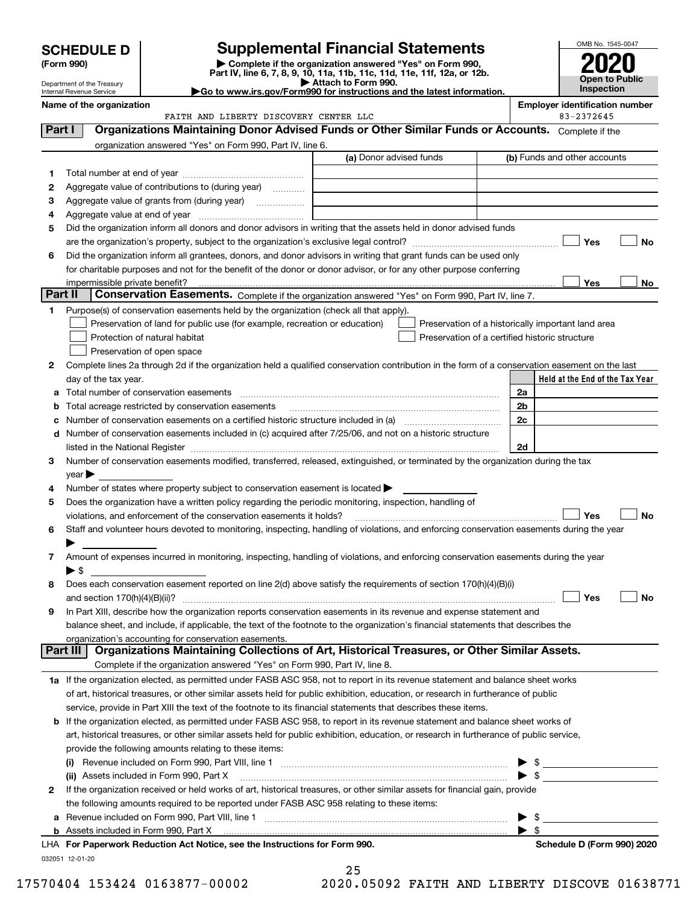# SCHEDULE D (Form 990)

Department of the Treasury
Internal Revenue Service

## Supplemental Financial Statements

▶ Complete if the organization answered "Yes" on Form 990, Part IV, line 6, 7, 8, 9, 10, 11a, 11b, 11c, 11d, 11e, 11f, 12a, or 12b.
▶ Attach to Form 990.
▶Go to www.irs.gov/Form990 for instructions and the latest information.

OMB No. 1545-0047
**2020**
**Open to Public Inspection**

**Name of the organization**
FAITH AND LIBERTY DISCOVERY CENTER LLC

**Employer identification number**
83-2372645

### Part I — Organizations Maintaining Donor Advised Funds or Other Similar Funds or Accounts. Complete if the organization answered "Yes" on Form 990, Part IV, line 6.

| | | (a) Donor advised funds | (b) Funds and other accounts |
|---|---|---|---|
| 1 | Total number at end of year | | |
| 2 | Aggregate value of contributions to (during year) | | |
| 3 | Aggregate value of grants from (during year) | | |
| 4 | Aggregate value at end of year | | |

5 Did the organization inform all donors and donor advisors in writing that the assets held in donor advised funds are the organization's property, subject to the organization's exclusive legal control? ☐ Yes ☐ No

6 Did the organization inform all grantees, donors, and donor advisors in writing that grant funds can be used only for charitable purposes and not for the benefit of the donor or donor advisor, or for any other purpose conferring impermissible private benefit? ☐ Yes ☐ No

### Part II — Conservation Easements. Complete if the organization answered "Yes" on Form 990, Part IV, line 7.

1 Purpose(s) of conservation easements held by the organization (check all that apply).

- ☐ Preservation of land for public use (for example, recreation or education)
- ☐ Protection of natural habitat
- ☐ Preservation of open space
- ☐ Preservation of a historically important land area
- ☐ Preservation of a certified historic structure

2 Complete lines 2a through 2d if the organization held a qualified conservation contribution in the form of a conservation easement on the last day of the tax year.

| | | | Held at the End of the Tax Year |
|---|---|---|---|
| a | Total number of conservation easements | 2a | |
| b | Total acreage restricted by conservation easements | 2b | |
| c | Number of conservation easements on a certified historic structure included in (a) | 2c | |
| d | Number of conservation easements included in (c) acquired after 7/25/06, and not on a historic structure listed in the National Register | 2d | |

3 Number of conservation easements modified, transferred, released, extinguished, or terminated by the organization during the tax year ▶

4 Number of states where property subject to conservation easement is located ▶

5 Does the organization have a written policy regarding the periodic monitoring, inspection, handling of violations, and enforcement of the conservation easements it holds? ☐ Yes ☐ No

6 Staff and volunteer hours devoted to monitoring, inspecting, handling of violations, and enforcing conservation easements during the year ▶

7 Amount of expenses incurred in monitoring, inspecting, handling of violations, and enforcing conservation easements during the year ▶ $

8 Does each conservation easement reported on line 2(d) above satisfy the requirements of section 170(h)(4)(B)(i) and section 170(h)(4)(B)(ii)? ☐ Yes ☐ No

9 In Part XIII, describe how the organization reports conservation easements in its revenue and expense statement and balance sheet, and include, if applicable, the text of the footnote to the organization's financial statements that describes the organization's accounting for conservation easements.

### Part III — Organizations Maintaining Collections of Art, Historical Treasures, or Other Similar Assets. Complete if the organization answered "Yes" on Form 990, Part IV, line 8.

1a If the organization elected, as permitted under FASB ASC 958, not to report in its revenue statement and balance sheet works of art, historical treasures, or other similar assets held for public exhibition, education, or research in furtherance of public service, provide in Part XIII the text of the footnote to its financial statements that describes these items.

b If the organization elected, as permitted under FASB ASC 958, to report in its revenue statement and balance sheet works of art, historical treasures, or other similar assets held for public exhibition, education, or research in furtherance of public service, provide the following amounts relating to these items:

(i) Revenue included on Form 990, Part VIII, line 1 ▶ $

(ii) Assets included in Form 990, Part X ▶ $

2 If the organization received or held works of art, historical treasures, or other similar assets for financial gain, provide the following amounts required to be reported under FASB ASC 958 relating to these items:

a Revenue included on Form 990, Part VIII, line 1 ▶ $

b Assets included in Form 990, Part X ▶ $

LHA For Paperwork Reduction Act Notice, see the Instructions for Form 990. **Schedule D (Form 990) 2020**

032051 12-01-20

17570404 153424 0163877-00002 2020.05092 FAITH AND LIBERTY DISCOVE 01638771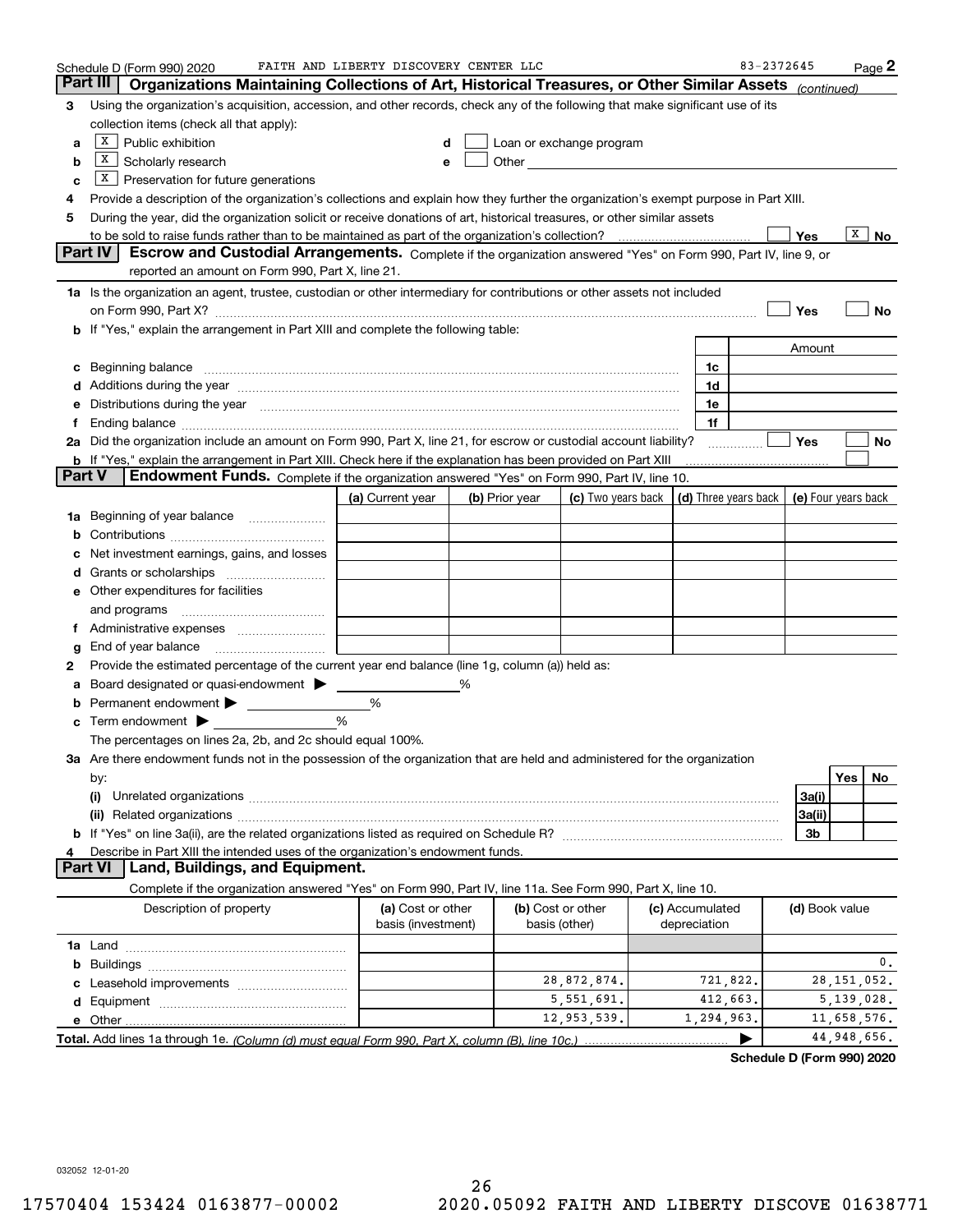Schedule D (Form 990) 2020 FAITH AND LIBERTY DISCOVERY CENTER LLC 83-2372645 Page 2

## Part III Organizations Maintaining Collections of Art, Historical Treasures, or Other Similar Assets *(continued)*

**3** Using the organization's acquisition, accession, and other records, check any of the following that make significant use of its collection items (check all that apply):

- **a** [X] Public exhibition
- **b** [X] Scholarly research
- **c** [X] Preservation for future generations
- **d** [ ] Loan or exchange program
- **e** [ ] Other

**4** Provide a description of the organization's collections and explain how they further the organization's exempt purpose in Part XIII.

**5** During the year, did the organization solicit or receive donations of art, historical treasures, or other similar assets to be sold to raise funds rather than to be maintained as part of the organization's collection? [ ] Yes [X] No

## Part IV Escrow and Custodial Arrangements.

Complete if the organization answered "Yes" on Form 990, Part IV, line 9, or reported an amount on Form 990, Part X, line 21.

**1a** Is the organization an agent, trustee, custodian or other intermediary for contributions or other assets not included on Form 990, Part X? [ ] Yes [ ] No

**b** If "Yes," explain the arrangement in Part XIII and complete the following table:

| | | Amount |
|---|---|---|
| **c** Beginning balance | 1c | |
| **d** Additions during the year | 1d | |
| **e** Distributions during the year | 1e | |
| **f** Ending balance | 1f | |

**2a** Did the organization include an amount on Form 990, Part X, line 21, for escrow or custodial account liability? [ ] Yes [ ] No

**b** If "Yes," explain the arrangement in Part XIII. Check here if the explanation has been provided on Part XIII [ ]

## Part V Endowment Funds.

Complete if the organization answered "Yes" on Form 990, Part IV, line 10.

| | (a) Current year | (b) Prior year | (c) Two years back | (d) Three years back | (e) Four years back |
|---|---|---|---|---|---|
| **1a** Beginning of year balance | | | | | |
| **b** Contributions | | | | | |
| **c** Net investment earnings, gains, and losses | | | | | |
| **d** Grants or scholarships | | | | | |
| **e** Other expenditures for facilities and programs | | | | | |
| **f** Administrative expenses | | | | | |
| **g** End of year balance | | | | | |

**2** Provide the estimated percentage of the current year end balance (line 1g, column (a)) held as:

- **a** Board designated or quasi-endowment ▶ ______ %
- **b** Permanent endowment ▶ ______ %
- **c** Term endowment ▶ ______ %

The percentages on lines 2a, 2b, and 2c should equal 100%.

**3a** Are there endowment funds not in the possession of the organization that are held and administered for the organization by:

| | | Yes | No |
|---|---|---|---|
| **(i)** Unrelated organizations | 3a(i) | | |
| **(ii)** Related organizations | 3a(ii) | | |
| **b** If "Yes" on line 3a(ii), are the related organizations listed as required on Schedule R? | 3b | | |

**4** Describe in Part XIII the intended uses of the organization's endowment funds.

## Part VI Land, Buildings, and Equipment.

Complete if the organization answered "Yes" on Form 990, Part IV, line 11a. See Form 990, Part X, line 10.

| Description of property | (a) Cost or other basis (investment) | (b) Cost or other basis (other) | (c) Accumulated depreciation | (d) Book value |
|---|---|---|---|---|
| **1a** Land | | | | |
| **b** Buildings | | | | 0. |
| **c** Leasehold improvements | | 28,872,874. | 721,822. | 28,151,052. |
| **d** Equipment | | 5,551,691. | 412,663. | 5,139,028. |
| **e** Other | | 12,953,539. | 1,294,963. | 11,658,576. |
| **Total.** Add lines 1a through 1e. *(Column (d) must equal Form 990, Part X, column (B), line 10c.)* | | | ▶ | 44,948,656. |

**Schedule D (Form 990) 2020**

032052 12-01-20

17570404 153424 0163877-00002 2020.05092 FAITH AND LIBERTY DISCOVE 01638771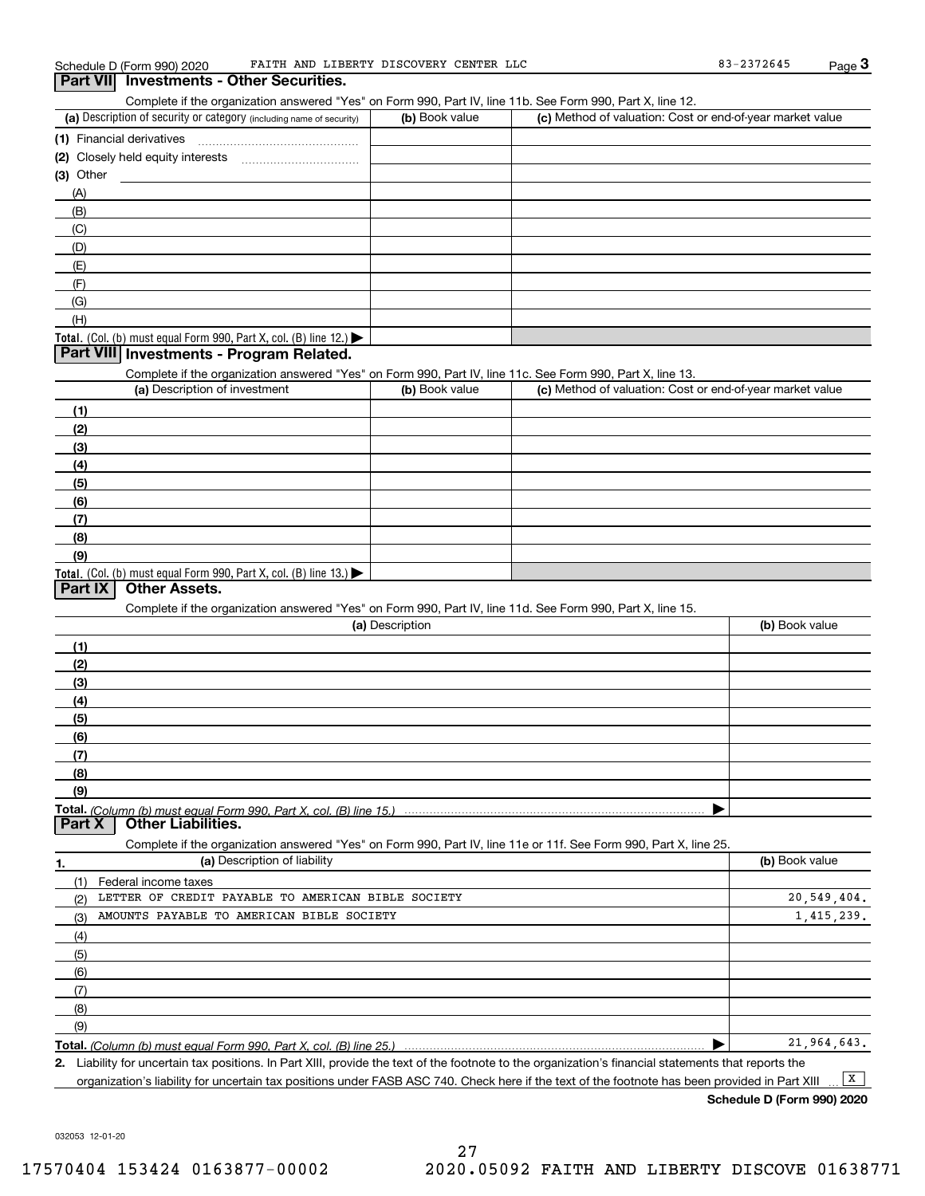Schedule D (Form 990) 2020 FAITH AND LIBERTY DISCOVERY CENTER LLC 83-2372645

## Part VII Investments - Other Securities.

Complete if the organization answered "Yes" on Form 990, Part IV, line 11b. See Form 990, Part X, line 12.

| (a) Description of security or category (including name of security) | (b) Book value | (c) Method of valuation: Cost or end-of-year market value |
|---|---|---|
| (1) Financial derivatives | | |
| (2) Closely held equity interests | | |
| (3) Other | | |
| (A) | | |
| (B) | | |
| (C) | | |
| (D) | | |
| (E) | | |
| (F) | | |
| (G) | | |
| (H) | | |
| **Total.** (Col. (b) must equal Form 990, Part X, col. (B) line 12.) ▶ | | |

## Part VIII Investments - Program Related.

Complete if the organization answered "Yes" on Form 990, Part IV, line 11c. See Form 990, Part X, line 13.

| (a) Description of investment | (b) Book value | (c) Method of valuation: Cost or end-of-year market value |
|---|---|---|
| (1) | | |
| (2) | | |
| (3) | | |
| (4) | | |
| (5) | | |
| (6) | | |
| (7) | | |
| (8) | | |
| (9) | | |
| **Total.** (Col. (b) must equal Form 990, Part X, col. (B) line 13.) ▶ | | |

## Part IX Other Assets.

Complete if the organization answered "Yes" on Form 990, Part IV, line 11d. See Form 990, Part X, line 15.

| (a) Description | (b) Book value |
|---|---|
| (1) | |
| (2) | |
| (3) | |
| (4) | |
| (5) | |
| (6) | |
| (7) | |
| (8) | |
| (9) | |
| **Total.** *(Column (b) must equal Form 990, Part X, col. (B) line 15.)* ▶ | |

## Part X Other Liabilities.

Complete if the organization answered "Yes" on Form 990, Part IV, line 11e or 11f. See Form 990, Part X, line 25.

| 1. (a) Description of liability | (b) Book value |
|---|---|
| (1) Federal income taxes | |
| (2) LETTER OF CREDIT PAYABLE TO AMERICAN BIBLE SOCIETY | 20,549,404. |
| (3) AMOUNTS PAYABLE TO AMERICAN BIBLE SOCIETY | 1,415,239. |
| (4) | |
| (5) | |
| (6) | |
| (7) | |
| (8) | |
| (9) | |
| **Total.** *(Column (b) must equal Form 990, Part X, col. (B) line 25.)* ▶ | 21,964,643. |

**2.** Liability for uncertain tax positions. In Part XIII, provide the text of the footnote to the organization's financial statements that reports the organization's liability for uncertain tax positions under FASB ASC 740. Check here if the text of the footnote has been provided in Part XIII ... [X]

**Schedule D (Form 990) 2020**

032053 12-01-20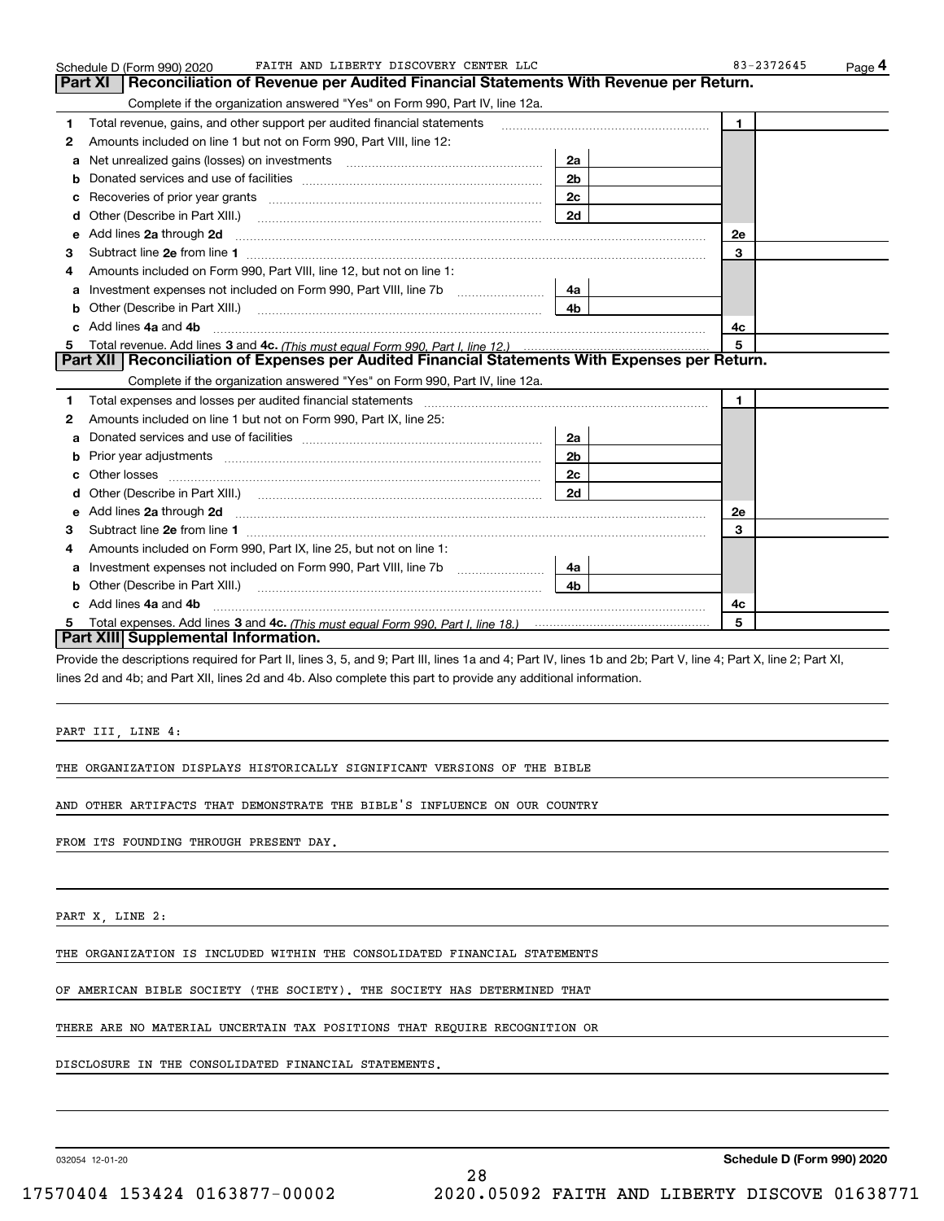Schedule D (Form 990) 2020 FAITH AND LIBERTY DISCOVERY CENTER LLC 83-2372645 Page 4

## Part XI Reconciliation of Revenue per Audited Financial Statements With Revenue per Return.

Complete if the organization answered "Yes" on Form 990, Part IV, line 12a.

| | | | | | |
|---|---|---|---|---|---|
| 1 | Total revenue, gains, and other support per audited financial statements | | | 1 | |
| 2 | Amounts included on line 1 but not on Form 990, Part VIII, line 12: | | | | |
| a | Net unrealized gains (losses) on investments | 2a | | | |
| b | Donated services and use of facilities | 2b | | | |
| c | Recoveries of prior year grants | 2c | | | |
| d | Other (Describe in Part XIII.) | 2d | | | |
| e | Add lines 2a through 2d | | | 2e | |
| 3 | Subtract line 2e from line 1 | | | 3 | |
| 4 | Amounts included on Form 990, Part VIII, line 12, but not on line 1: | | | | |
| a | Investment expenses not included on Form 990, Part VIII, line 7b | 4a | | | |
| b | Other (Describe in Part XIII.) | 4b | | | |
| c | Add lines 4a and 4b | | | 4c | |
| 5 | Total revenue. Add lines 3 and 4c. *(This must equal Form 990, Part I, line 12.)* | | | 5 | |

## Part XII Reconciliation of Expenses per Audited Financial Statements With Expenses per Return.

Complete if the organization answered "Yes" on Form 990, Part IV, line 12a.

| | | | | | |
|---|---|---|---|---|---|
| 1 | Total expenses and losses per audited financial statements | | | 1 | |
| 2 | Amounts included on line 1 but not on Form 990, Part IX, line 25: | | | | |
| a | Donated services and use of facilities | 2a | | | |
| b | Prior year adjustments | 2b | | | |
| c | Other losses | 2c | | | |
| d | Other (Describe in Part XIII.) | 2d | | | |
| e | Add lines 2a through 2d | | | 2e | |
| 3 | Subtract line 2e from line 1 | | | 3 | |
| 4 | Amounts included on Form 990, Part IX, line 25, but not on line 1: | | | | |
| a | Investment expenses not included on Form 990, Part VIII, line 7b | 4a | | | |
| b | Other (Describe in Part XIII.) | 4b | | | |
| c | Add lines 4a and 4b | | | 4c | |
| 5 | Total expenses. Add lines 3 and 4c. *(This must equal Form 990, Part I, line 18.)* | | | 5 | |

## Part XIII Supplemental Information.

Provide the descriptions required for Part II, lines 3, 5, and 9; Part III, lines 1a and 4; Part IV, lines 1b and 2b; Part V, line 4; Part X, line 2; Part XI, lines 2d and 4b; and Part XII, lines 2d and 4b. Also complete this part to provide any additional information.

PART III, LINE 4:

THE ORGANIZATION DISPLAYS HISTORICALLY SIGNIFICANT VERSIONS OF THE BIBLE AND OTHER ARTIFACTS THAT DEMONSTRATE THE BIBLE'S INFLUENCE ON OUR COUNTRY FROM ITS FOUNDING THROUGH PRESENT DAY.

PART X, LINE 2:

THE ORGANIZATION IS INCLUDED WITHIN THE CONSOLIDATED FINANCIAL STATEMENTS OF AMERICAN BIBLE SOCIETY (THE SOCIETY). THE SOCIETY HAS DETERMINED THAT THERE ARE NO MATERIAL UNCERTAIN TAX POSITIONS THAT REQUIRE RECOGNITION OR DISCLOSURE IN THE CONSOLIDATED FINANCIAL STATEMENTS.

032054 12-01-20 Schedule D (Form 990) 2020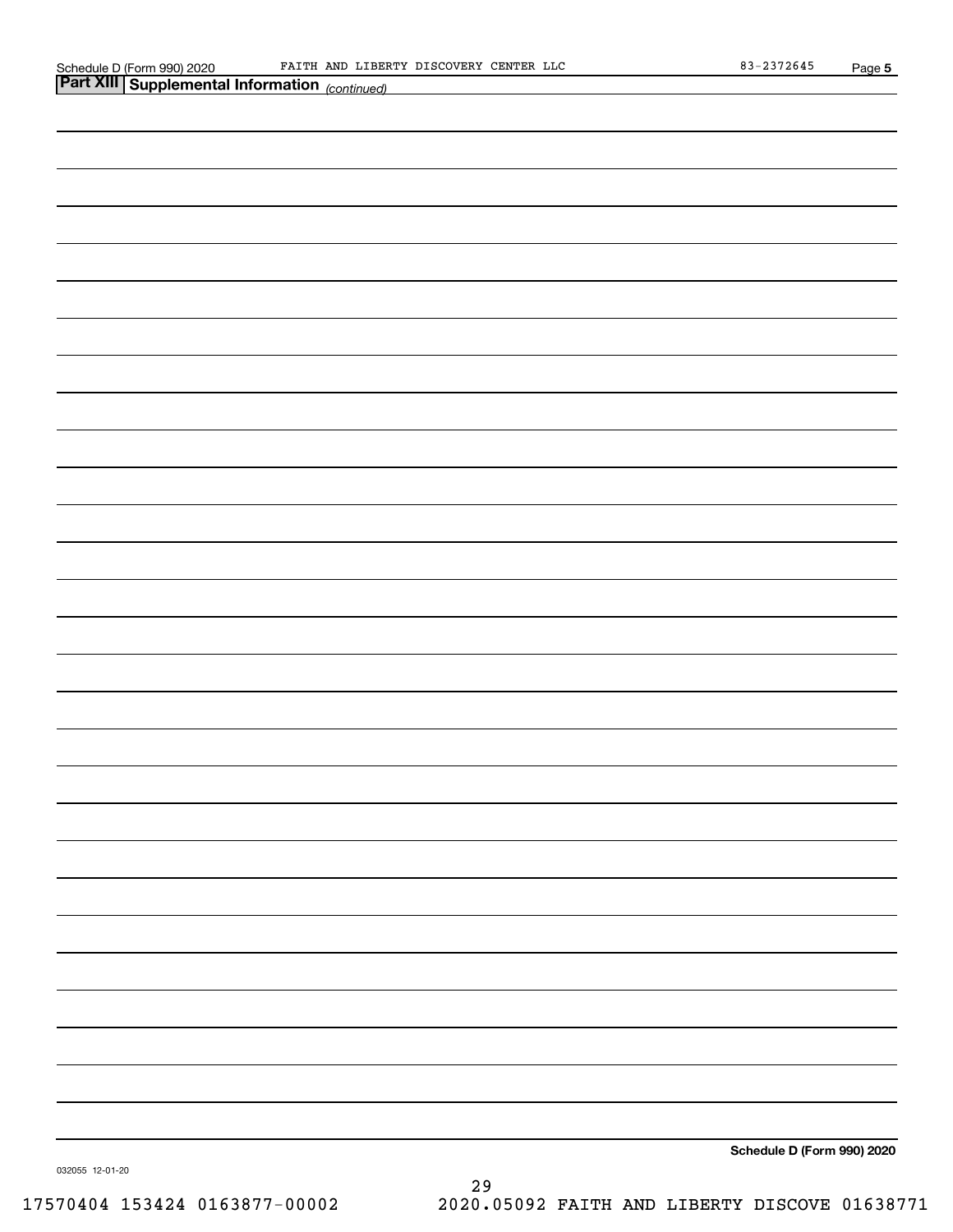## Part XIII Supplemental Information *(continued)*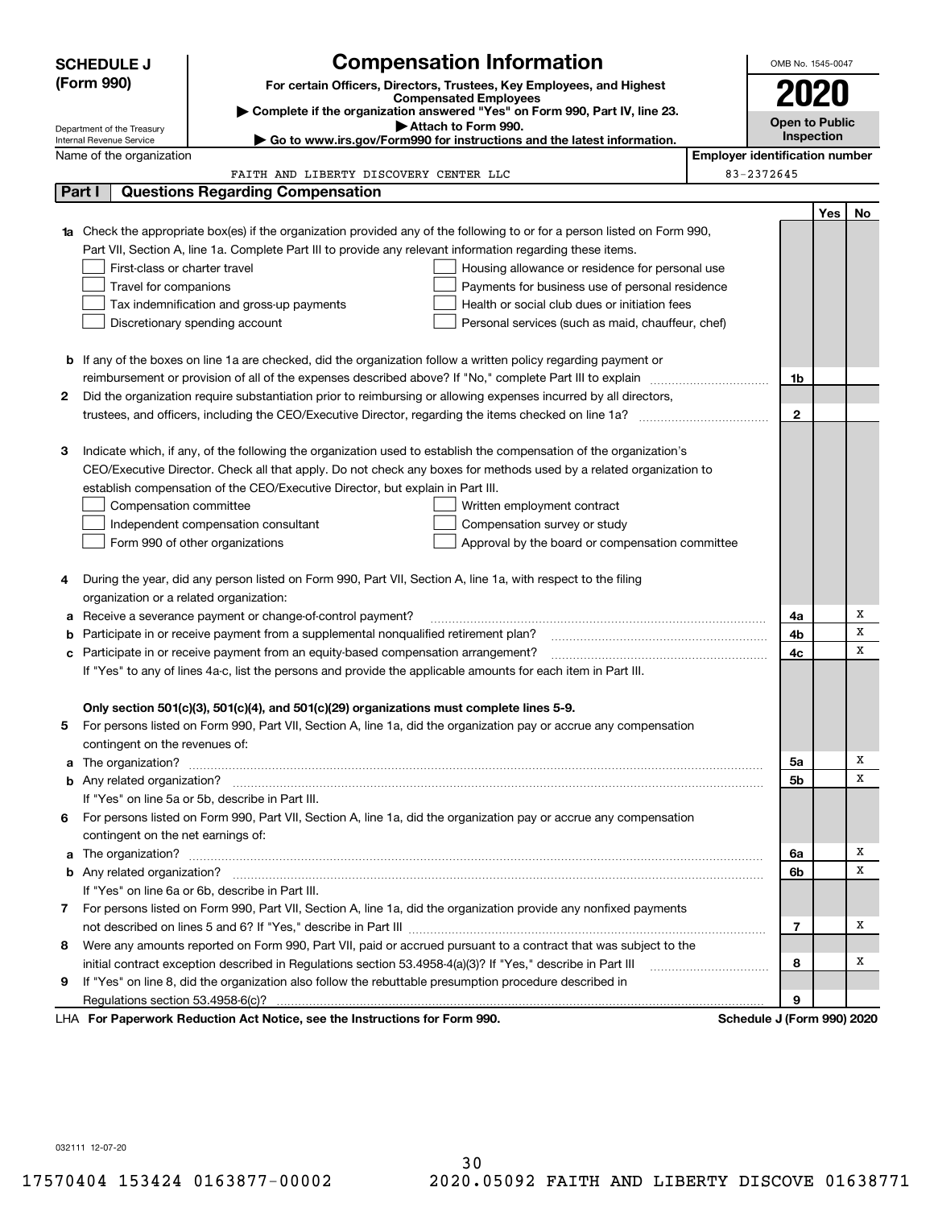**SCHEDULE J (Form 990)**

Department of the Treasury
Internal Revenue Service

# Compensation Information

**For certain Officers, Directors, Trustees, Key Employees, and Highest Compensated Employees**

▶ **Complete if the organization answered "Yes" on Form 990, Part IV, line 23.**

▶ **Attach to Form 990.**

▶ **Go to www.irs.gov/Form990 for instructions and the latest information.**

OMB No. 1545-0047

**2020**

**Open to Public Inspection**

Name of the organization: FAITH AND LIBERTY DISCOVERY CENTER LLC

**Employer identification number:** 83-2372645

## Part I Questions Regarding Compensation

| | | | Yes | No |
|---|---|---|---|---|
| **1a** | Check the appropriate box(es) if the organization provided any of the following to or for a person listed on Form 990, Part VII, Section A, line 1a. Complete Part III to provide any relevant information regarding these items.<br>☐ First-class or charter travel ☐ Housing allowance or residence for personal use<br>☐ Travel for companions ☐ Payments for business use of personal residence<br>☐ Tax indemnification and gross-up payments ☐ Health or social club dues or initiation fees<br>☐ Discretionary spending account ☐ Personal services (such as maid, chauffeur, chef) | | | |
| **b** | If any of the boxes on line 1a are checked, did the organization follow a written policy regarding payment or reimbursement or provision of all of the expenses described above? If "No," complete Part III to explain | 1b | | |
| **2** | Did the organization require substantiation prior to reimbursing or allowing expenses incurred by all directors, trustees, and officers, including the CEO/Executive Director, regarding the items checked on line 1a? | 2 | | |
| **3** | Indicate which, if any, of the following the organization used to establish the compensation of the organization's CEO/Executive Director. Check all that apply. Do not check any boxes for methods used by a related organization to establish compensation of the CEO/Executive Director, but explain in Part III.<br>☐ Compensation committee ☐ Written employment contract<br>☐ Independent compensation consultant ☐ Compensation survey or study<br>☐ Form 990 of other organizations ☐ Approval by the board or compensation committee | | | |
| **4** | During the year, did any person listed on Form 990, Part VII, Section A, line 1a, with respect to the filing organization or a related organization: | | | |
| **a** | Receive a severance payment or change-of-control payment? | 4a | | X |
| **b** | Participate in or receive payment from a supplemental nonqualified retirement plan? | 4b | | X |
| **c** | Participate in or receive payment from an equity-based compensation arrangement? | 4c | | X |
| | If "Yes" to any of lines 4a-c, list the persons and provide the applicable amounts for each item in Part III. | | | |
| | **Only section 501(c)(3), 501(c)(4), and 501(c)(29) organizations must complete lines 5-9.** | | | |
| **5** | For persons listed on Form 990, Part VII, Section A, line 1a, did the organization pay or accrue any compensation contingent on the revenues of: | | | |
| **a** | The organization? | 5a | | X |
| **b** | Any related organization? | 5b | | X |
| | If "Yes" on line 5a or 5b, describe in Part III. | | | |
| **6** | For persons listed on Form 990, Part VII, Section A, line 1a, did the organization pay or accrue any compensation contingent on the net earnings of: | | | |
| **a** | The organization? | 6a | | X |
| **b** | Any related organization? | 6b | | X |
| | If "Yes" on line 6a or 6b, describe in Part III. | | | |
| **7** | For persons listed on Form 990, Part VII, Section A, line 1a, did the organization provide any nonfixed payments not described on lines 5 and 6? If "Yes," describe in Part III | 7 | | X |
| **8** | Were any amounts reported on Form 990, Part VII, paid or accrued pursuant to a contract that was subject to the initial contract exception described in Regulations section 53.4958-4(a)(3)? If "Yes," describe in Part III | 8 | | X |
| **9** | If "Yes" on line 8, did the organization also follow the rebuttable presumption procedure described in Regulations section 53.4958-6(c)? | 9 | | |

LHA **For Paperwork Reduction Act Notice, see the Instructions for Form 990.** **Schedule J (Form 990) 2020**

032111 12-07-20

17570404 153424 0163877-00002 2020.05092 FAITH AND LIBERTY DISCOVE 01638771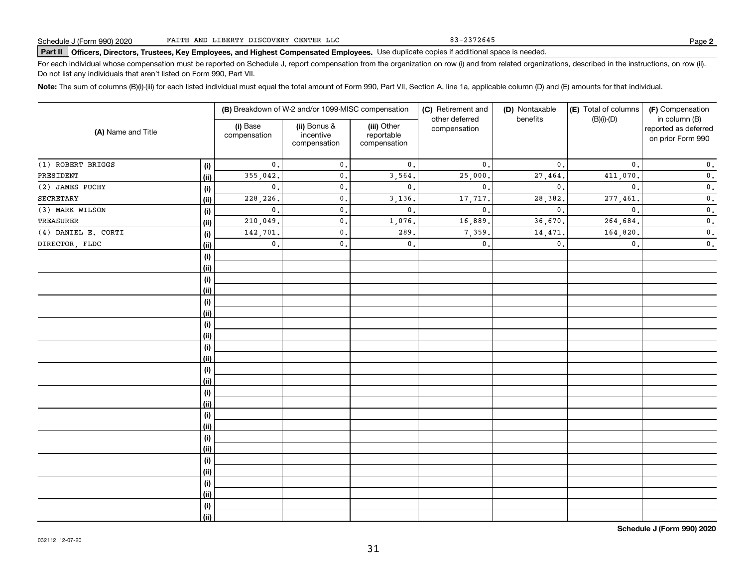Schedule J (Form 990) 2020 FAITH AND LIBERTY DISCOVERY CENTER LLC 83-2372645 Page **2**

**Part II** **Officers, Directors, Trustees, Key Employees, and Highest Compensated Employees.** Use duplicate copies if additional space is needed.

For each individual whose compensation must be reported on Schedule J, report compensation from the organization on row (i) and from related organizations, described in the instructions, on row (ii). Do not list any individuals that aren't listed on Form 990, Part VII.

**Note:** The sum of columns (B)(i)-(iii) for each listed individual must equal the total amount of Form 990, Part VII, Section A, line 1a, applicable column (D) and (E) amounts for that individual.

| (A) Name and Title | | (B) Breakdown of W-2 and/or 1099-MISC compensation | | | (C) Retirement and other deferred compensation | (D) Nontaxable benefits | (E) Total of columns (B)(i)-(D) | (F) Compensation in column (B) reported as deferred on prior Form 990 |
|---|---|---|---|---|---|---|---|---|
| | | (i) Base compensation | (ii) Bonus & incentive compensation | (iii) Other reportable compensation | | | | |
| (1) ROBERT BRIGGS | (i) | 0. | 0. | 0. | 0. | 0. | 0. | 0. |
| PRESIDENT | (ii) | 355,042. | 0. | 3,564. | 25,000. | 27,464. | 411,070. | 0. |
| (2) JAMES PUCHY | (i) | 0. | 0. | 0. | 0. | 0. | 0. | 0. |
| SECRETARY | (ii) | 228,226. | 0. | 3,136. | 17,717. | 28,382. | 277,461. | 0. |
| (3) MARK WILSON | (i) | 0. | 0. | 0. | 0. | 0. | 0. | 0. |
| TREASURER | (ii) | 210,049. | 0. | 1,076. | 16,889. | 36,670. | 264,684. | 0. |
| (4) DANIEL E. CORTI | (i) | 142,701. | 0. | 289. | 7,359. | 14,471. | 164,820. | 0. |
| DIRECTOR, FLDC | (ii) | 0. | 0. | 0. | 0. | 0. | 0. | 0. |

**Schedule J (Form 990) 2020**

032112 12-07-20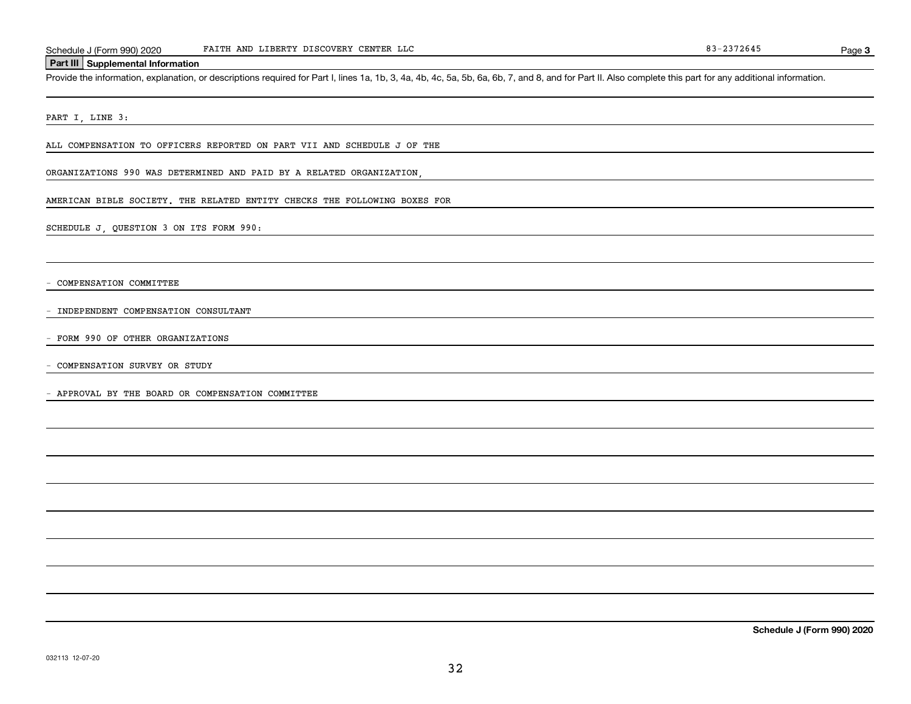Schedule J (Form 990) 2020 FAITH AND LIBERTY DISCOVERY CENTER LLC 83-2372645 Page **3**

## Part III Supplemental Information

Provide the information, explanation, or descriptions required for Part I, lines 1a, 1b, 3, 4a, 4b, 4c, 5a, 5b, 6a, 6b, 7, and 8, and for Part II. Also complete this part for any additional information.

PART I, LINE 3:

ALL COMPENSATION TO OFFICERS REPORTED ON PART VII AND SCHEDULE J OF THE ORGANIZATIONS 990 WAS DETERMINED AND PAID BY A RELATED ORGANIZATION, AMERICAN BIBLE SOCIETY. THE RELATED ENTITY CHECKS THE FOLLOWING BOXES FOR SCHEDULE J, QUESTION 3 ON ITS FORM 990:

- COMPENSATION COMMITTEE
- INDEPENDENT COMPENSATION CONSULTANT
- FORM 990 OF OTHER ORGANIZATIONS
- COMPENSATION SURVEY OR STUDY
- APPROVAL BY THE BOARD OR COMPENSATION COMMITTEE

**Schedule J (Form 990) 2020**

032113 12-07-20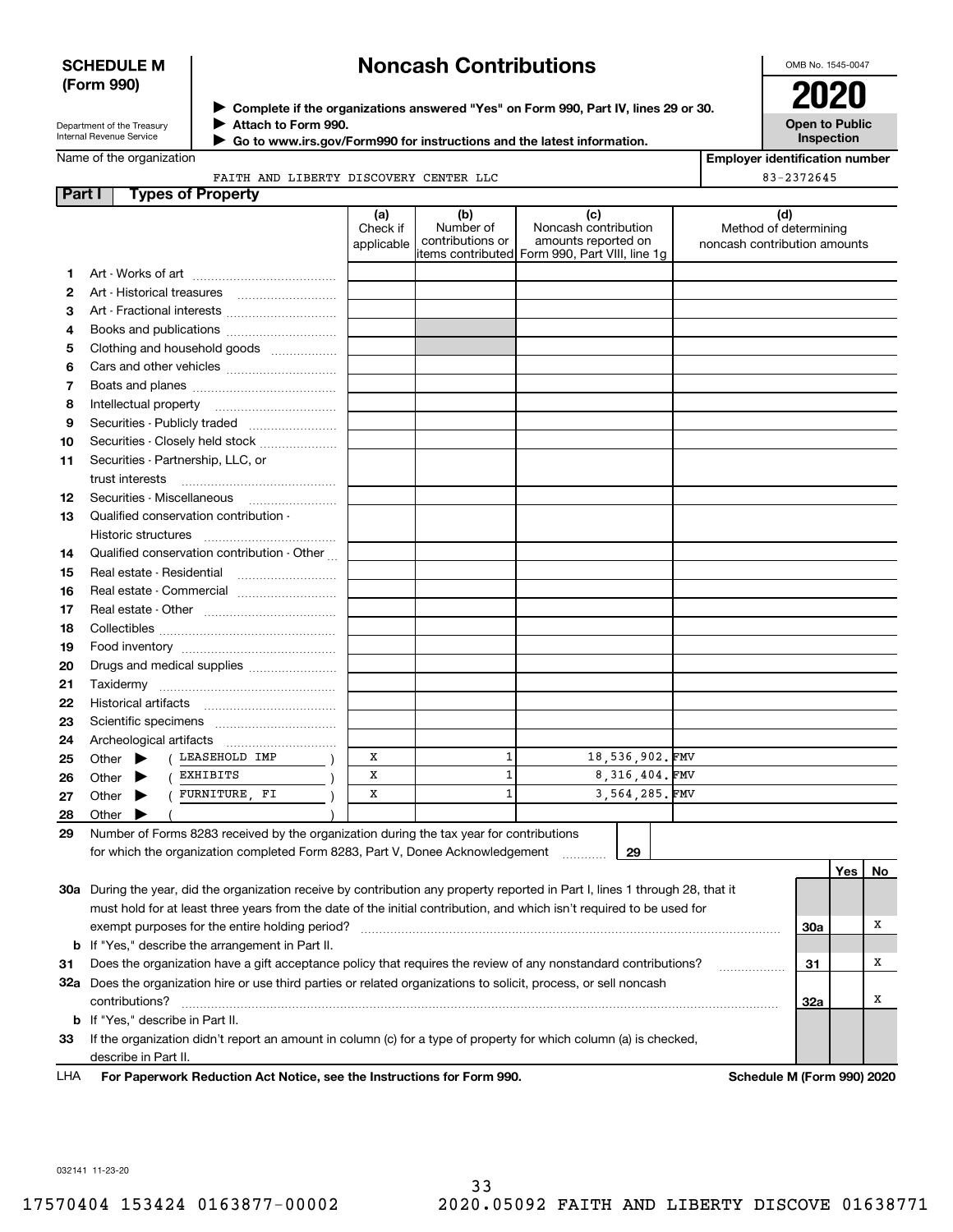**SCHEDULE M (Form 990)**

Department of the Treasury
Internal Revenue Service

# Noncash Contributions

▶ Complete if the organizations answered "Yes" on Form 990, Part IV, lines 29 or 30.
▶ Attach to Form 990.
▶ Go to www.irs.gov/Form990 for instructions and the latest information.

OMB No. 1545-0047

**2020**

**Open to Public Inspection**

Name of the organization: FAITH AND LIBERTY DISCOVERY CENTER LLC

Employer identification number: 83-2372645

## Part I Types of Property

| | | (a) Check if applicable | (b) Number of contributions or items contributed | (c) Noncash contribution amounts reported on Form 990, Part VIII, line 1g | (d) Method of determining noncash contribution amounts |
|---|---|---|---|---|---|
| 1 | Art - Works of art | | | | |
| 2 | Art - Historical treasures | | | | |
| 3 | Art - Fractional interests | | | | |
| 4 | Books and publications | | | | |
| 5 | Clothing and household goods | | | | |
| 6 | Cars and other vehicles | | | | |
| 7 | Boats and planes | | | | |
| 8 | Intellectual property | | | | |
| 9 | Securities - Publicly traded | | | | |
| 10 | Securities - Closely held stock | | | | |
| 11 | Securities - Partnership, LLC, or trust interests | | | | |
| 12 | Securities - Miscellaneous | | | | |
| 13 | Qualified conservation contribution - Historic structures | | | | |
| 14 | Qualified conservation contribution - Other | | | | |
| 15 | Real estate - Residential | | | | |
| 16 | Real estate - Commercial | | | | |
| 17 | Real estate - Other | | | | |
| 18 | Collectibles | | | | |
| 19 | Food inventory | | | | |
| 20 | Drugs and medical supplies | | | | |
| 21 | Taxidermy | | | | |
| 22 | Historical artifacts | | | | |
| 23 | Scientific specimens | | | | |
| 24 | Archeological artifacts | | | | |
| 25 | Other ▶ ( LEASEHOLD IMP ) | X | 1 | 18,536,902. | FMV |
| 26 | Other ▶ ( EXHIBITS ) | X | 1 | 8,316,404. | FMV |
| 27 | Other ▶ ( FURNITURE, FI ) | X | 1 | 3,564,285. | FMV |
| 28 | Other ▶ ( ) | | | | |

29 Number of Forms 8283 received by the organization during the tax year for contributions for which the organization completed Form 8283, Part V, Donee Acknowledgement ..... 29

| | | | Yes | No |
|---|---|---|---|---|
| 30a | During the year, did the organization receive by contribution any property reported in Part I, lines 1 through 28, that it must hold for at least three years from the date of the initial contribution, and which isn't required to be used for exempt purposes for the entire holding period? | 30a | | X |
| b | If "Yes," describe the arrangement in Part II. | | | |
| 31 | Does the organization have a gift acceptance policy that requires the review of any nonstandard contributions? | 31 | | X |
| 32a | Does the organization hire or use third parties or related organizations to solicit, process, or sell noncash contributions? | 32a | | X |
| b | If "Yes," describe in Part II. | | | |
| 33 | If the organization didn't report an amount in column (c) for a type of property for which column (a) is checked, describe in Part II. | | | |

LHA **For Paperwork Reduction Act Notice, see the Instructions for Form 990.** **Schedule M (Form 990) 2020**

032141 11-23-20

17570404 153424 0163877-00002 2020.05092 FAITH AND LIBERTY DISCOVE 01638771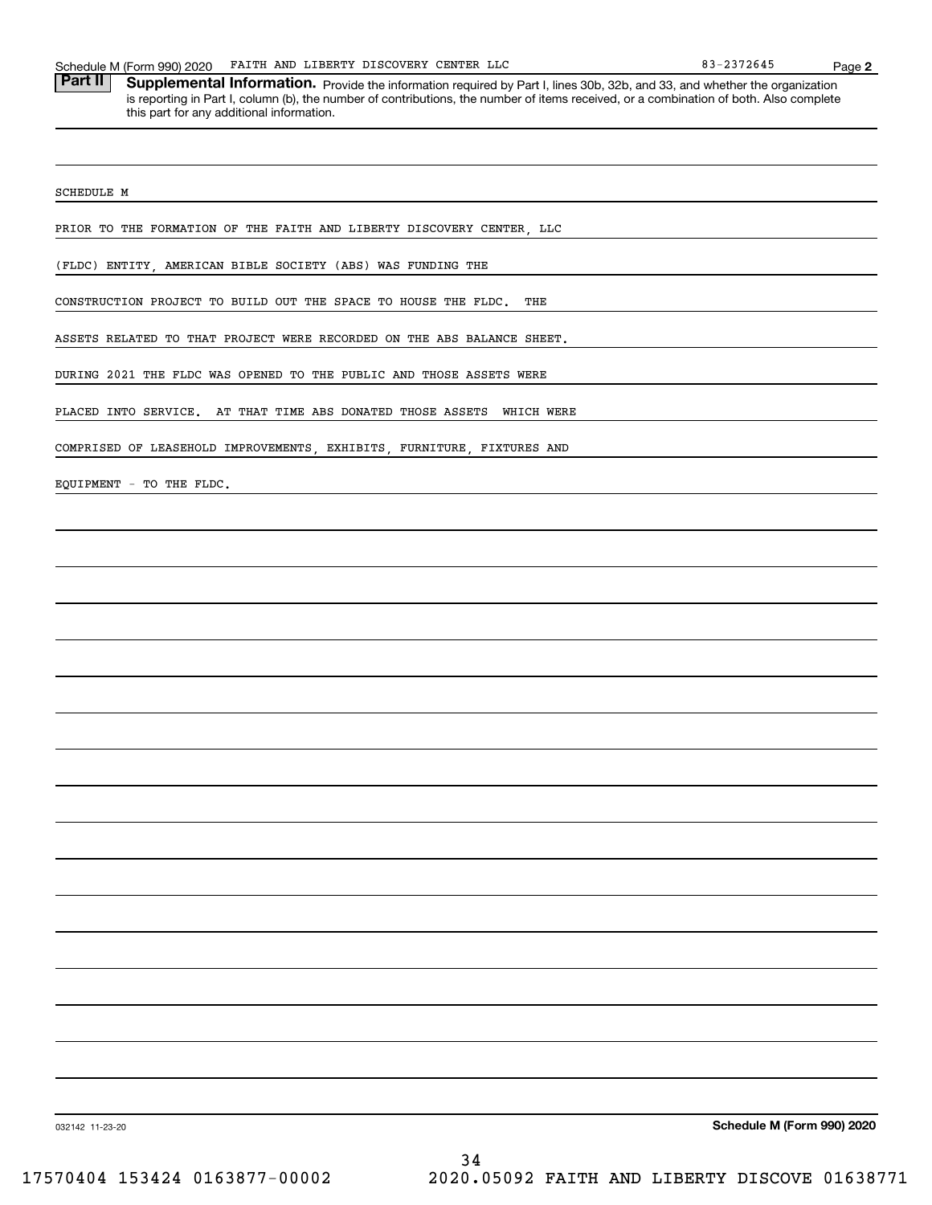Schedule M (Form 990) 2020 FAITH AND LIBERTY DISCOVERY CENTER LLC 83-2372645 Page **2**

**Part II** **Supplemental Information.** Provide the information required by Part I, lines 30b, 32b, and 33, and whether the organization is reporting in Part I, column (b), the number of contributions, the number of items received, or a combination of both. Also complete this part for any additional information.

SCHEDULE M

PRIOR TO THE FORMATION OF THE FAITH AND LIBERTY DISCOVERY CENTER, LLC (FLDC) ENTITY, AMERICAN BIBLE SOCIETY (ABS) WAS FUNDING THE CONSTRUCTION PROJECT TO BUILD OUT THE SPACE TO HOUSE THE FLDC. THE ASSETS RELATED TO THAT PROJECT WERE RECORDED ON THE ABS BALANCE SHEET. DURING 2021 THE FLDC WAS OPENED TO THE PUBLIC AND THOSE ASSETS WERE PLACED INTO SERVICE. AT THAT TIME ABS DONATED THOSE ASSETS WHICH WERE COMPRISED OF LEASEHOLD IMPROVEMENTS, EXHIBITS, FURNITURE, FIXTURES AND EQUIPMENT - TO THE FLDC.

032142 11-23-20 **Schedule M (Form 990) 2020**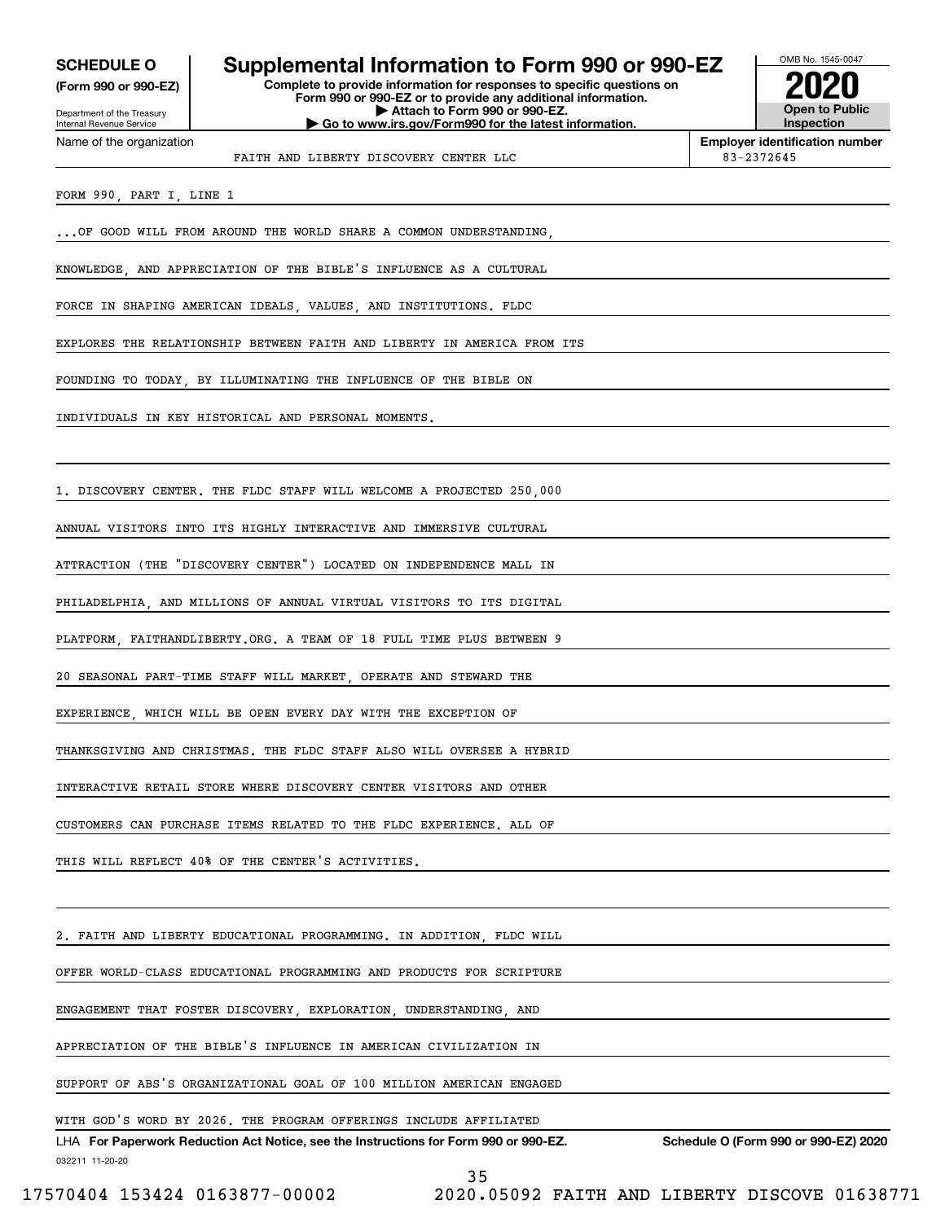**SCHEDULE O** (Form 990 or 990-EZ)

Department of the Treasury
Internal Revenue Service

# Supplemental Information to Form 990 or 990-EZ

**Complete to provide information for responses to specific questions on Form 990 or 990-EZ or to provide any additional information.**
**▶ Attach to Form 990 or 990-EZ.**
**▶ Go to www.irs.gov/Form990 for the latest information.**

OMB No. 1545-0047

**2020**

**Open to Public Inspection**

Name of the organization: FAITH AND LIBERTY DISCOVERY CENTER LLC

**Employer identification number:** 83-2372645

FORM 990, PART I, LINE 1

...OF GOOD WILL FROM AROUND THE WORLD SHARE A COMMON UNDERSTANDING, KNOWLEDGE, AND APPRECIATION OF THE BIBLE'S INFLUENCE AS A CULTURAL FORCE IN SHAPING AMERICAN IDEALS, VALUES, AND INSTITUTIONS. FLDC EXPLORES THE RELATIONSHIP BETWEEN FAITH AND LIBERTY IN AMERICA FROM ITS FOUNDING TO TODAY, BY ILLUMINATING THE INFLUENCE OF THE BIBLE ON INDIVIDUALS IN KEY HISTORICAL AND PERSONAL MOMENTS.

1. DISCOVERY CENTER. THE FLDC STAFF WILL WELCOME A PROJECTED 250,000 ANNUAL VISITORS INTO ITS HIGHLY INTERACTIVE AND IMMERSIVE CULTURAL ATTRACTION (THE "DISCOVERY CENTER") LOCATED ON INDEPENDENCE MALL IN PHILADELPHIA, AND MILLIONS OF ANNUAL VIRTUAL VISITORS TO ITS DIGITAL PLATFORM, FAITHANDLIBERTY.ORG. A TEAM OF 18 FULL TIME PLUS BETWEEN 9 20 SEASONAL PART-TIME STAFF WILL MARKET, OPERATE AND STEWARD THE EXPERIENCE, WHICH WILL BE OPEN EVERY DAY WITH THE EXCEPTION OF THANKSGIVING AND CHRISTMAS. THE FLDC STAFF ALSO WILL OVERSEE A HYBRID INTERACTIVE RETAIL STORE WHERE DISCOVERY CENTER VISITORS AND OTHER CUSTOMERS CAN PURCHASE ITEMS RELATED TO THE FLDC EXPERIENCE. ALL OF THIS WILL REFLECT 40% OF THE CENTER'S ACTIVITIES.

2. FAITH AND LIBERTY EDUCATIONAL PROGRAMMING. IN ADDITION, FLDC WILL OFFER WORLD-CLASS EDUCATIONAL PROGRAMMING AND PRODUCTS FOR SCRIPTURE ENGAGEMENT THAT FOSTER DISCOVERY, EXPLORATION, UNDERSTANDING, AND APPRECIATION OF THE BIBLE'S INFLUENCE IN AMERICAN CIVILIZATION IN SUPPORT OF ABS'S ORGANIZATIONAL GOAL OF 100 MILLION AMERICAN ENGAGED WITH GOD'S WORD BY 2026. THE PROGRAM OFFERINGS INCLUDE AFFILIATED

LHA **For Paperwork Reduction Act Notice, see the Instructions for Form 990 or 990-EZ.** **Schedule O (Form 990 or 990-EZ) 2020**

032211 11-20-20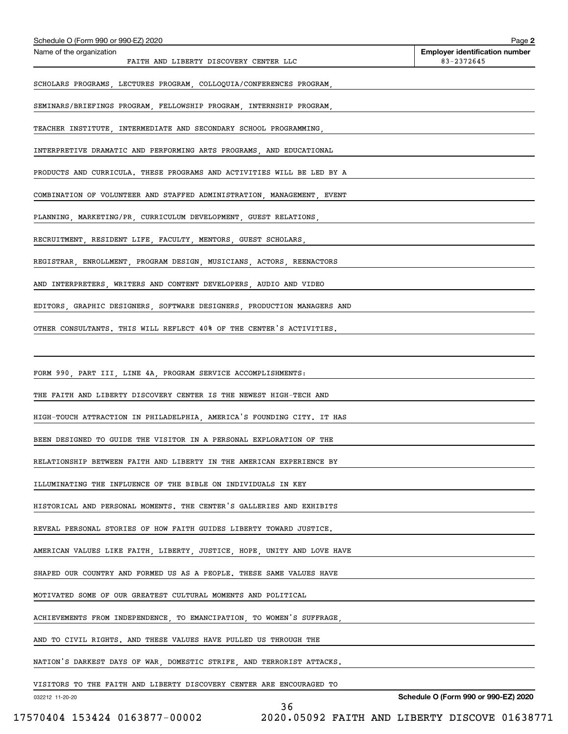Schedule O (Form 990 or 990-EZ) 2020

| Name of the organization | Employer identification number |
|---|---|
| FAITH AND LIBERTY DISCOVERY CENTER LLC | 83-2372645 |

SCHOLARS PROGRAMS, LECTURES PROGRAM, COLLOQUIA/CONFERENCES PROGRAM, SEMINARS/BRIEFINGS PROGRAM, FELLOWSHIP PROGRAM, INTERNSHIP PROGRAM, TEACHER INSTITUTE, INTERMEDIATE AND SECONDARY SCHOOL PROGRAMMING, INTERPRETIVE DRAMATIC AND PERFORMING ARTS PROGRAMS, AND EDUCATIONAL PRODUCTS AND CURRICULA. THESE PROGRAMS AND ACTIVITIES WILL BE LED BY A COMBINATION OF VOLUNTEER AND STAFFED ADMINISTRATION, MANAGEMENT, EVENT PLANNING, MARKETING/PR, CURRICULUM DEVELOPMENT, GUEST RELATIONS, RECRUITMENT, RESIDENT LIFE, FACULTY, MENTORS, GUEST SCHOLARS, REGISTRAR, ENROLLMENT, PROGRAM DESIGN, MUSICIANS, ACTORS, REENACTORS AND INTERPRETERS, WRITERS AND CONTENT DEVELOPERS, AUDIO AND VIDEO EDITORS, GRAPHIC DESIGNERS, SOFTWARE DESIGNERS, PRODUCTION MANAGERS AND OTHER CONSULTANTS. THIS WILL REFLECT 40% OF THE CENTER'S ACTIVITIES.

FORM 990, PART III, LINE 4A, PROGRAM SERVICE ACCOMPLISHMENTS:

THE FAITH AND LIBERTY DISCOVERY CENTER IS THE NEWEST HIGH-TECH AND HIGH-TOUCH ATTRACTION IN PHILADELPHIA, AMERICA'S FOUNDING CITY. IT HAS BEEN DESIGNED TO GUIDE THE VISITOR IN A PERSONAL EXPLORATION OF THE RELATIONSHIP BETWEEN FAITH AND LIBERTY IN THE AMERICAN EXPERIENCE BY ILLUMINATING THE INFLUENCE OF THE BIBLE ON INDIVIDUALS IN KEY HISTORICAL AND PERSONAL MOMENTS. THE CENTER'S GALLERIES AND EXHIBITS REVEAL PERSONAL STORIES OF HOW FAITH GUIDES LIBERTY TOWARD JUSTICE. AMERICAN VALUES LIKE FAITH, LIBERTY, JUSTICE, HOPE, UNITY AND LOVE HAVE SHAPED OUR COUNTRY AND FORMED US AS A PEOPLE. THESE SAME VALUES HAVE MOTIVATED SOME OF OUR GREATEST CULTURAL MOMENTS AND POLITICAL ACHIEVEMENTS FROM INDEPENDENCE, TO EMANCIPATION, TO WOMEN'S SUFFRAGE, AND TO CIVIL RIGHTS. AND THESE VALUES HAVE PULLED US THROUGH THE NATION'S DARKEST DAYS OF WAR, DOMESTIC STRIFE, AND TERRORIST ATTACKS. VISITORS TO THE FAITH AND LIBERTY DISCOVERY CENTER ARE ENCOURAGED TO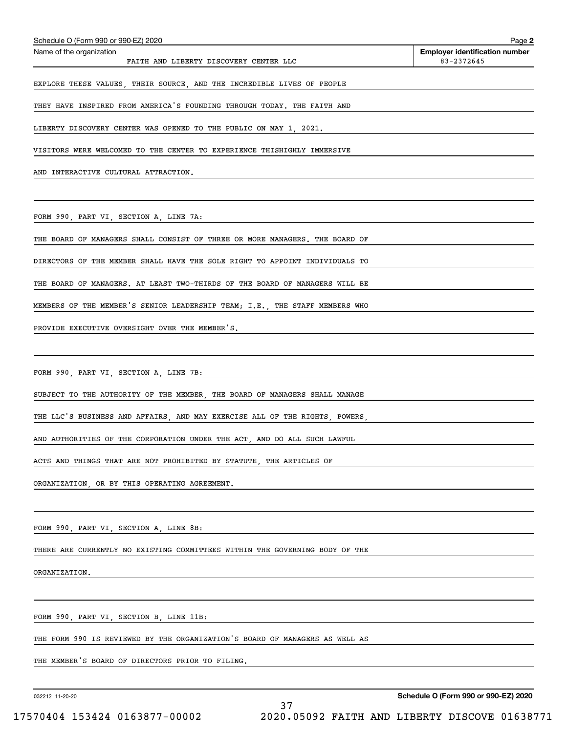Name of the organization: FAITH AND LIBERTY DISCOVERY CENTER LLC

Employer identification number: 83-2372645

EXPLORE THESE VALUES, THEIR SOURCE, AND THE INCREDIBLE LIVES OF PEOPLE THEY HAVE INSPIRED FROM AMERICA'S FOUNDING THROUGH TODAY. THE FAITH AND LIBERTY DISCOVERY CENTER WAS OPENED TO THE PUBLIC ON MAY 1, 2021. VISITORS WERE WELCOMED TO THE CENTER TO EXPERIENCE THISHIGHLY IMMERSIVE AND INTERACTIVE CULTURAL ATTRACTION.

FORM 990, PART VI, SECTION A, LINE 7A:

THE BOARD OF MANAGERS SHALL CONSIST OF THREE OR MORE MANAGERS. THE BOARD OF DIRECTORS OF THE MEMBER SHALL HAVE THE SOLE RIGHT TO APPOINT INDIVIDUALS TO THE BOARD OF MANAGERS. AT LEAST TWO-THIRDS OF THE BOARD OF MANAGERS WILL BE MEMBERS OF THE MEMBER'S SENIOR LEADERSHIP TEAM; I.E., THE STAFF MEMBERS WHO PROVIDE EXECUTIVE OVERSIGHT OVER THE MEMBER'S.

FORM 990, PART VI, SECTION A, LINE 7B:

SUBJECT TO THE AUTHORITY OF THE MEMBER, THE BOARD OF MANAGERS SHALL MANAGE THE LLC'S BUSINESS AND AFFAIRS, AND MAY EXERCISE ALL OF THE RIGHTS, POWERS, AND AUTHORITIES OF THE CORPORATION UNDER THE ACT, AND DO ALL SUCH LAWFUL ACTS AND THINGS THAT ARE NOT PROHIBITED BY STATUTE, THE ARTICLES OF ORGANIZATION, OR BY THIS OPERATING AGREEMENT.

FORM 990, PART VI, SECTION A, LINE 8B:

THERE ARE CURRENTLY NO EXISTING COMMITTEES WITHIN THE GOVERNING BODY OF THE ORGANIZATION.

FORM 990, PART VI, SECTION B, LINE 11B:

THE FORM 990 IS REVIEWED BY THE ORGANIZATION'S BOARD OF MANAGERS AS WELL AS THE MEMBER'S BOARD OF DIRECTORS PRIOR TO FILING.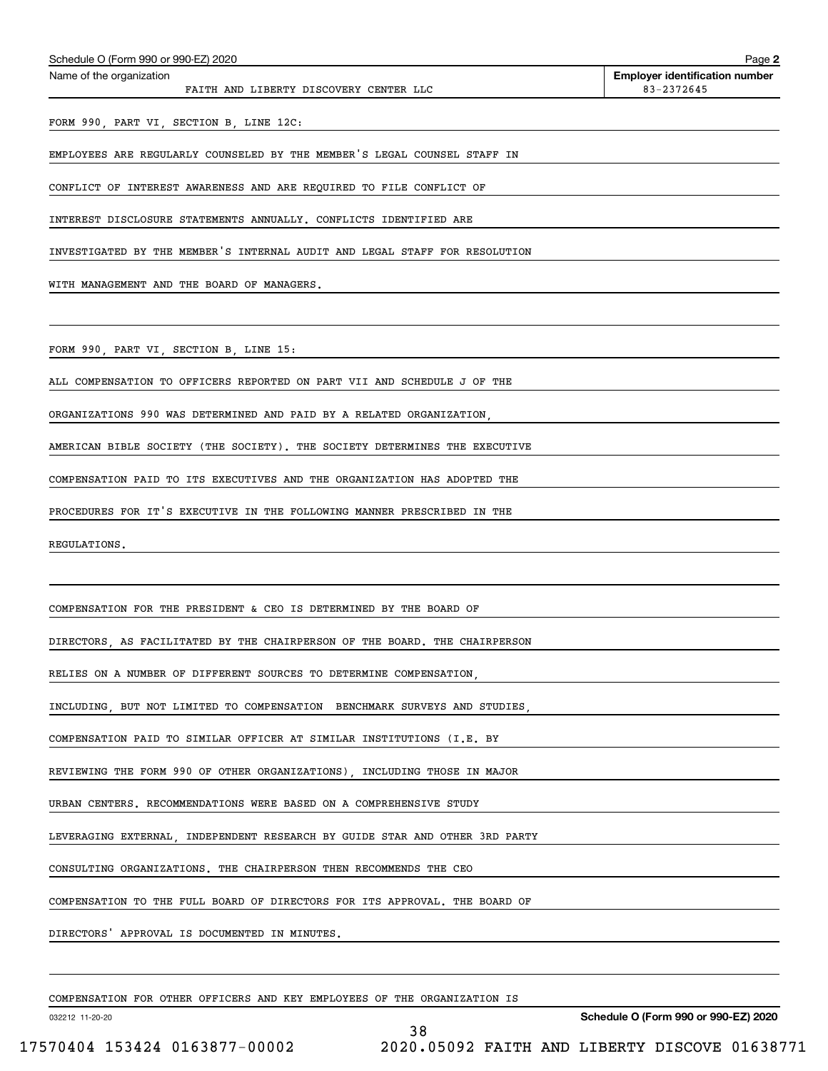Name of the organization: FAITH AND LIBERTY DISCOVERY CENTER LLC

Employer identification number: 83-2372645

FORM 990, PART VI, SECTION B, LINE 12C:

EMPLOYEES ARE REGULARLY COUNSELED BY THE MEMBER'S LEGAL COUNSEL STAFF IN CONFLICT OF INTEREST AWARENESS AND ARE REQUIRED TO FILE CONFLICT OF INTEREST DISCLOSURE STATEMENTS ANNUALLY. CONFLICTS IDENTIFIED ARE INVESTIGATED BY THE MEMBER'S INTERNAL AUDIT AND LEGAL STAFF FOR RESOLUTION WITH MANAGEMENT AND THE BOARD OF MANAGERS.

FORM 990, PART VI, SECTION B, LINE 15:

ALL COMPENSATION TO OFFICERS REPORTED ON PART VII AND SCHEDULE J OF THE ORGANIZATIONS 990 WAS DETERMINED AND PAID BY A RELATED ORGANIZATION, AMERICAN BIBLE SOCIETY (THE SOCIETY). THE SOCIETY DETERMINES THE EXECUTIVE COMPENSATION PAID TO ITS EXECUTIVES AND THE ORGANIZATION HAS ADOPTED THE PROCEDURES FOR IT'S EXECUTIVE IN THE FOLLOWING MANNER PRESCRIBED IN THE REGULATIONS.

COMPENSATION FOR THE PRESIDENT & CEO IS DETERMINED BY THE BOARD OF DIRECTORS, AS FACILITATED BY THE CHAIRPERSON OF THE BOARD. THE CHAIRPERSON RELIES ON A NUMBER OF DIFFERENT SOURCES TO DETERMINE COMPENSATION, INCLUDING, BUT NOT LIMITED TO COMPENSATION BENCHMARK SURVEYS AND STUDIES, COMPENSATION PAID TO SIMILAR OFFICER AT SIMILAR INSTITUTIONS (I.E. BY REVIEWING THE FORM 990 OF OTHER ORGANIZATIONS), INCLUDING THOSE IN MAJOR URBAN CENTERS. RECOMMENDATIONS WERE BASED ON A COMPREHENSIVE STUDY LEVERAGING EXTERNAL, INDEPENDENT RESEARCH BY GUIDE STAR AND OTHER 3RD PARTY CONSULTING ORGANIZATIONS. THE CHAIRPERSON THEN RECOMMENDS THE CEO COMPENSATION TO THE FULL BOARD OF DIRECTORS FOR ITS APPROVAL. THE BOARD OF DIRECTORS' APPROVAL IS DOCUMENTED IN MINUTES.

COMPENSATION FOR OTHER OFFICERS AND KEY EMPLOYEES OF THE ORGANIZATION IS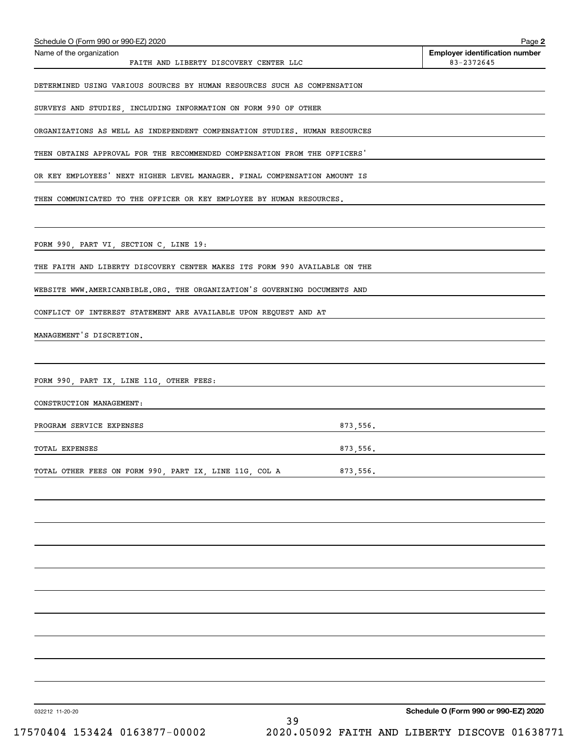Schedule O (Form 990 or 990-EZ) 2020

Name of the organization: FAITH AND LIBERTY DISCOVERY CENTER LLC

**Employer identification number:** 83-2372645

DETERMINED USING VARIOUS SOURCES BY HUMAN RESOURCES SUCH AS COMPENSATION SURVEYS AND STUDIES, INCLUDING INFORMATION ON FORM 990 OF OTHER ORGANIZATIONS AS WELL AS INDEPENDENT COMPENSATION STUDIES. HUMAN RESOURCES THEN OBTAINS APPROVAL FOR THE RECOMMENDED COMPENSATION FROM THE OFFICERS' OR KEY EMPLOYEES' NEXT HIGHER LEVEL MANAGER. FINAL COMPENSATION AMOUNT IS THEN COMMUNICATED TO THE OFFICER OR KEY EMPLOYEE BY HUMAN RESOURCES.

FORM 990, PART VI, SECTION C, LINE 19:

THE FAITH AND LIBERTY DISCOVERY CENTER MAKES ITS FORM 990 AVAILABLE ON THE WEBSITE WWW.AMERICANBIBLE.ORG. THE ORGANIZATION'S GOVERNING DOCUMENTS AND CONFLICT OF INTEREST STATEMENT ARE AVAILABLE UPON REQUEST AND AT MANAGEMENT'S DISCRETION.

FORM 990, PART IX, LINE 11G, OTHER FEES:

CONSTRUCTION MANAGEMENT:

| | |
|---|---|
| PROGRAM SERVICE EXPENSES | 873,556. |
| TOTAL EXPENSES | 873,556. |
| TOTAL OTHER FEES ON FORM 990, PART IX, LINE 11G, COL A | 873,556. |

Schedule O (Form 990 or 990-EZ) 2020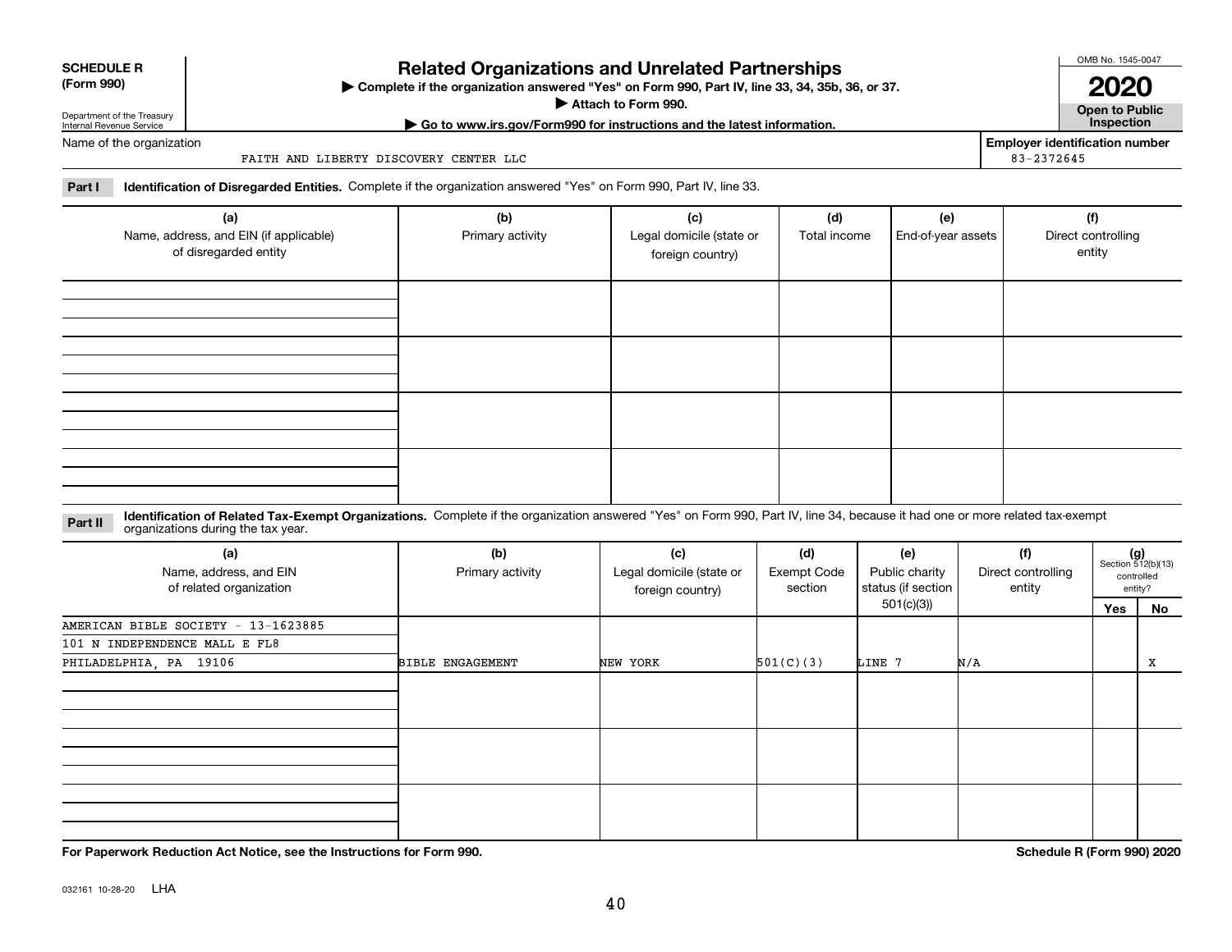**SCHEDULE R**
**(Form 990)**

Department of the Treasury
Internal Revenue Service

# Related Organizations and Unrelated Partnerships

▶ **Complete if the organization answered "Yes" on Form 990, Part IV, line 33, 34, 35b, 36, or 37.**
▶ **Attach to Form 990.**
▶ **Go to www.irs.gov/Form990 for instructions and the latest information.**

OMB No. 1545-0047

**2020**

**Open to Public Inspection**

Name of the organization: FAITH AND LIBERTY DISCOVERY CENTER LLC

**Employer identification number**: 83-2372645

**Part I** **Identification of Disregarded Entities.** Complete if the organization answered "Yes" on Form 990, Part IV, line 33.

| (a) Name, address, and EIN (if applicable) of disregarded entity | (b) Primary activity | (c) Legal domicile (state or foreign country) | (d) Total income | (e) End-of-year assets | (f) Direct controlling entity |
|---|---|---|---|---|---|
| | | | | | |
| | | | | | |
| | | | | | |
| | | | | | |

**Part II** **Identification of Related Tax-Exempt Organizations.** Complete if the organization answered "Yes" on Form 990, Part IV, line 34, because it had one or more related tax-exempt organizations during the tax year.

| (a) Name, address, and EIN of related organization | (b) Primary activity | (c) Legal domicile (state or foreign country) | (d) Exempt Code section | (e) Public charity status (if section 501(c)(3)) | (f) Direct controlling entity | (g) Section 512(b)(13) controlled entity? Yes | No |
|---|---|---|---|---|---|---|---|
| AMERICAN BIBLE SOCIETY - 13-1623885<br>101 N INDEPENDENCE MALL E FL8<br>PHILADELPHIA, PA 19106 | BIBLE ENGAGEMENT | NEW YORK | 501(C)(3) | LINE 7 | N/A | | X |
| | | | | | | | |
| | | | | | | | |
| | | | | | | | |

**For Paperwork Reduction Act Notice, see the Instructions for Form 990.** **Schedule R (Form 990) 2020**

032161 10-28-20 LHA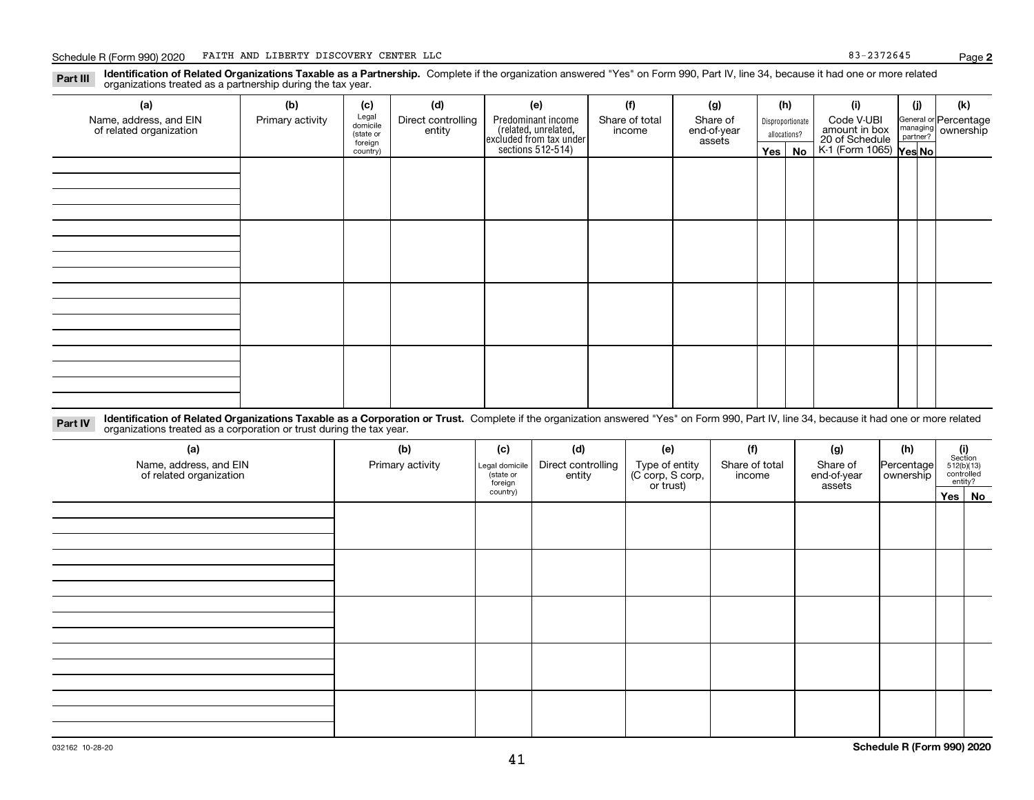Schedule R (Form 990) 2020 FAITH AND LIBERTY DISCOVERY CENTER LLC 83-2372645 Page **2**

**Part III** **Identification of Related Organizations Taxable as a Partnership.** Complete if the organization answered "Yes" on Form 990, Part IV, line 34, because it had one or more related organizations treated as a partnership during the tax year.

| (a) Name, address, and EIN of related organization | (b) Primary activity | (c) Legal domicile (state or foreign country) | (d) Direct controlling entity | (e) Predominant income (related, unrelated, excluded from tax under sections 512-514) | (f) Share of total income | (g) Share of end-of-year assets | (h) Disproportionate allocations? | | (i) Code V-UBI amount in box 20 of Schedule K-1 (Form 1065) | (j) General or managing partner? | | (k) Percentage ownership |
|---|---|---|---|---|---|---|---|---|---|---|---|---|
| | | | | | | | Yes | No | | Yes | No | |
| | | | | | | | | | | | | |
| | | | | | | | | | | | | |
| | | | | | | | | | | | | |
| | | | | | | | | | | | | |

**Part IV** **Identification of Related Organizations Taxable as a Corporation or Trust.** Complete if the organization answered "Yes" on Form 990, Part IV, line 34, because it had one or more related organizations treated as a corporation or trust during the tax year.

| (a) Name, address, and EIN of related organization | (b) Primary activity | (c) Legal domicile (state or foreign country) | (d) Direct controlling entity | (e) Type of entity (C corp, S corp, or trust) | (f) Share of total income | (g) Share of end-of-year assets | (h) Percentage ownership | (i) Section 512(b)(13) controlled entity? | |
|---|---|---|---|---|---|---|---|---|---|
| | | | | | | | | Yes | No |
| | | | | | | | | | |
| | | | | | | | | | |
| | | | | | | | | | |
| | | | | | | | | | |
| | | | | | | | | | |

032162 10-28-20 **Schedule R (Form 990) 2020**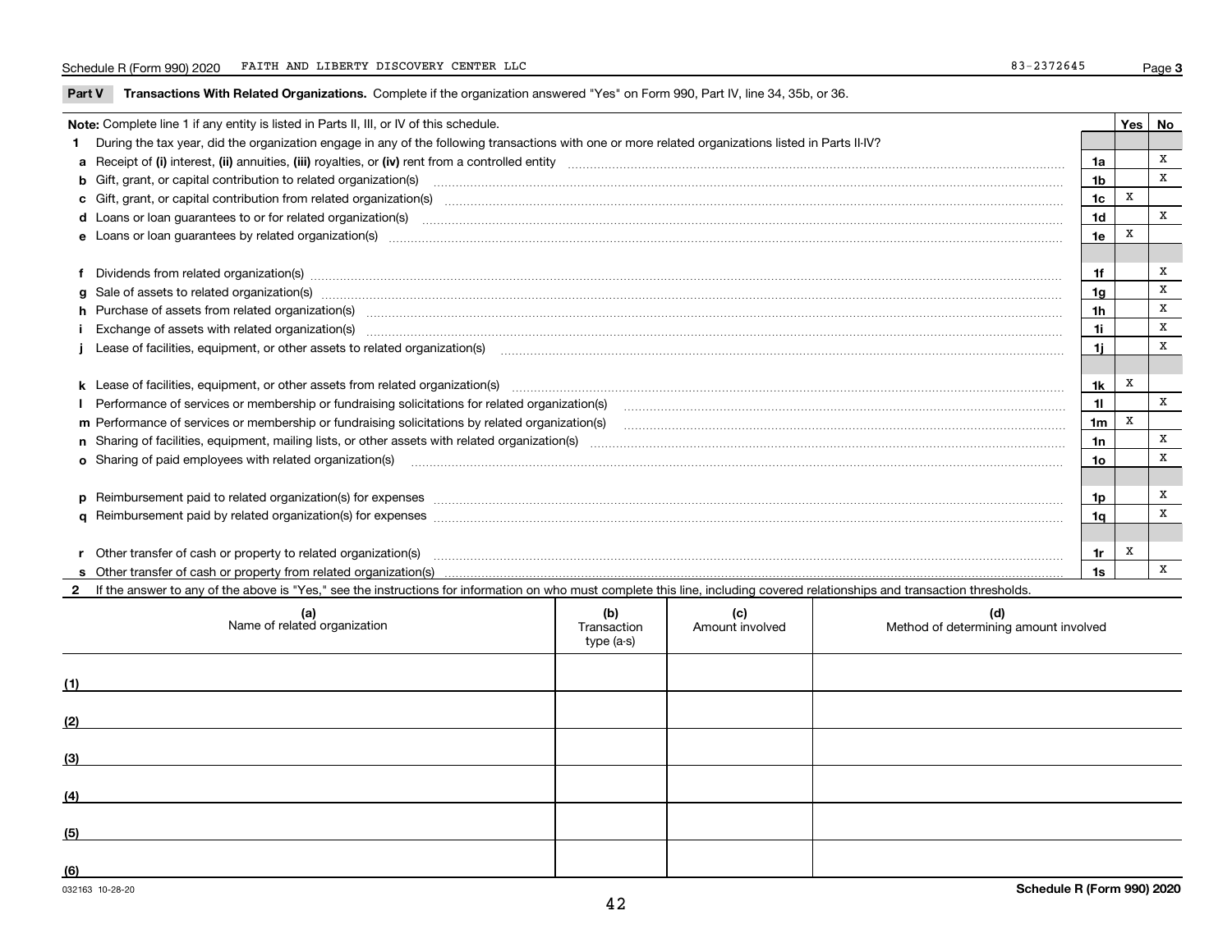Schedule R (Form 990) 2020 FAITH AND LIBERTY DISCOVERY CENTER LLC 83-2372645 Page 3

**Part V Transactions With Related Organizations.** Complete if the organization answered "Yes" on Form 990, Part IV, line 34, 35b, or 36.

| Note: Complete line 1 if any entity is listed in Parts II, III, or IV of this schedule. | | Yes | No |
|---|---|---|---|
| **1** During the tax year, did the organization engage in any of the following transactions with one or more related organizations listed in Parts II-IV? | | | |
| **a** Receipt of **(i)** interest, **(ii)** annuities, **(iii)** royalties, or **(iv)** rent from a controlled entity | 1a | | X |
| **b** Gift, grant, or capital contribution to related organization(s) | 1b | | X |
| **c** Gift, grant, or capital contribution from related organization(s) | 1c | X | |
| **d** Loans or loan guarantees to or for related organization(s) | 1d | | X |
| **e** Loans or loan guarantees by related organization(s) | 1e | X | |
| **f** Dividends from related organization(s) | 1f | | X |
| **g** Sale of assets to related organization(s) | 1g | | X |
| **h** Purchase of assets from related organization(s) | 1h | | X |
| **i** Exchange of assets with related organization(s) | 1i | | X |
| **j** Lease of facilities, equipment, or other assets to related organization(s) | 1j | | X |
| **k** Lease of facilities, equipment, or other assets from related organization(s) | 1k | X | |
| **l** Performance of services or membership or fundraising solicitations for related organization(s) | 1l | | X |
| **m** Performance of services or membership or fundraising solicitations by related organization(s) | 1m | X | |
| **n** Sharing of facilities, equipment, mailing lists, or other assets with related organization(s) | 1n | | X |
| **o** Sharing of paid employees with related organization(s) | 1o | | X |
| **p** Reimbursement paid to related organization(s) for expenses | 1p | | X |
| **q** Reimbursement paid by related organization(s) for expenses | 1q | | X |
| **r** Other transfer of cash or property to related organization(s) | 1r | X | |
| **s** Other transfer of cash or property from related organization(s) | 1s | | X |

**2** If the answer to any of the above is "Yes," see the instructions for information on who must complete this line, including covered relationships and transaction thresholds.

| (a) Name of related organization | (b) Transaction type (a-s) | (c) Amount involved | (d) Method of determining amount involved |
|---|---|---|---|
| (1) | | | |
| (2) | | | |
| (3) | | | |
| (4) | | | |
| (5) | | | |
| (6) | | | |

032163 10-28-20 **Schedule R (Form 990) 2020**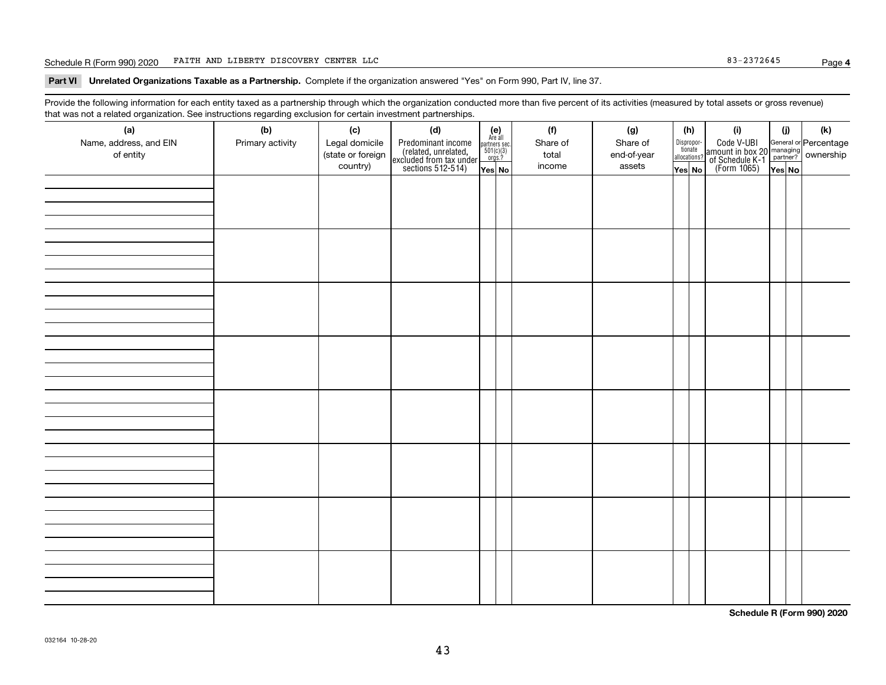Schedule R (Form 990) 2020 FAITH AND LIBERTY DISCOVERY CENTER LLC 83-2372645 Page **4**

**Part VI Unrelated Organizations Taxable as a Partnership.** Complete if the organization answered "Yes" on Form 990, Part IV, line 37.

Provide the following information for each entity taxed as a partnership through which the organization conducted more than five percent of its activities (measured by total assets or gross revenue) that was not a related organization. See instructions regarding exclusion for certain investment partnerships.

| (a) Name, address, and EIN of entity | (b) Primary activity | (c) Legal domicile (state or foreign country) | (d) Predominant income (related, unrelated, excluded from tax under sections 512-514) | (e) Are all partners sec. 501(c)(3) orgs.? | | (f) Share of total income | (g) Share of end-of-year assets | (h) Disproportionate allocations? | | (i) Code V-UBI amount in box 20 of Schedule K-1 (Form 1065) | (j) General or managing partner? | | (k) Percentage ownership |
|---|---|---|---|---|---|---|---|---|---|---|---|---|---|
| | | | | Yes | No | | | Yes | No | | Yes | No | |
| | | | | | | | | | | | | | |
| | | | | | | | | | | | | | |
| | | | | | | | | | | | | | |
| | | | | | | | | | | | | | |
| | | | | | | | | | | | | | |
| | | | | | | | | | | | | | |
| | | | | | | | | | | | | | |
| | | | | | | | | | | | | | |

**Schedule R (Form 990) 2020**

032164 10-28-20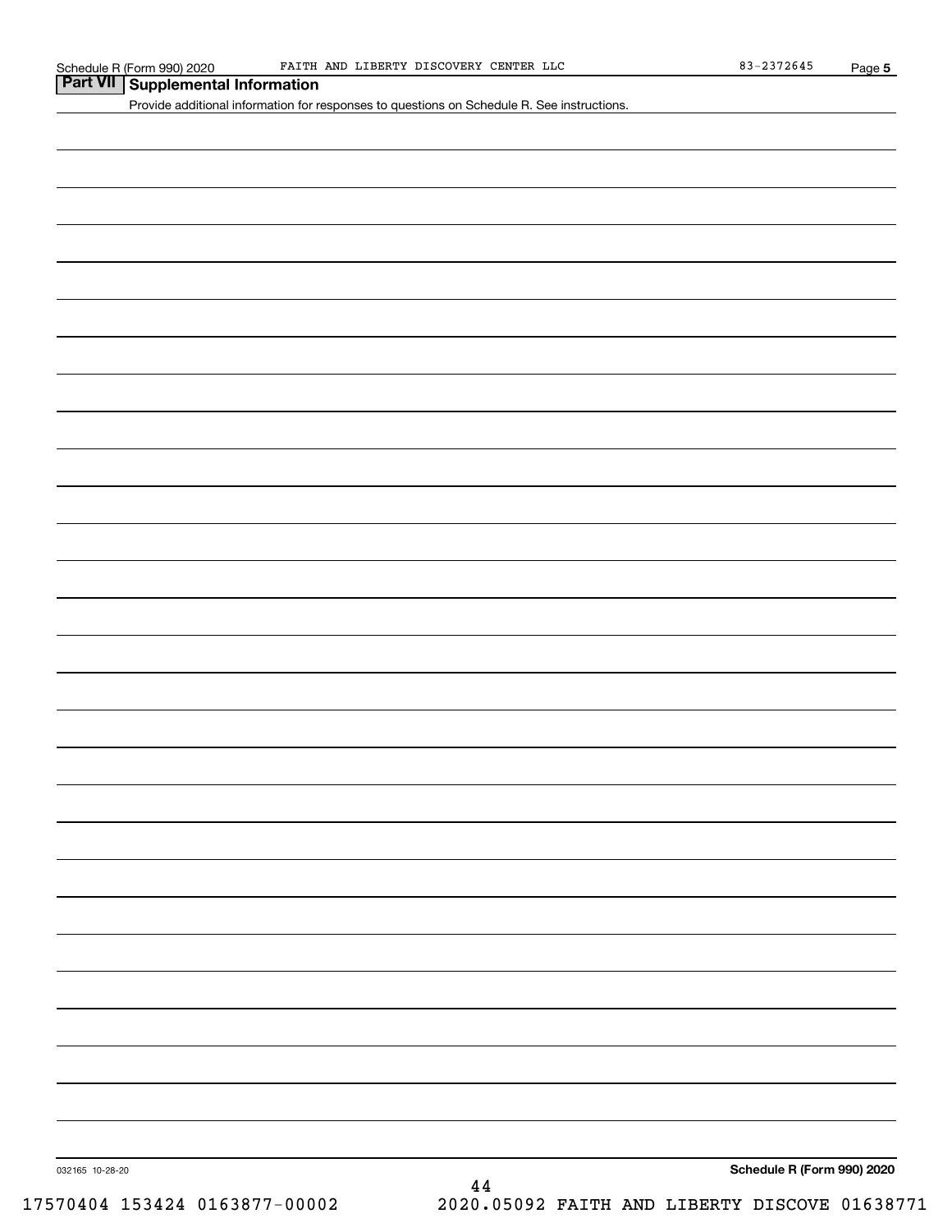Schedule R (Form 990) 2020 FAITH AND LIBERTY DISCOVERY CENTER LLC 83-2372645 Page **5**

## Part VII Supplemental Information

Provide additional information for responses to questions on Schedule R. See instructions.

032165 10-28-20

**Schedule R (Form 990) 2020**

17570404 153424 0163877-00002 2020.05092 FAITH AND LIBERTY DISCOVE 01638771